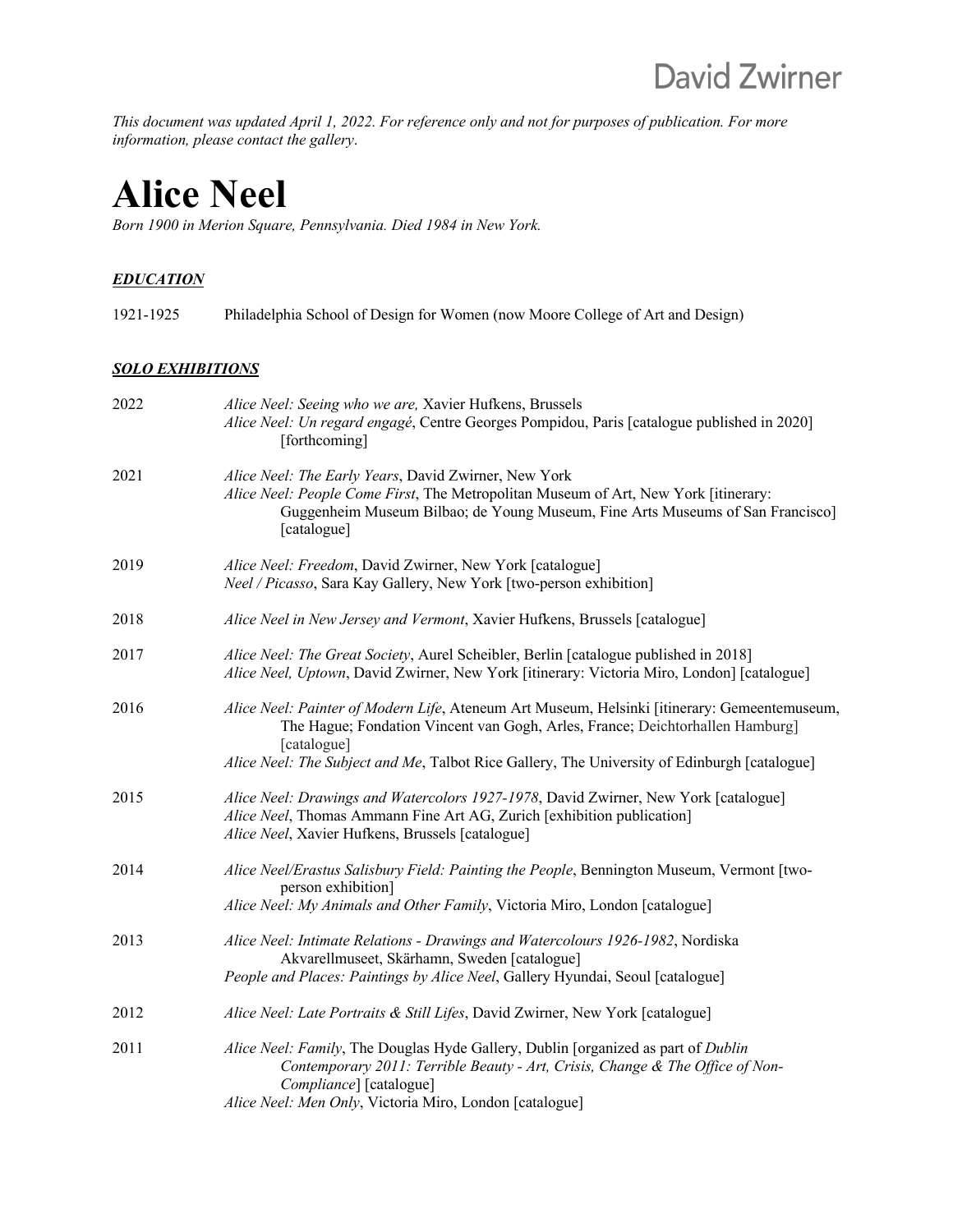*This document was updated April 1, 2022. For reference only and not for purposes of publication. For more information, please contact the gallery*.

# Alice Neel

*Born 1900 in Merion Square, Pennsylvania. Died 1984 in New York.*

## ***EDUCATION***

1921-1925 Philadelphia School of Design for Women (now Moore College of Art and Design)

## ***SOLO EXHIBITIONS***

**2022**

*Alice Neel: Seeing who we are,* Xavier Hufkens, Brussels
*Alice Neel: Un regard engagé*, Centre Georges Pompidou, Paris [catalogue published in 2020] [forthcoming]

**2021**

*Alice Neel: The Early Years*, David Zwirner, New York
*Alice Neel: People Come First*, The Metropolitan Museum of Art, New York [itinerary: Guggenheim Museum Bilbao; de Young Museum, Fine Arts Museums of San Francisco] [catalogue]

**2019**

*Alice Neel: Freedom*, David Zwirner, New York [catalogue]
*Neel / Picasso*, Sara Kay Gallery, New York [two-person exhibition]

**2018**

*Alice Neel in New Jersey and Vermont*, Xavier Hufkens, Brussels [catalogue]

**2017**

*Alice Neel: The Great Society*, Aurel Scheibler, Berlin [catalogue published in 2018]
*Alice Neel, Uptown*, David Zwirner, New York [itinerary: Victoria Miro, London] [catalogue]

**2016**

*Alice Neel: Painter of Modern Life*, Ateneum Art Museum, Helsinki [itinerary: Gemeentemuseum, The Hague; Fondation Vincent van Gogh, Arles, France; Deichtorhallen Hamburg] [catalogue]
*Alice Neel: The Subject and Me*, Talbot Rice Gallery, The University of Edinburgh [catalogue]

**2015**

*Alice Neel: Drawings and Watercolors 1927-1978*, David Zwirner, New York [catalogue]
*Alice Neel*, Thomas Ammann Fine Art AG, Zurich [exhibition publication]
*Alice Neel*, Xavier Hufkens, Brussels [catalogue]

**2014**

*Alice Neel/Erastus Salisbury Field: Painting the People*, Bennington Museum, Vermont [two-person exhibition]
*Alice Neel: My Animals and Other Family*, Victoria Miro, London [catalogue]

**2013**

*Alice Neel: Intimate Relations - Drawings and Watercolours 1926-1982*, Nordiska Akvarellmuseet, Skärhamn, Sweden [catalogue]
*People and Places: Paintings by Alice Neel*, Gallery Hyundai, Seoul [catalogue]

**2012**

*Alice Neel: Late Portraits & Still Lifes*, David Zwirner, New York [catalogue]

**2011**

*Alice Neel: Family*, The Douglas Hyde Gallery, Dublin [organized as part of *Dublin Contemporary 2011: Terrible Beauty - Art, Crisis, Change & The Office of Non-Compliance*] [catalogue]
*Alice Neel: Men Only*, Victoria Miro, London [catalogue]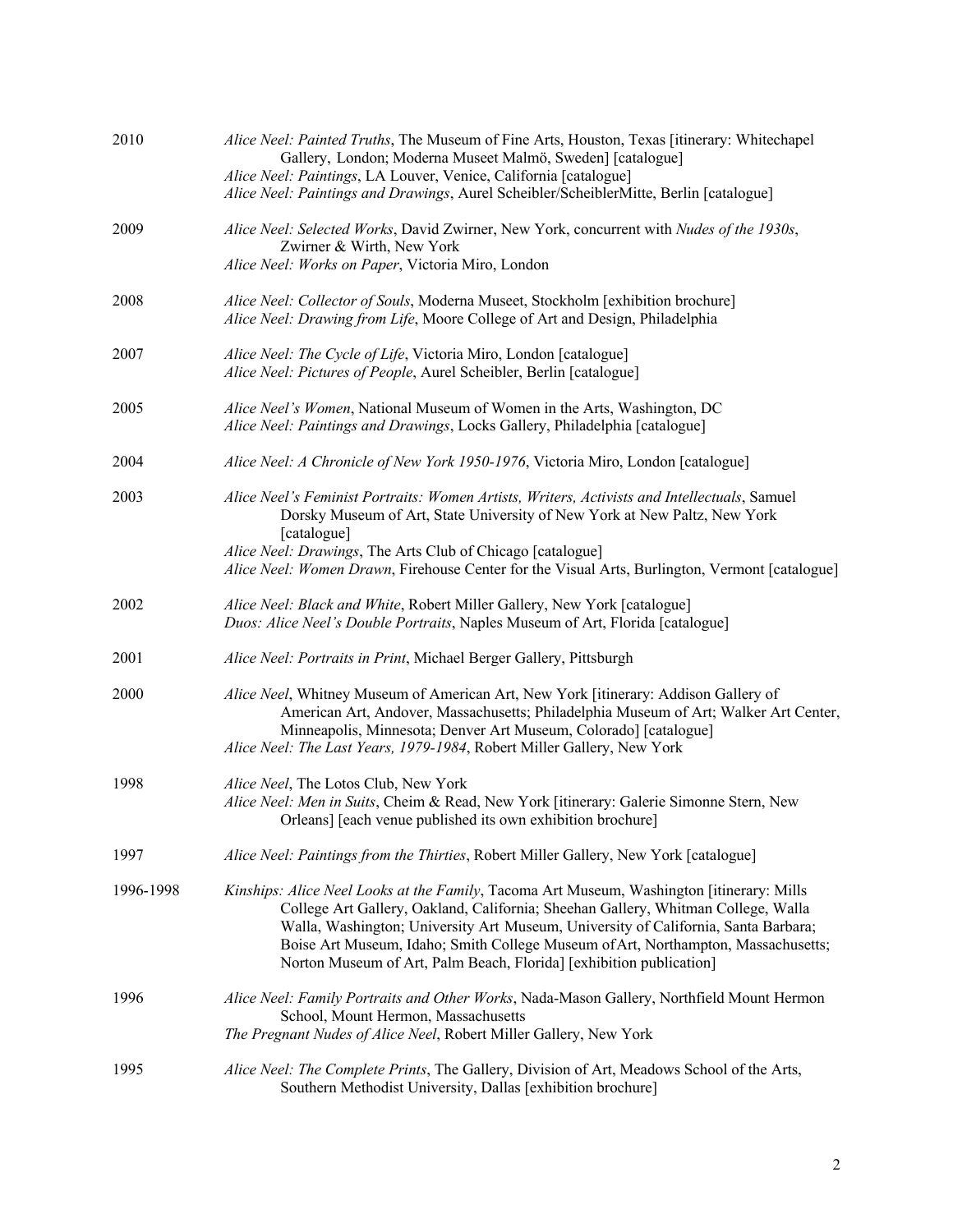2010 *Alice Neel: Painted Truths*, The Museum of Fine Arts, Houston, Texas [itinerary: Whitechapel Gallery, London; Moderna Museet Malmö, Sweden] [catalogue]
*Alice Neel: Paintings*, LA Louver, Venice, California [catalogue]
*Alice Neel: Paintings and Drawings*, Aurel Scheibler/ScheiblerMitte, Berlin [catalogue]

2009 *Alice Neel: Selected Works*, David Zwirner, New York, concurrent with *Nudes of the 1930s*, Zwirner & Wirth, New York
*Alice Neel: Works on Paper*, Victoria Miro, London

2008 *Alice Neel: Collector of Souls*, Moderna Museet, Stockholm [exhibition brochure]
*Alice Neel: Drawing from Life*, Moore College of Art and Design, Philadelphia

2007 *Alice Neel: The Cycle of Life*, Victoria Miro, London [catalogue]
*Alice Neel: Pictures of People*, Aurel Scheibler, Berlin [catalogue]

2005 *Alice Neel's Women*, National Museum of Women in the Arts, Washington, DC
*Alice Neel: Paintings and Drawings*, Locks Gallery, Philadelphia [catalogue]

2004 *Alice Neel: A Chronicle of New York 1950-1976*, Victoria Miro, London [catalogue]

2003 *Alice Neel's Feminist Portraits: Women Artists, Writers, Activists and Intellectuals*, Samuel Dorsky Museum of Art, State University of New York at New Paltz, New York [catalogue]
*Alice Neel: Drawings*, The Arts Club of Chicago [catalogue]
*Alice Neel: Women Drawn*, Firehouse Center for the Visual Arts, Burlington, Vermont [catalogue]

2002 *Alice Neel: Black and White*, Robert Miller Gallery, New York [catalogue]
*Duos: Alice Neel's Double Portraits*, Naples Museum of Art, Florida [catalogue]

2001 *Alice Neel: Portraits in Print*, Michael Berger Gallery, Pittsburgh

2000 *Alice Neel*, Whitney Museum of American Art, New York [itinerary: Addison Gallery of American Art, Andover, Massachusetts; Philadelphia Museum of Art; Walker Art Center, Minneapolis, Minnesota; Denver Art Museum, Colorado] [catalogue]
*Alice Neel: The Last Years, 1979-1984*, Robert Miller Gallery, New York

1998 *Alice Neel*, The Lotos Club, New York
*Alice Neel: Men in Suits*, Cheim & Read, New York [itinerary: Galerie Simonne Stern, New Orleans] [each venue published its own exhibition brochure]

1997 *Alice Neel: Paintings from the Thirties*, Robert Miller Gallery, New York [catalogue]

1996-1998 *Kinships: Alice Neel Looks at the Family*, Tacoma Art Museum, Washington [itinerary: Mills College Art Gallery, Oakland, California; Sheehan Gallery, Whitman College, Walla Walla, Washington; University Art Museum, University of California, Santa Barbara; Boise Art Museum, Idaho; Smith College Museum of Art, Northampton, Massachusetts; Norton Museum of Art, Palm Beach, Florida] [exhibition publication]

1996 *Alice Neel: Family Portraits and Other Works*, Nada-Mason Gallery, Northfield Mount Hermon School, Mount Hermon, Massachusetts
*The Pregnant Nudes of Alice Neel*, Robert Miller Gallery, New York

1995 *Alice Neel: The Complete Prints*, The Gallery, Division of Art, Meadows School of the Arts, Southern Methodist University, Dallas [exhibition brochure]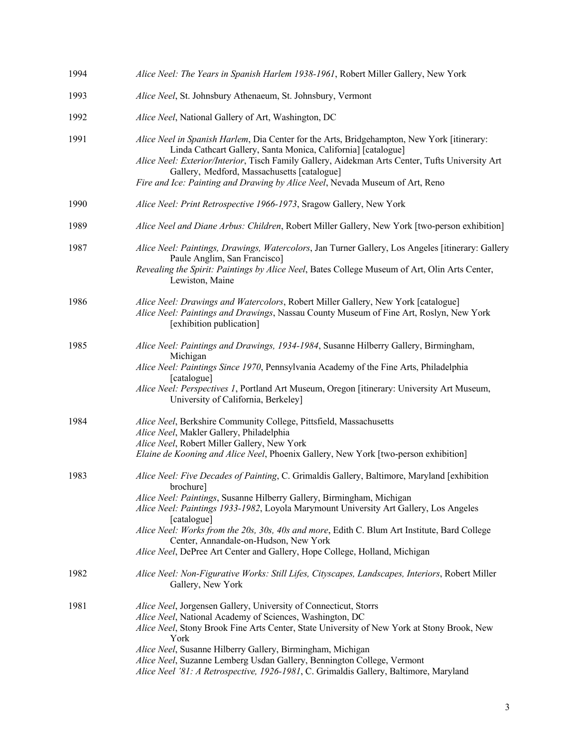1994 *Alice Neel: The Years in Spanish Harlem 1938-1961*, Robert Miller Gallery, New York

1993 *Alice Neel*, St. Johnsbury Athenaeum, St. Johnsbury, Vermont

1992 *Alice Neel*, National Gallery of Art, Washington, DC

1991 *Alice Neel in Spanish Harlem*, Dia Center for the Arts, Bridgehampton, New York [itinerary: Linda Cathcart Gallery, Santa Monica, California] [catalogue]
*Alice Neel: Exterior/Interior*, Tisch Family Gallery, Aidekman Arts Center, Tufts University Art Gallery, Medford, Massachusetts [catalogue]
*Fire and Ice: Painting and Drawing by Alice Neel*, Nevada Museum of Art, Reno

1990 *Alice Neel: Print Retrospective 1966-1973*, Sragow Gallery, New York

1989 *Alice Neel and Diane Arbus: Children*, Robert Miller Gallery, New York [two-person exhibition]

1987 *Alice Neel: Paintings, Drawings, Watercolors*, Jan Turner Gallery, Los Angeles [itinerary: Gallery Paule Anglim, San Francisco]
*Revealing the Spirit: Paintings by Alice Neel*, Bates College Museum of Art, Olin Arts Center, Lewiston, Maine

1986 *Alice Neel: Drawings and Watercolors*, Robert Miller Gallery, New York [catalogue]
*Alice Neel: Paintings and Drawings*, Nassau County Museum of Fine Art, Roslyn, New York [exhibition publication]

1985 *Alice Neel: Paintings and Drawings, 1934-1984*, Susanne Hilberry Gallery, Birmingham, Michigan
*Alice Neel: Paintings Since 1970*, Pennsylvania Academy of the Fine Arts, Philadelphia [catalogue]
*Alice Neel: Perspectives 1*, Portland Art Museum, Oregon [itinerary: University Art Museum, University of California, Berkeley]

1984 *Alice Neel*, Berkshire Community College, Pittsfield, Massachusetts
*Alice Neel*, Makler Gallery, Philadelphia
*Alice Neel*, Robert Miller Gallery, New York
*Elaine de Kooning and Alice Neel*, Phoenix Gallery, New York [two-person exhibition]

1983 *Alice Neel: Five Decades of Painting*, C. Grimaldis Gallery, Baltimore, Maryland [exhibition brochure]
*Alice Neel: Paintings*, Susanne Hilberry Gallery, Birmingham, Michigan
*Alice Neel: Paintings 1933-1982*, Loyola Marymount University Art Gallery, Los Angeles [catalogue]
*Alice Neel: Works from the 20s, 30s, 40s and more*, Edith C. Blum Art Institute, Bard College Center, Annandale-on-Hudson, New York
*Alice Neel*, DePree Art Center and Gallery, Hope College, Holland, Michigan

1982 *Alice Neel: Non-Figurative Works: Still Lifes, Cityscapes, Landscapes, Interiors*, Robert Miller Gallery, New York

1981 *Alice Neel*, Jorgensen Gallery, University of Connecticut, Storrs
*Alice Neel*, National Academy of Sciences, Washington, DC
*Alice Neel*, Stony Brook Fine Arts Center, State University of New York at Stony Brook, New York
*Alice Neel*, Susanne Hilberry Gallery, Birmingham, Michigan
*Alice Neel*, Suzanne Lemberg Usdan Gallery, Bennington College, Vermont
*Alice Neel '81: A Retrospective, 1926-1981*, C. Grimaldis Gallery, Baltimore, Maryland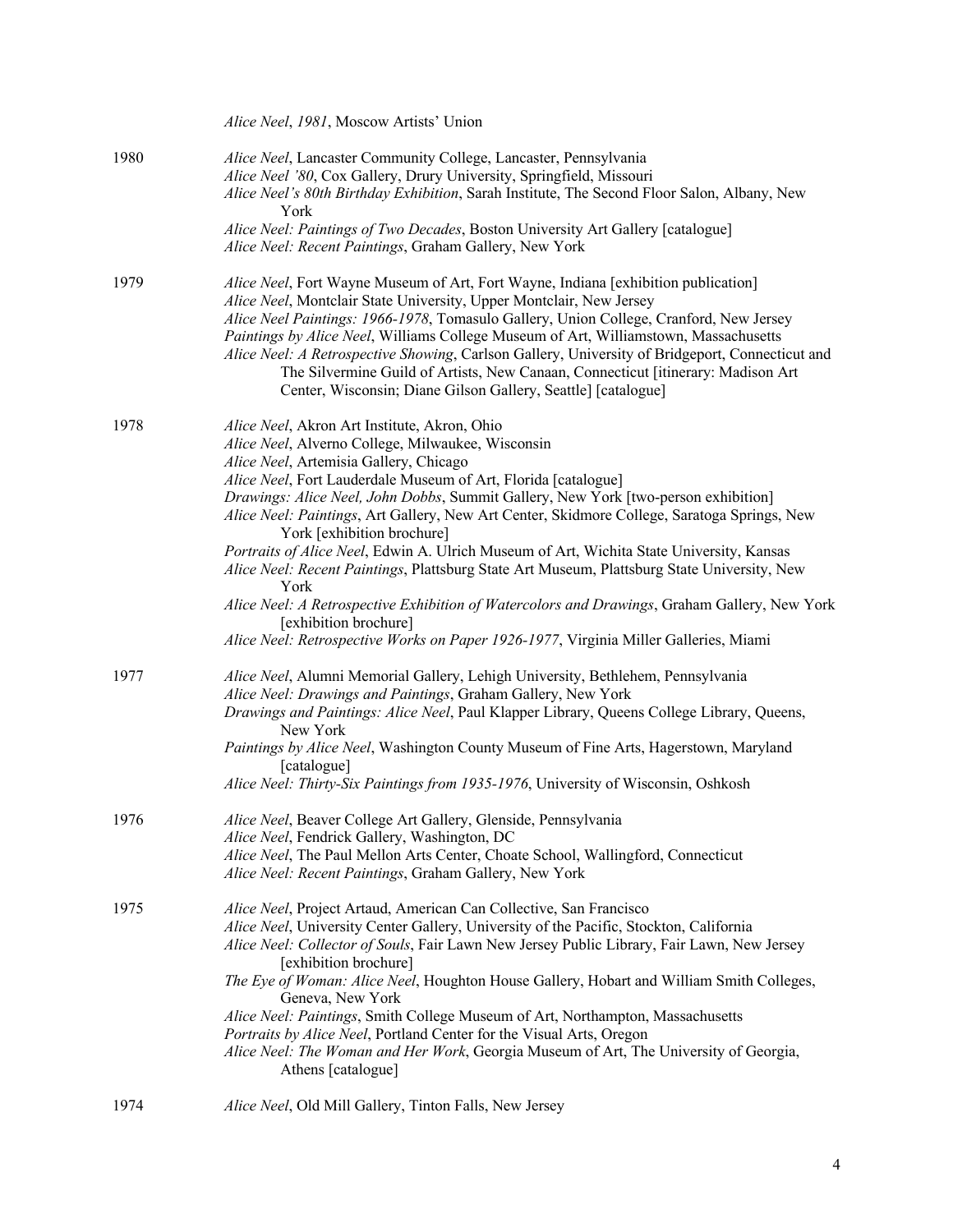*Alice Neel*, *1981*, Moscow Artists' Union

1980 *Alice Neel*, Lancaster Community College, Lancaster, Pennsylvania
*Alice Neel '80*, Cox Gallery, Drury University, Springfield, Missouri
*Alice Neel's 80th Birthday Exhibition*, Sarah Institute, The Second Floor Salon, Albany, New York
*Alice Neel: Paintings of Two Decades*, Boston University Art Gallery [catalogue]
*Alice Neel: Recent Paintings*, Graham Gallery, New York

1979 *Alice Neel*, Fort Wayne Museum of Art, Fort Wayne, Indiana [exhibition publication]
*Alice Neel*, Montclair State University, Upper Montclair, New Jersey
*Alice Neel Paintings: 1966-1978*, Tomasulo Gallery, Union College, Cranford, New Jersey
*Paintings by Alice Neel*, Williams College Museum of Art, Williamstown, Massachusetts
*Alice Neel: A Retrospective Showing*, Carlson Gallery, University of Bridgeport, Connecticut and The Silvermine Guild of Artists, New Canaan, Connecticut [itinerary: Madison Art Center, Wisconsin; Diane Gilson Gallery, Seattle] [catalogue]

1978 *Alice Neel*, Akron Art Institute, Akron, Ohio
*Alice Neel*, Alverno College, Milwaukee, Wisconsin
*Alice Neel*, Artemisia Gallery, Chicago
*Alice Neel*, Fort Lauderdale Museum of Art, Florida [catalogue]
*Drawings: Alice Neel, John Dobbs*, Summit Gallery, New York [two-person exhibition]
*Alice Neel: Paintings*, Art Gallery, New Art Center, Skidmore College, Saratoga Springs, New York [exhibition brochure]
*Portraits of Alice Neel*, Edwin A. Ulrich Museum of Art, Wichita State University, Kansas
*Alice Neel: Recent Paintings*, Plattsburg State Art Museum, Plattsburg State University, New York
*Alice Neel: A Retrospective Exhibition of Watercolors and Drawings*, Graham Gallery, New York [exhibition brochure]
*Alice Neel: Retrospective Works on Paper 1926-1977*, Virginia Miller Galleries, Miami

1977 *Alice Neel*, Alumni Memorial Gallery, Lehigh University, Bethlehem, Pennsylvania
*Alice Neel: Drawings and Paintings*, Graham Gallery, New York
*Drawings and Paintings: Alice Neel*, Paul Klapper Library, Queens College Library, Queens, New York
*Paintings by Alice Neel*, Washington County Museum of Fine Arts, Hagerstown, Maryland [catalogue]
*Alice Neel: Thirty-Six Paintings from 1935-1976*, University of Wisconsin, Oshkosh

1976 *Alice Neel*, Beaver College Art Gallery, Glenside, Pennsylvania
*Alice Neel*, Fendrick Gallery, Washington, DC
*Alice Neel*, The Paul Mellon Arts Center, Choate School, Wallingford, Connecticut
*Alice Neel: Recent Paintings*, Graham Gallery, New York

1975 *Alice Neel*, Project Artaud, American Can Collective, San Francisco
*Alice Neel*, University Center Gallery, University of the Pacific, Stockton, California
*Alice Neel: Collector of Souls*, Fair Lawn New Jersey Public Library, Fair Lawn, New Jersey [exhibition brochure]
*The Eye of Woman: Alice Neel*, Houghton House Gallery, Hobart and William Smith Colleges, Geneva, New York
*Alice Neel: Paintings*, Smith College Museum of Art, Northampton, Massachusetts
*Portraits by Alice Neel*, Portland Center for the Visual Arts, Oregon
*Alice Neel: The Woman and Her Work*, Georgia Museum of Art, The University of Georgia, Athens [catalogue]

1974 *Alice Neel*, Old Mill Gallery, Tinton Falls, New Jersey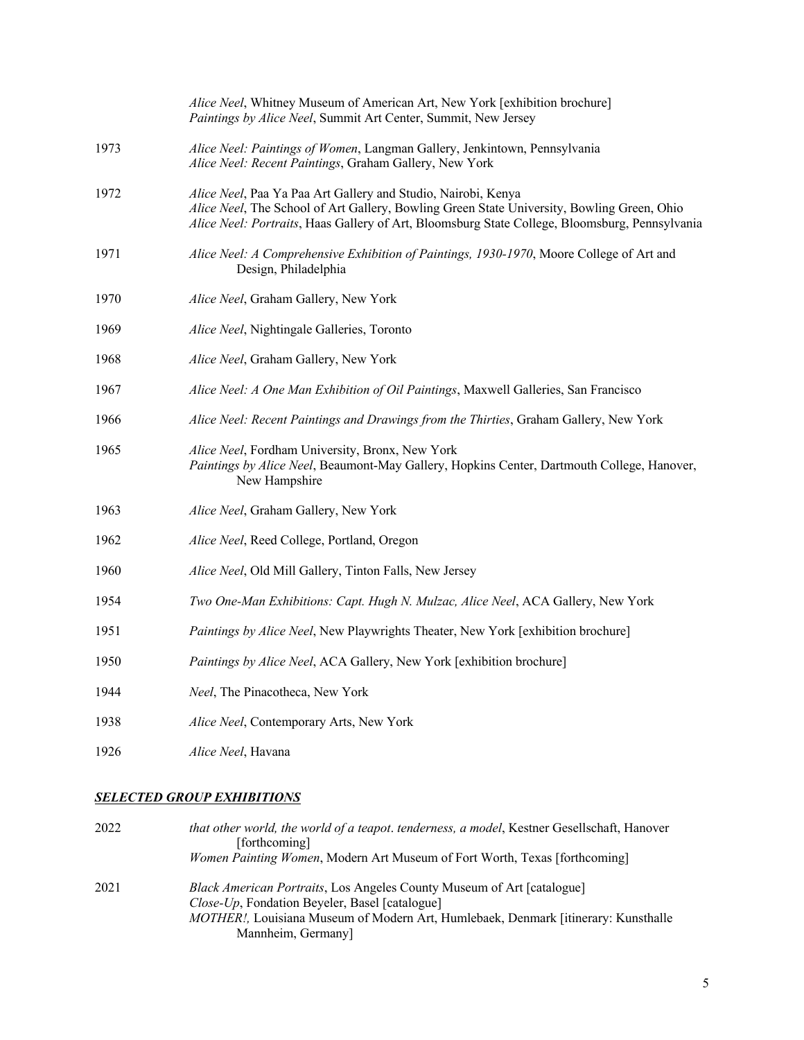*Alice Neel*, Whitney Museum of American Art, New York [exhibition brochure]
*Paintings by Alice Neel*, Summit Art Center, Summit, New Jersey

1973 *Alice Neel: Paintings of Women*, Langman Gallery, Jenkintown, Pennsylvania
*Alice Neel: Recent Paintings*, Graham Gallery, New York

1972 *Alice Neel*, Paa Ya Paa Art Gallery and Studio, Nairobi, Kenya
*Alice Neel*, The School of Art Gallery, Bowling Green State University, Bowling Green, Ohio
*Alice Neel: Portraits*, Haas Gallery of Art, Bloomsburg State College, Bloomsburg, Pennsylvania

1971 *Alice Neel: A Comprehensive Exhibition of Paintings, 1930-1970*, Moore College of Art and Design, Philadelphia

1970 *Alice Neel*, Graham Gallery, New York

1969 *Alice Neel*, Nightingale Galleries, Toronto

1968 *Alice Neel*, Graham Gallery, New York

1967 *Alice Neel: A One Man Exhibition of Oil Paintings*, Maxwell Galleries, San Francisco

1966 *Alice Neel: Recent Paintings and Drawings from the Thirties*, Graham Gallery, New York

1965 *Alice Neel*, Fordham University, Bronx, New York
*Paintings by Alice Neel*, Beaumont-May Gallery, Hopkins Center, Dartmouth College, Hanover, New Hampshire

1963 *Alice Neel*, Graham Gallery, New York

1962 *Alice Neel*, Reed College, Portland, Oregon

1960 *Alice Neel*, Old Mill Gallery, Tinton Falls, New Jersey

1954 *Two One-Man Exhibitions: Capt. Hugh N. Mulzac, Alice Neel*, ACA Gallery, New York

1951 *Paintings by Alice Neel*, New Playwrights Theater, New York [exhibition brochure]

1950 *Paintings by Alice Neel*, ACA Gallery, New York [exhibition brochure]

1944 *Neel*, The Pinacotheca, New York

1938 *Alice Neel*, Contemporary Arts, New York

1926 *Alice Neel*, Havana

## ***SELECTED GROUP EXHIBITIONS***

2022 *that other world, the world of a teapot. tenderness, a model*, Kestner Gesellschaft, Hanover [forthcoming]
*Women Painting Women*, Modern Art Museum of Fort Worth, Texas [forthcoming]

2021 *Black American Portraits*, Los Angeles County Museum of Art [catalogue]
*Close-Up*, Fondation Beyeler, Basel [catalogue]
*MOTHER!,* Louisiana Museum of Modern Art, Humlebaek, Denmark [itinerary: Kunsthalle Mannheim, Germany]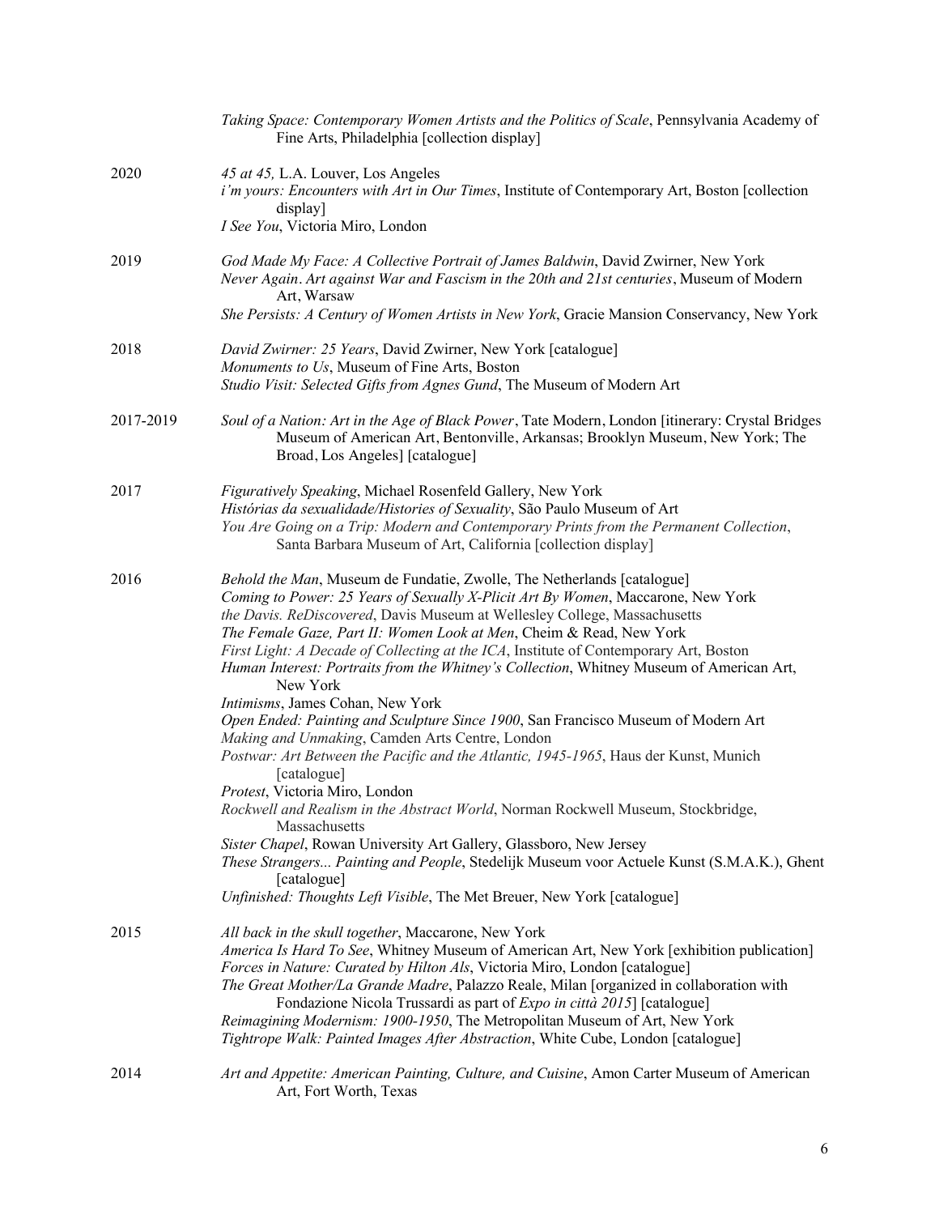*Taking Space: Contemporary Women Artists and the Politics of Scale*, Pennsylvania Academy of Fine Arts, Philadelphia [collection display]

**2020**

*45 at 45,* L.A. Louver, Los Angeles

*i'm yours: Encounters with Art in Our Times*, Institute of Contemporary Art, Boston [collection display]

*I See You*, Victoria Miro, London

**2019**

*God Made My Face: A Collective Portrait of James Baldwin*, David Zwirner, New York

*Never Again. Art against War and Fascism in the 20th and 21st centuries*, Museum of Modern Art, Warsaw

*She Persists: A Century of Women Artists in New York*, Gracie Mansion Conservancy, New York

**2018**

*David Zwirner: 25 Years*, David Zwirner, New York [catalogue]

*Monuments to Us*, Museum of Fine Arts, Boston

*Studio Visit: Selected Gifts from Agnes Gund*, The Museum of Modern Art

**2017-2019**

*Soul of a Nation: Art in the Age of Black Power*, Tate Modern, London [itinerary: Crystal Bridges Museum of American Art, Bentonville, Arkansas; Brooklyn Museum, New York; The Broad, Los Angeles] [catalogue]

**2017**

*Figuratively Speaking*, Michael Rosenfeld Gallery, New York

*Histórias da sexualidade/Histories of Sexuality*, São Paulo Museum of Art

*You Are Going on a Trip: Modern and Contemporary Prints from the Permanent Collection*, Santa Barbara Museum of Art, California [collection display]

**2016**

*Behold the Man*, Museum de Fundatie, Zwolle, The Netherlands [catalogue]

*Coming to Power: 25 Years of Sexually X-Plicit Art By Women*, Maccarone, New York

*the Davis. ReDiscovered*, Davis Museum at Wellesley College, Massachusetts

*The Female Gaze, Part II: Women Look at Men*, Cheim & Read, New York

*First Light: A Decade of Collecting at the ICA*, Institute of Contemporary Art, Boston

*Human Interest: Portraits from the Whitney's Collection*, Whitney Museum of American Art, New York

*Intimisms*, James Cohan, New York

*Open Ended: Painting and Sculpture Since 1900*, San Francisco Museum of Modern Art

*Making and Unmaking*, Camden Arts Centre, London

*Postwar: Art Between the Pacific and the Atlantic, 1945-1965*, Haus der Kunst, Munich [catalogue]

*Protest*, Victoria Miro, London

*Rockwell and Realism in the Abstract World*, Norman Rockwell Museum, Stockbridge, Massachusetts

*Sister Chapel*, Rowan University Art Gallery, Glassboro, New Jersey

*These Strangers... Painting and People*, Stedelijk Museum voor Actuele Kunst (S.M.A.K.), Ghent [catalogue]

*Unfinished: Thoughts Left Visible*, The Met Breuer, New York [catalogue]

**2015**

*All back in the skull together*, Maccarone, New York

*America Is Hard To See*, Whitney Museum of American Art, New York [exhibition publication]

*Forces in Nature: Curated by Hilton Als*, Victoria Miro, London [catalogue]

*The Great Mother/La Grande Madre*, Palazzo Reale, Milan [organized in collaboration with Fondazione Nicola Trussardi as part of *Expo in città 2015*] [catalogue]

*Reimagining Modernism: 1900-1950*, The Metropolitan Museum of Art, New York

*Tightrope Walk: Painted Images After Abstraction*, White Cube, London [catalogue]

**2014**

*Art and Appetite: American Painting, Culture, and Cuisine*, Amon Carter Museum of American Art, Fort Worth, Texas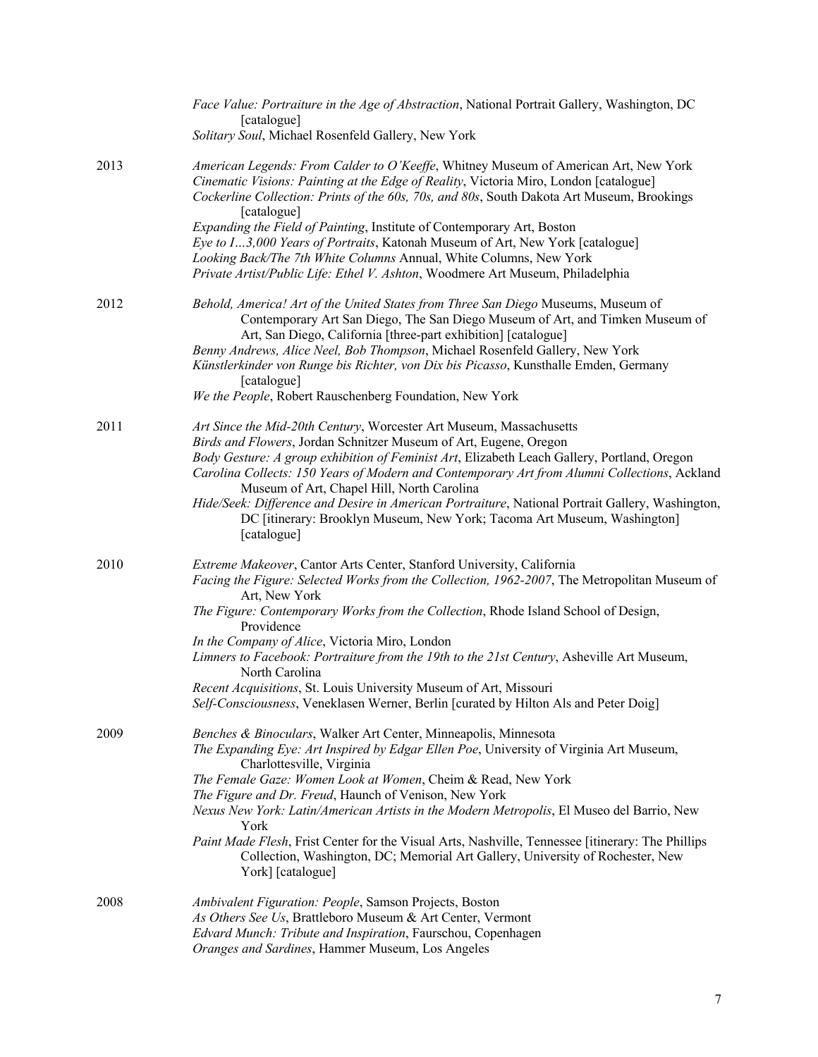*Face Value: Portraiture in the Age of Abstraction*, National Portrait Gallery, Washington, DC [catalogue]
*Solitary Soul*, Michael Rosenfeld Gallery, New York

2013
*American Legends: From Calder to O'Keeffe*, Whitney Museum of American Art, New York
*Cinematic Visions: Painting at the Edge of Reality*, Victoria Miro, London [catalogue]
*Cockerline Collection: Prints of the 60s, 70s, and 80s*, South Dakota Art Museum, Brookings [catalogue]
*Expanding the Field of Painting*, Institute of Contemporary Art, Boston
*Eye to I…3,000 Years of Portraits*, Katonah Museum of Art, New York [catalogue]
*Looking Back/The 7th White Columns* Annual, White Columns, New York
*Private Artist/Public Life: Ethel V. Ashton*, Woodmere Art Museum, Philadelphia

2012
*Behold, America! Art of the United States from Three San Diego* Museums, Museum of Contemporary Art San Diego, The San Diego Museum of Art, and Timken Museum of Art, San Diego, California [three-part exhibition] [catalogue]
*Benny Andrews, Alice Neel, Bob Thompson*, Michael Rosenfeld Gallery, New York
*Künstlerkinder von Runge bis Richter, von Dix bis Picasso*, Kunsthalle Emden, Germany [catalogue]
*We the People*, Robert Rauschenberg Foundation, New York

2011
*Art Since the Mid-20th Century*, Worcester Art Museum, Massachusetts
*Birds and Flowers*, Jordan Schnitzer Museum of Art, Eugene, Oregon
*Body Gesture: A group exhibition of Feminist Art*, Elizabeth Leach Gallery, Portland, Oregon
*Carolina Collects: 150 Years of Modern and Contemporary Art from Alumni Collections*, Ackland Museum of Art, Chapel Hill, North Carolina
*Hide/Seek: Difference and Desire in American Portraiture*, National Portrait Gallery, Washington, DC [itinerary: Brooklyn Museum, New York; Tacoma Art Museum, Washington] [catalogue]

2010
*Extreme Makeover*, Cantor Arts Center, Stanford University, California
*Facing the Figure: Selected Works from the Collection, 1962-2007*, The Metropolitan Museum of Art, New York
*The Figure: Contemporary Works from the Collection*, Rhode Island School of Design, Providence
*In the Company of Alice*, Victoria Miro, London
*Limners to Facebook: Portraiture from the 19th to the 21st Century*, Asheville Art Museum, North Carolina
*Recent Acquisitions*, St. Louis University Museum of Art, Missouri
*Self-Consciousness*, Veneklasen Werner, Berlin [curated by Hilton Als and Peter Doig]

2009
*Benches & Binoculars*, Walker Art Center, Minneapolis, Minnesota
*The Expanding Eye: Art Inspired by Edgar Ellen Poe*, University of Virginia Art Museum, Charlottesville, Virginia
*The Female Gaze: Women Look at Women*, Cheim & Read, New York
*The Figure and Dr. Freud*, Haunch of Venison, New York
*Nexus New York: Latin/American Artists in the Modern Metropolis*, El Museo del Barrio, New York
*Paint Made Flesh*, Frist Center for the Visual Arts, Nashville, Tennessee [itinerary: The Phillips Collection, Washington, DC; Memorial Art Gallery, University of Rochester, New York] [catalogue]

2008
*Ambivalent Figuration: People*, Samson Projects, Boston
*As Others See Us*, Brattleboro Museum & Art Center, Vermont
*Edvard Munch: Tribute and Inspiration*, Faurschou, Copenhagen
*Oranges and Sardines*, Hammer Museum, Los Angeles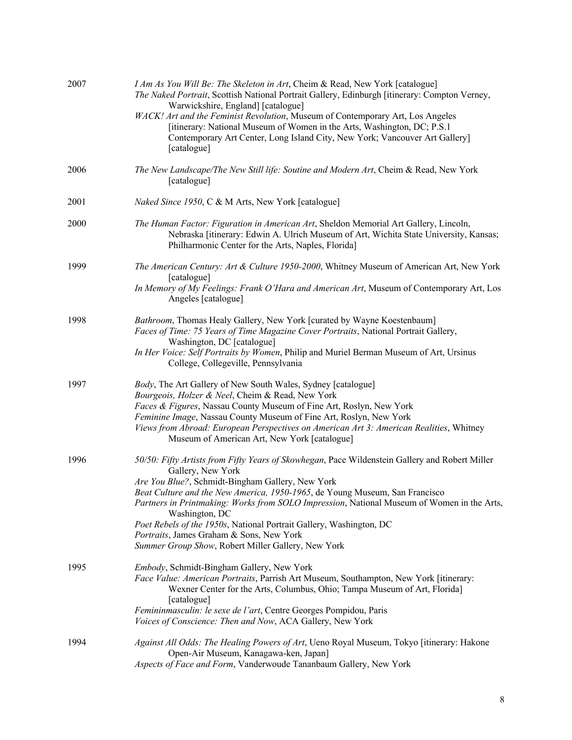2007

*I Am As You Will Be: The Skeleton in Art*, Cheim & Read, New York [catalogue]
*The Naked Portrait*, Scottish National Portrait Gallery, Edinburgh [itinerary: Compton Verney, Warwickshire, England] [catalogue]
*WACK! Art and the Feminist Revolution*, Museum of Contemporary Art, Los Angeles [itinerary: National Museum of Women in the Arts, Washington, DC; P.S.1 Contemporary Art Center, Long Island City, New York; Vancouver Art Gallery] [catalogue]

2006

*The New Landscape/The New Still life: Soutine and Modern Art*, Cheim & Read, New York [catalogue]

2001

*Naked Since 1950*, C & M Arts, New York [catalogue]

2000

*The Human Factor: Figuration in American Art*, Sheldon Memorial Art Gallery, Lincoln, Nebraska [itinerary: Edwin A. Ulrich Museum of Art, Wichita State University, Kansas; Philharmonic Center for the Arts, Naples, Florida]

1999

*The American Century: Art & Culture 1950-2000*, Whitney Museum of American Art, New York [catalogue]
*In Memory of My Feelings: Frank O'Hara and American Art*, Museum of Contemporary Art, Los Angeles [catalogue]

1998

*Bathroom*, Thomas Healy Gallery, New York [curated by Wayne Koestenbaum]
*Faces of Time: 75 Years of Time Magazine Cover Portraits*, National Portrait Gallery, Washington, DC [catalogue]
*In Her Voice: Self Portraits by Women*, Philip and Muriel Berman Museum of Art, Ursinus College, Collegeville, Pennsylvania

1997

*Body*, The Art Gallery of New South Wales, Sydney [catalogue]
*Bourgeois, Holzer & Neel*, Cheim & Read, New York
*Faces & Figures*, Nassau County Museum of Fine Art, Roslyn, New York
*Feminine Image*, Nassau County Museum of Fine Art, Roslyn, New York
*Views from Abroad: European Perspectives on American Art 3: American Realities*, Whitney Museum of American Art, New York [catalogue]

1996

*50/50: Fifty Artists from Fifty Years of Skowhegan*, Pace Wildenstein Gallery and Robert Miller Gallery, New York
*Are You Blue?*, Schmidt-Bingham Gallery, New York
*Beat Culture and the New America, 1950-1965*, de Young Museum, San Francisco
*Partners in Printmaking: Works from SOLO Impression*, National Museum of Women in the Arts, Washington, DC
*Poet Rebels of the 1950s*, National Portrait Gallery, Washington, DC
*Portraits*, James Graham & Sons, New York
*Summer Group Show*, Robert Miller Gallery, New York

1995

*Embody*, Schmidt-Bingham Gallery, New York
*Face Value: American Portraits*, Parrish Art Museum, Southampton, New York [itinerary: Wexner Center for the Arts, Columbus, Ohio; Tampa Museum of Art, Florida] [catalogue]
*Femininmasculin: le sexe de l'art*, Centre Georges Pompidou, Paris
*Voices of Conscience: Then and Now*, ACA Gallery, New York

1994

*Against All Odds: The Healing Powers of Art*, Ueno Royal Museum, Tokyo [itinerary: Hakone Open-Air Museum, Kanagawa-ken, Japan]
*Aspects of Face and Form*, Vanderwoude Tananbaum Gallery, New York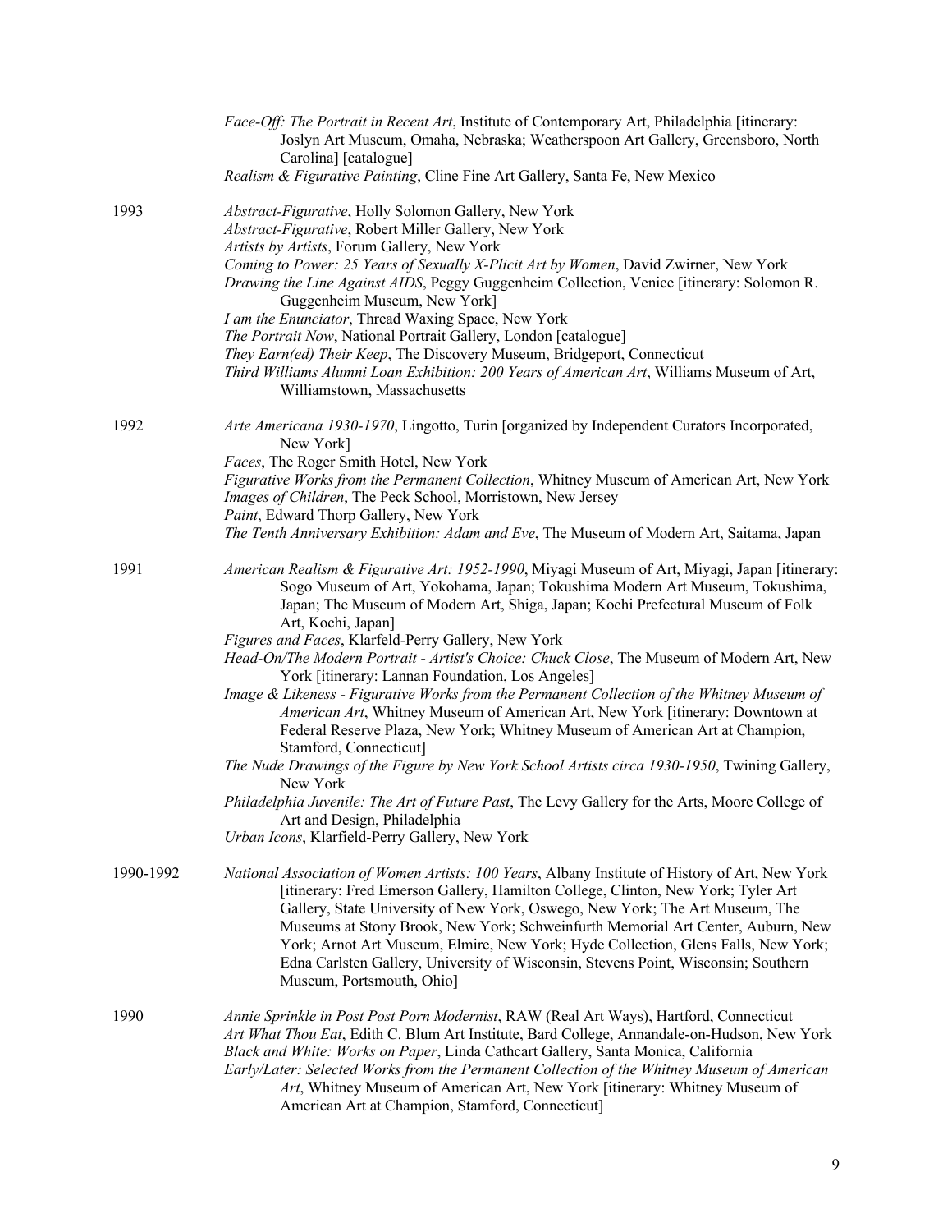*Face-Off: The Portrait in Recent Art*, Institute of Contemporary Art, Philadelphia [itinerary: Joslyn Art Museum, Omaha, Nebraska; Weatherspoon Art Gallery, Greensboro, North Carolina] [catalogue]
*Realism & Figurative Painting*, Cline Fine Art Gallery, Santa Fe, New Mexico

1993
*Abstract-Figurative*, Holly Solomon Gallery, New York
*Abstract-Figurative*, Robert Miller Gallery, New York
*Artists by Artists*, Forum Gallery, New York
*Coming to Power: 25 Years of Sexually X-Plicit Art by Women*, David Zwirner, New York
*Drawing the Line Against AIDS*, Peggy Guggenheim Collection, Venice [itinerary: Solomon R. Guggenheim Museum, New York]
*I am the Enunciator*, Thread Waxing Space, New York
*The Portrait Now*, National Portrait Gallery, London [catalogue]
*They Earn(ed) Their Keep*, The Discovery Museum, Bridgeport, Connecticut
*Third Williams Alumni Loan Exhibition: 200 Years of American Art*, Williams Museum of Art, Williamstown, Massachusetts

1992
*Arte Americana 1930-1970*, Lingotto, Turin [organized by Independent Curators Incorporated, New York]
*Faces*, The Roger Smith Hotel, New York
*Figurative Works from the Permanent Collection*, Whitney Museum of American Art, New York
*Images of Children*, The Peck School, Morristown, New Jersey
*Paint*, Edward Thorp Gallery, New York
*The Tenth Anniversary Exhibition: Adam and Eve*, The Museum of Modern Art, Saitama, Japan

1991
*American Realism & Figurative Art: 1952-1990*, Miyagi Museum of Art, Miyagi, Japan [itinerary: Sogo Museum of Art, Yokohama, Japan; Tokushima Modern Art Museum, Tokushima, Japan; The Museum of Modern Art, Shiga, Japan; Kochi Prefectural Museum of Folk Art, Kochi, Japan]
*Figures and Faces*, Klarfeld-Perry Gallery, New York
*Head-On/The Modern Portrait - Artist's Choice: Chuck Close*, The Museum of Modern Art, New York [itinerary: Lannan Foundation, Los Angeles]
*Image & Likeness - Figurative Works from the Permanent Collection of the Whitney Museum of American Art*, Whitney Museum of American Art, New York [itinerary: Downtown at Federal Reserve Plaza, New York; Whitney Museum of American Art at Champion, Stamford, Connecticut]
*The Nude Drawings of the Figure by New York School Artists circa 1930-1950*, Twining Gallery, New York
*Philadelphia Juvenile: The Art of Future Past*, The Levy Gallery for the Arts, Moore College of Art and Design, Philadelphia
*Urban Icons*, Klarfield-Perry Gallery, New York

1990-1992
*National Association of Women Artists: 100 Years*, Albany Institute of History of Art, New York [itinerary: Fred Emerson Gallery, Hamilton College, Clinton, New York; Tyler Art Gallery, State University of New York, Oswego, New York; The Art Museum, The Museums at Stony Brook, New York; Schweinfurth Memorial Art Center, Auburn, New York; Arnot Art Museum, Elmire, New York; Hyde Collection, Glens Falls, New York; Edna Carlsten Gallery, University of Wisconsin, Stevens Point, Wisconsin; Southern Museum, Portsmouth, Ohio]

1990
*Annie Sprinkle in Post Post Porn Modernist*, RAW (Real Art Ways), Hartford, Connecticut
*Art What Thou Eat*, Edith C. Blum Art Institute, Bard College, Annandale-on-Hudson, New York
*Black and White: Works on Paper*, Linda Cathcart Gallery, Santa Monica, California
*Early/Later: Selected Works from the Permanent Collection of the Whitney Museum of American Art*, Whitney Museum of American Art, New York [itinerary: Whitney Museum of American Art at Champion, Stamford, Connecticut]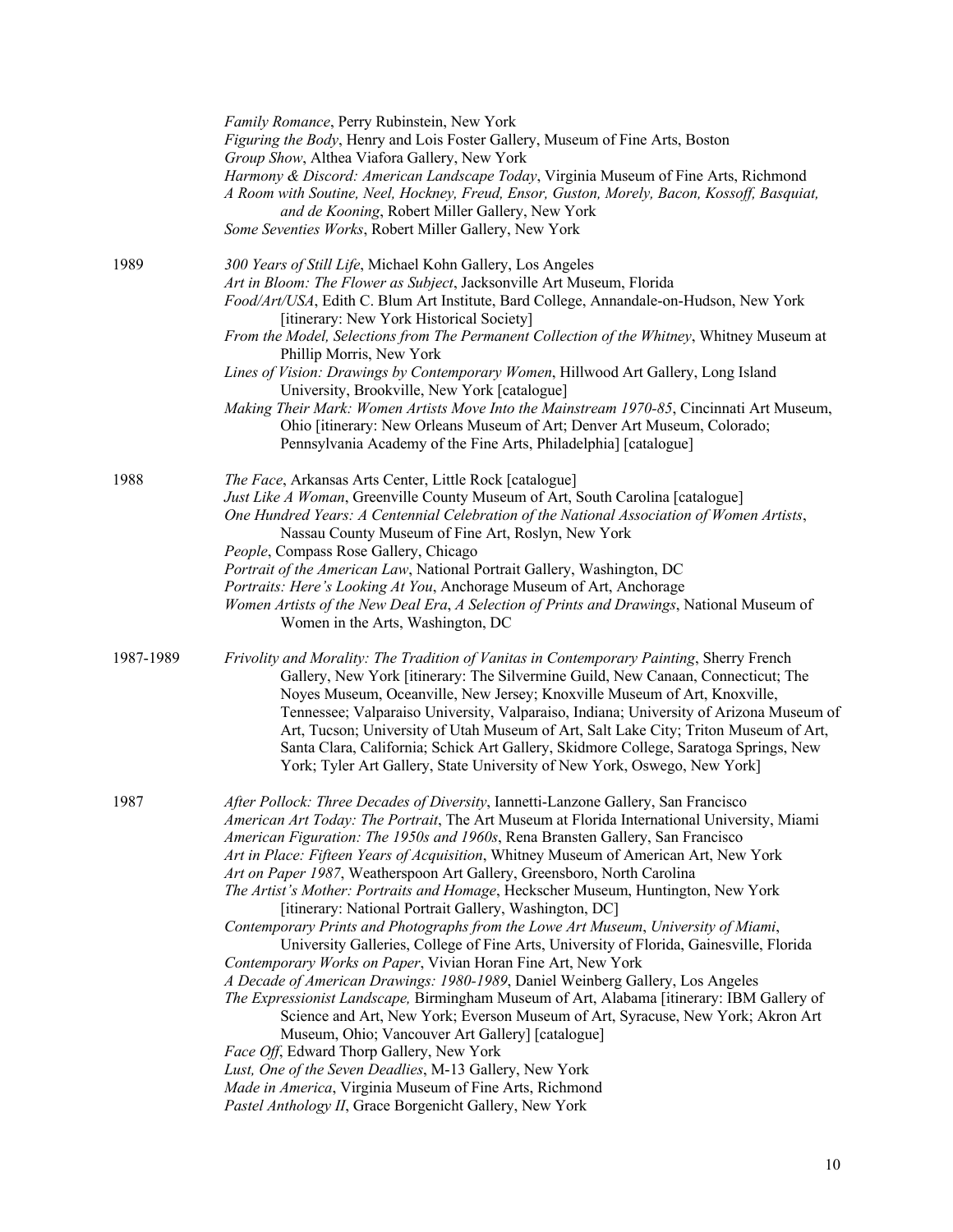*Family Romance*, Perry Rubinstein, New York
*Figuring the Body*, Henry and Lois Foster Gallery, Museum of Fine Arts, Boston
*Group Show*, Althea Viafora Gallery, New York
*Harmony & Discord: American Landscape Today*, Virginia Museum of Fine Arts, Richmond
*A Room with Soutine, Neel, Hockney, Freud, Ensor, Guston, Morely, Bacon, Kossoff, Basquiat, and de Kooning*, Robert Miller Gallery, New York
*Some Seventies Works*, Robert Miller Gallery, New York

1989

*300 Years of Still Life*, Michael Kohn Gallery, Los Angeles
*Art in Bloom: The Flower as Subject*, Jacksonville Art Museum, Florida
*Food/Art/USA*, Edith C. Blum Art Institute, Bard College, Annandale-on-Hudson, New York [itinerary: New York Historical Society]
*From the Model, Selections from The Permanent Collection of the Whitney*, Whitney Museum at Phillip Morris, New York
*Lines of Vision: Drawings by Contemporary Women*, Hillwood Art Gallery, Long Island University, Brookville, New York [catalogue]
*Making Their Mark: Women Artists Move Into the Mainstream 1970-85*, Cincinnati Art Museum, Ohio [itinerary: New Orleans Museum of Art; Denver Art Museum, Colorado; Pennsylvania Academy of the Fine Arts, Philadelphia] [catalogue]

1988

*The Face*, Arkansas Arts Center, Little Rock [catalogue]
*Just Like A Woman*, Greenville County Museum of Art, South Carolina [catalogue]
*One Hundred Years: A Centennial Celebration of the National Association of Women Artists*, Nassau County Museum of Fine Art, Roslyn, New York
*People*, Compass Rose Gallery, Chicago
*Portrait of the American Law*, National Portrait Gallery, Washington, DC
*Portraits: Here's Looking At You*, Anchorage Museum of Art, Anchorage
*Women Artists of the New Deal Era*, *A Selection of Prints and Drawings*, National Museum of Women in the Arts, Washington, DC

1987-1989

*Frivolity and Morality: The Tradition of Vanitas in Contemporary Painting*, Sherry French Gallery, New York [itinerary: The Silvermine Guild, New Canaan, Connecticut; The Noyes Museum, Oceanville, New Jersey; Knoxville Museum of Art, Knoxville, Tennessee; Valparaiso University, Valparaiso, Indiana; University of Arizona Museum of Art, Tucson; University of Utah Museum of Art, Salt Lake City; Triton Museum of Art, Santa Clara, California; Schick Art Gallery, Skidmore College, Saratoga Springs, New York; Tyler Art Gallery, State University of New York, Oswego, New York]

1987

*After Pollock: Three Decades of Diversity*, Iannetti-Lanzone Gallery, San Francisco
*American Art Today: The Portrait*, The Art Museum at Florida International University, Miami
*American Figuration: The 1950s and 1960s*, Rena Bransten Gallery, San Francisco
*Art in Place: Fifteen Years of Acquisition*, Whitney Museum of American Art, New York
*Art on Paper 1987*, Weatherspoon Art Gallery, Greensboro, North Carolina
*The Artist's Mother: Portraits and Homage*, Heckscher Museum, Huntington, New York [itinerary: National Portrait Gallery, Washington, DC]
*Contemporary Prints and Photographs from the Lowe Art Museum*, *University of Miami*, University Galleries, College of Fine Arts, University of Florida, Gainesville, Florida
*Contemporary Works on Paper*, Vivian Horan Fine Art, New York
*A Decade of American Drawings: 1980-1989*, Daniel Weinberg Gallery, Los Angeles
*The Expressionist Landscape,* Birmingham Museum of Art, Alabama [itinerary: IBM Gallery of Science and Art, New York; Everson Museum of Art, Syracuse, New York; Akron Art Museum, Ohio; Vancouver Art Gallery] [catalogue]
*Face Off*, Edward Thorp Gallery, New York
*Lust, One of the Seven Deadlies*, M-13 Gallery, New York
*Made in America*, Virginia Museum of Fine Arts, Richmond
*Pastel Anthology II*, Grace Borgenicht Gallery, New York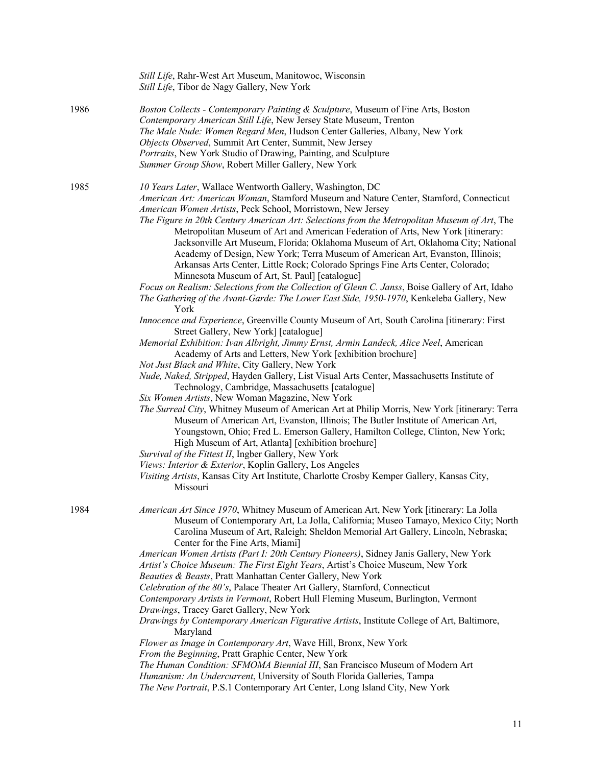*Still Life*, Rahr-West Art Museum, Manitowoc, Wisconsin
*Still Life*, Tibor de Nagy Gallery, New York

**1986**

*Boston Collects - Contemporary Painting & Sculpture*, Museum of Fine Arts, Boston
*Contemporary American Still Life*, New Jersey State Museum, Trenton
*The Male Nude: Women Regard Men*, Hudson Center Galleries, Albany, New York
*Objects Observed*, Summit Art Center, Summit, New Jersey
*Portraits*, New York Studio of Drawing, Painting, and Sculpture
*Summer Group Show*, Robert Miller Gallery, New York

**1985**

*10 Years Later*, Wallace Wentworth Gallery, Washington, DC
*American Art: American Woman*, Stamford Museum and Nature Center, Stamford, Connecticut
*American Women Artists*, Peck School, Morristown, New Jersey
*The Figure in 20th Century American Art: Selections from the Metropolitan Museum of Art*, The Metropolitan Museum of Art and American Federation of Arts, New York [itinerary: Jacksonville Art Museum, Florida; Oklahoma Museum of Art, Oklahoma City; National Academy of Design, New York; Terra Museum of American Art, Evanston, Illinois; Arkansas Arts Center, Little Rock; Colorado Springs Fine Arts Center, Colorado; Minnesota Museum of Art, St. Paul] [catalogue]
*Focus on Realism: Selections from the Collection of Glenn C. Janss*, Boise Gallery of Art, Idaho
*The Gathering of the Avant-Garde: The Lower East Side, 1950-1970*, Kenkeleba Gallery, New York
*Innocence and Experience*, Greenville County Museum of Art, South Carolina [itinerary: First Street Gallery, New York] [catalogue]
*Memorial Exhibition: Ivan Albright, Jimmy Ernst, Armin Landeck, Alice Neel*, American Academy of Arts and Letters, New York [exhibition brochure]
*Not Just Black and White*, City Gallery, New York
*Nude, Naked, Stripped*, Hayden Gallery, List Visual Arts Center, Massachusetts Institute of Technology, Cambridge, Massachusetts [catalogue]
*Six Women Artists*, New Woman Magazine, New York
*The Surreal City*, Whitney Museum of American Art at Philip Morris, New York [itinerary: Terra Museum of American Art, Evanston, Illinois; The Butler Institute of American Art, Youngstown, Ohio; Fred L. Emerson Gallery, Hamilton College, Clinton, New York; High Museum of Art, Atlanta] [exhibition brochure]
*Survival of the Fittest II*, Ingber Gallery, New York
*Views: Interior & Exterior*, Koplin Gallery, Los Angeles
*Visiting Artists*, Kansas City Art Institute, Charlotte Crosby Kemper Gallery, Kansas City, Missouri

**1984**

*American Art Since 1970*, Whitney Museum of American Art, New York [itinerary: La Jolla Museum of Contemporary Art, La Jolla, California; Museo Tamayo, Mexico City; North Carolina Museum of Art, Raleigh; Sheldon Memorial Art Gallery, Lincoln, Nebraska; Center for the Fine Arts, Miami]
*American Women Artists (Part I: 20th Century Pioneers)*, Sidney Janis Gallery, New York
*Artist's Choice Museum: The First Eight Years*, Artist's Choice Museum, New York
*Beauties & Beasts*, Pratt Manhattan Center Gallery, New York
*Celebration of the 80's*, Palace Theater Art Gallery, Stamford, Connecticut
*Contemporary Artists in Vermont*, Robert Hull Fleming Museum, Burlington, Vermont
*Drawings*, Tracey Garet Gallery, New York
*Drawings by Contemporary American Figurative Artists*, Institute College of Art, Baltimore, Maryland
*Flower as Image in Contemporary Art*, Wave Hill, Bronx, New York
*From the Beginning*, Pratt Graphic Center, New York
*The Human Condition: SFMOMA Biennial III*, San Francisco Museum of Modern Art
*Humanism: An Undercurrent*, University of South Florida Galleries, Tampa
*The New Portrait*, P.S.1 Contemporary Art Center, Long Island City, New York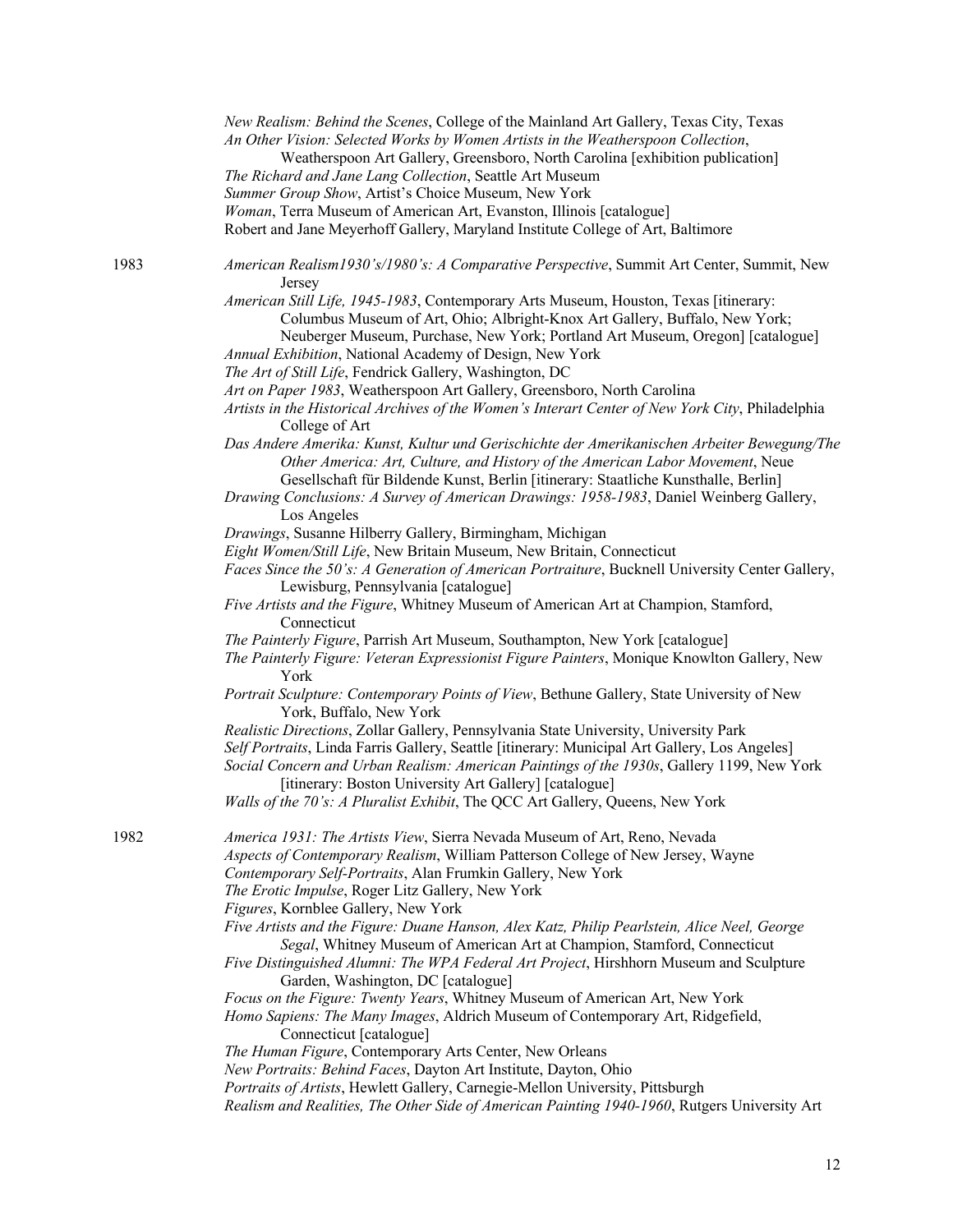*New Realism: Behind the Scenes*, College of the Mainland Art Gallery, Texas City, Texas
*An Other Vision: Selected Works by Women Artists in the Weatherspoon Collection*, Weatherspoon Art Gallery, Greensboro, North Carolina [exhibition publication]
*The Richard and Jane Lang Collection*, Seattle Art Museum
*Summer Group Show*, Artist's Choice Museum, New York
*Woman*, Terra Museum of American Art, Evanston, Illinois [catalogue]
Robert and Jane Meyerhoff Gallery, Maryland Institute College of Art, Baltimore

1983

*American Realism1930's/1980's: A Comparative Perspective*, Summit Art Center, Summit, New Jersey
*American Still Life, 1945-1983*, Contemporary Arts Museum, Houston, Texas [itinerary: Columbus Museum of Art, Ohio; Albright-Knox Art Gallery, Buffalo, New York; Neuberger Museum, Purchase, New York; Portland Art Museum, Oregon] [catalogue]
*Annual Exhibition*, National Academy of Design, New York
*The Art of Still Life*, Fendrick Gallery, Washington, DC
*Art on Paper 1983*, Weatherspoon Art Gallery, Greensboro, North Carolina
*Artists in the Historical Archives of the Women's Interart Center of New York City*, Philadelphia College of Art
*Das Andere Amerika: Kunst, Kultur und Gerischichte der Amerikanischen Arbeiter Bewegung/The Other America: Art, Culture, and History of the American Labor Movement*, Neue Gesellschaft für Bildende Kunst, Berlin [itinerary: Staatliche Kunsthalle, Berlin]
*Drawing Conclusions: A Survey of American Drawings: 1958-1983*, Daniel Weinberg Gallery, Los Angeles
*Drawings*, Susanne Hilberry Gallery, Birmingham, Michigan
*Eight Women/Still Life*, New Britain Museum, New Britain, Connecticut
*Faces Since the 50's: A Generation of American Portraiture*, Bucknell University Center Gallery, Lewisburg, Pennsylvania [catalogue]
*Five Artists and the Figure*, Whitney Museum of American Art at Champion, Stamford, Connecticut
*The Painterly Figure*, Parrish Art Museum, Southampton, New York [catalogue]
*The Painterly Figure: Veteran Expressionist Figure Painters*, Monique Knowlton Gallery, New York
*Portrait Sculpture: Contemporary Points of View*, Bethune Gallery, State University of New York, Buffalo, New York
*Realistic Directions*, Zollar Gallery, Pennsylvania State University, University Park
*Self Portraits*, Linda Farris Gallery, Seattle [itinerary: Municipal Art Gallery, Los Angeles]
*Social Concern and Urban Realism: American Paintings of the 1930s*, Gallery 1199, New York [itinerary: Boston University Art Gallery] [catalogue]
*Walls of the 70's: A Pluralist Exhibit*, The QCC Art Gallery, Queens, New York

1982

*America 1931: The Artists View*, Sierra Nevada Museum of Art, Reno, Nevada
*Aspects of Contemporary Realism*, William Patterson College of New Jersey, Wayne
*Contemporary Self-Portraits*, Alan Frumkin Gallery, New York
*The Erotic Impulse*, Roger Litz Gallery, New York
*Figures*, Kornblee Gallery, New York
*Five Artists and the Figure: Duane Hanson, Alex Katz, Philip Pearlstein, Alice Neel, George Segal*, Whitney Museum of American Art at Champion, Stamford, Connecticut
*Five Distinguished Alumni: The WPA Federal Art Project*, Hirshhorn Museum and Sculpture Garden, Washington, DC [catalogue]
*Focus on the Figure: Twenty Years*, Whitney Museum of American Art, New York
*Homo Sapiens: The Many Images*, Aldrich Museum of Contemporary Art, Ridgefield, Connecticut [catalogue]
*The Human Figure*, Contemporary Arts Center, New Orleans
*New Portraits: Behind Faces*, Dayton Art Institute, Dayton, Ohio
*Portraits of Artists*, Hewlett Gallery, Carnegie-Mellon University, Pittsburgh
*Realism and Realities, The Other Side of American Painting 1940-1960*, Rutgers University Art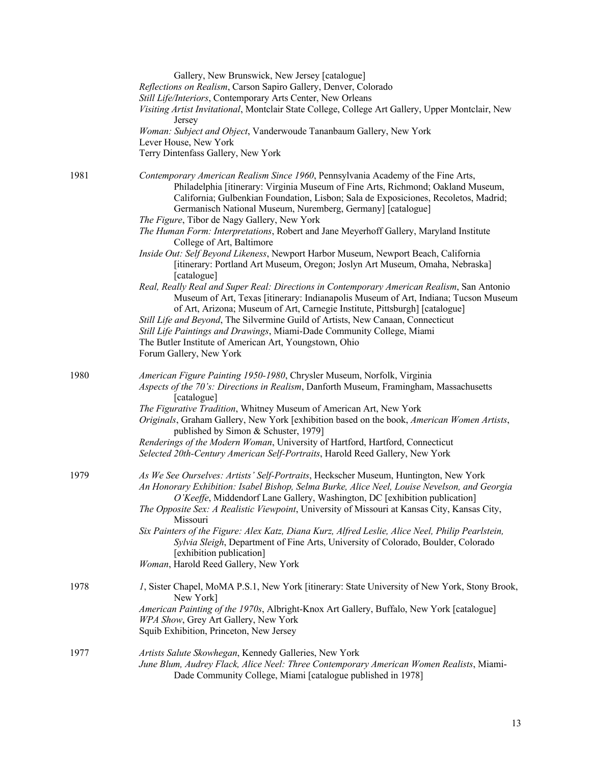Gallery, New Brunswick, New Jersey [catalogue]
*Reflections on Realism*, Carson Sapiro Gallery, Denver, Colorado
*Still Life/Interiors*, Contemporary Arts Center, New Orleans
*Visiting Artist Invitational*, Montclair State College, College Art Gallery, Upper Montclair, New Jersey
*Woman: Subject and Object*, Vanderwoude Tananbaum Gallery, New York
Lever House, New York
Terry Dintenfass Gallery, New York

**1981**

*Contemporary American Realism Since 1960*, Pennsylvania Academy of the Fine Arts, Philadelphia [itinerary: Virginia Museum of Fine Arts, Richmond; Oakland Museum, California; Gulbenkian Foundation, Lisbon; Sala de Exposiciones, Recoletos, Madrid; Germanisch National Museum, Nuremberg, Germany] [catalogue]
*The Figure*, Tibor de Nagy Gallery, New York
*The Human Form: Interpretations*, Robert and Jane Meyerhoff Gallery, Maryland Institute College of Art, Baltimore
*Inside Out: Self Beyond Likeness*, Newport Harbor Museum, Newport Beach, California [itinerary: Portland Art Museum, Oregon; Joslyn Art Museum, Omaha, Nebraska] [catalogue]
*Real, Really Real and Super Real: Directions in Contemporary American Realism*, San Antonio Museum of Art, Texas [itinerary: Indianapolis Museum of Art, Indiana; Tucson Museum of Art, Arizona; Museum of Art, Carnegie Institute, Pittsburgh] [catalogue]
*Still Life and Beyond*, The Silvermine Guild of Artists, New Canaan, Connecticut
*Still Life Paintings and Drawings*, Miami-Dade Community College, Miami
The Butler Institute of American Art, Youngstown, Ohio
Forum Gallery, New York

**1980**

*American Figure Painting 1950-1980*, Chrysler Museum, Norfolk, Virginia
*Aspects of the 70's: Directions in Realism*, Danforth Museum, Framingham, Massachusetts [catalogue]
*The Figurative Tradition*, Whitney Museum of American Art, New York
*Originals*, Graham Gallery, New York [exhibition based on the book, *American Women Artists*, published by Simon & Schuster, 1979]
*Renderings of the Modern Woman*, University of Hartford, Hartford, Connecticut
*Selected 20th-Century American Self-Portraits*, Harold Reed Gallery, New York

**1979**

*As We See Ourselves: Artists' Self-Portraits*, Heckscher Museum, Huntington, New York
*An Honorary Exhibition: Isabel Bishop, Selma Burke, Alice Neel, Louise Nevelson, and Georgia O'Keeffe*, Middendorf Lane Gallery, Washington, DC [exhibition publication]
*The Opposite Sex: A Realistic Viewpoint*, University of Missouri at Kansas City, Kansas City, Missouri
*Six Painters of the Figure: Alex Katz, Diana Kurz, Alfred Leslie, Alice Neel, Philip Pearlstein, Sylvia Sleigh*, Department of Fine Arts, University of Colorado, Boulder, Colorado [exhibition publication]
*Woman*, Harold Reed Gallery, New York

**1978**

*1*, Sister Chapel, MoMA P.S.1, New York [itinerary: State University of New York, Stony Brook, New York]
*American Painting of the 1970s*, Albright-Knox Art Gallery, Buffalo, New York [catalogue]
*WPA Show*, Grey Art Gallery, New York
Squib Exhibition, Princeton, New Jersey

**1977**

*Artists Salute Skowhegan*, Kennedy Galleries, New York
*June Blum, Audrey Flack, Alice Neel: Three Contemporary American Women Realists*, Miami-Dade Community College, Miami [catalogue published in 1978]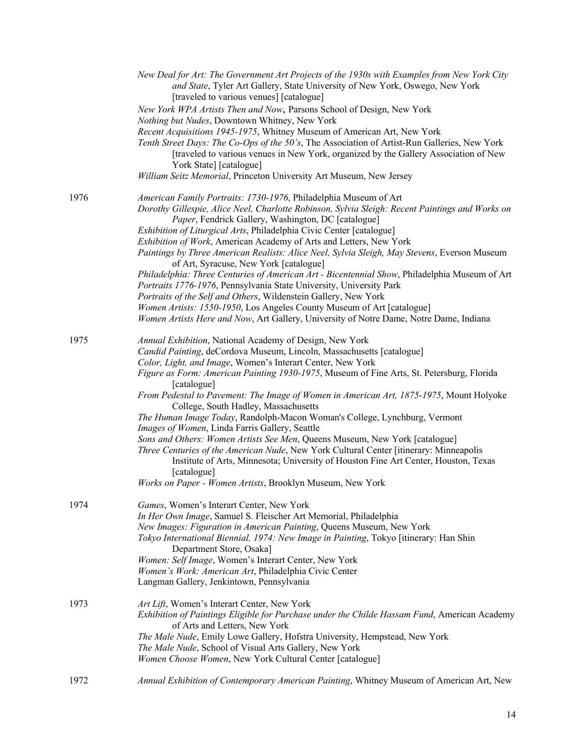*New Deal for Art: The Government Art Projects of the 1930s with Examples from New York City and State*, Tyler Art Gallery, State University of New York, Oswego, New York [traveled to various venues] [catalogue]

*New York WPA Artists Then and Now*, Parsons School of Design, New York

*Nothing but Nudes*, Downtown Whitney, New York

*Recent Acquisitions 1945-1975*, Whitney Museum of American Art, New York

*Tenth Street Days: The Co-Ops of the 50's*, The Association of Artist-Run Galleries, New York [traveled to various venues in New York, organized by the Gallery Association of New York State] [catalogue]

*William Seitz Memorial*, Princeton University Art Museum, New Jersey

1976

*American Family Portraits: 1730-1976*, Philadelphia Museum of Art

*Dorothy Gillespie, Alice Neel, Charlotte Robinson, Sylvia Sleigh: Recent Paintings and Works on Paper*, Fendrick Gallery, Washington, DC [catalogue]

*Exhibition of Liturgical Arts*, Philadelphia Civic Center [catalogue]

*Exhibition of Work*, American Academy of Arts and Letters, New York

*Paintings by Three American Realists: Alice Neel, Sylvia Sleigh, May Stevens*, Everson Museum of Art, Syracuse, New York [catalogue]

*Philadelphia: Three Centuries of American Art - Bicentennial Show*, Philadelphia Museum of Art

*Portraits 1776-1976*, Pennsylvania State University, University Park

*Portraits of the Self and Others*, Wildenstein Gallery, New York

*Women Artists: 1550-1950*, Los Angeles County Museum of Art [catalogue]

*Women Artists Here and Now*, Art Gallery, University of Notre Dame, Notre Dame, Indiana

1975

*Annual Exhibition*, National Academy of Design, New York

*Candid Painting*, deCordova Museum, Lincoln, Massachusetts [catalogue]

*Color, Light, and Image*, Women's Interart Center, New York

*Figure as Form: American Painting 1930-1975*, Museum of Fine Arts, St. Petersburg, Florida [catalogue]

*From Pedestal to Pavement: The Image of Women in American Art, 1875-1975*, Mount Holyoke College, South Hadley, Massachusetts

*The Human Image Today*, Randolph-Macon Woman's College, Lynchburg, Vermont

*Images of Women*, Linda Farris Gallery, Seattle

*Sons and Others: Women Artists See Men*, Queens Museum, New York [catalogue]

*Three Centuries of the American Nude*, New York Cultural Center [itinerary: Minneapolis Institute of Arts, Minnesota; University of Houston Fine Art Center, Houston, Texas [catalogue]

*Works on Paper - Women Artists*, Brooklyn Museum, New York

1974

*Games*, Women's Interart Center, New York

*In Her Own Image*, Samuel S. Fleischer Art Memorial, Philadelphia

*New Images: Figuration in American Painting*, Queens Museum, New York

*Tokyo International Biennial, 1974: New Image in Painting*, Tokyo [itinerary: Han Shin Department Store, Osaka]

*Women: Self Image*, Women's Interart Center, New York

*Women's Work: American Art*, Philadelphia Civic Center

Langman Gallery, Jenkintown, Pennsylvania

1973

*Art Lift*, Women's Interart Center, New York

*Exhibition of Paintings Eligible for Purchase under the Childe Hassam Fund*, American Academy of Arts and Letters, New York

*The Male Nude*, Emily Lowe Gallery, Hofstra University, Hempstead, New York

*The Male Nude*, School of Visual Arts Gallery, New York

*Women Choose Women*, New York Cultural Center [catalogue]

1972

*Annual Exhibition of Contemporary American Painting*, Whitney Museum of American Art, New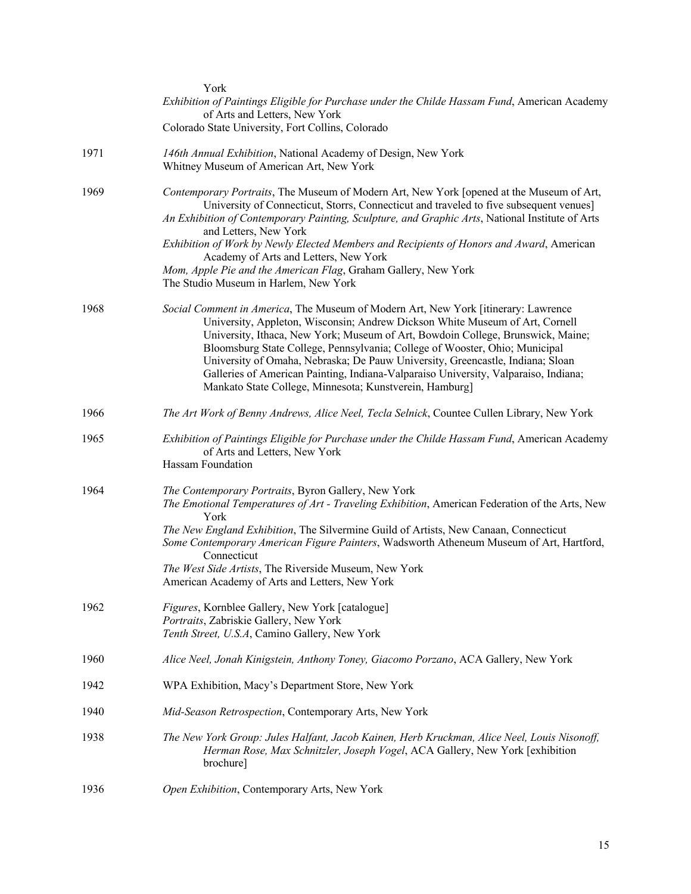York

*Exhibition of Paintings Eligible for Purchase under the Childe Hassam Fund*, American Academy of Arts and Letters, New York

Colorado State University, Fort Collins, Colorado

1971

*146th Annual Exhibition*, National Academy of Design, New York

Whitney Museum of American Art, New York

1969

*Contemporary Portraits*, The Museum of Modern Art, New York [opened at the Museum of Art, University of Connecticut, Storrs, Connecticut and traveled to five subsequent venues]

*An Exhibition of Contemporary Painting, Sculpture, and Graphic Arts*, National Institute of Arts and Letters, New York

*Exhibition of Work by Newly Elected Members and Recipients of Honors and Award*, American Academy of Arts and Letters, New York

*Mom, Apple Pie and the American Flag*, Graham Gallery, New York

The Studio Museum in Harlem, New York

1968

*Social Comment in America*, The Museum of Modern Art, New York [itinerary: Lawrence University, Appleton, Wisconsin; Andrew Dickson White Museum of Art, Cornell University, Ithaca, New York; Museum of Art, Bowdoin College, Brunswick, Maine; Bloomsburg State College, Pennsylvania; College of Wooster, Ohio; Municipal University of Omaha, Nebraska; De Pauw University, Greencastle, Indiana; Sloan Galleries of American Painting, Indiana-Valparaiso University, Valparaiso, Indiana; Mankato State College, Minnesota; Kunstverein, Hamburg]

1966

*The Art Work of Benny Andrews, Alice Neel, Tecla Selnick*, Countee Cullen Library, New York

1965

*Exhibition of Paintings Eligible for Purchase under the Childe Hassam Fund*, American Academy of Arts and Letters, New York

Hassam Foundation

1964

*The Contemporary Portraits*, Byron Gallery, New York

*The Emotional Temperatures of Art - Traveling Exhibition*, American Federation of the Arts, New York

*The New England Exhibition*, The Silvermine Guild of Artists, New Canaan, Connecticut

*Some Contemporary American Figure Painters*, Wadsworth Atheneum Museum of Art, Hartford, Connecticut

*The West Side Artists*, The Riverside Museum, New York

American Academy of Arts and Letters, New York

1962

*Figures*, Kornblee Gallery, New York [catalogue]

*Portraits*, Zabriskie Gallery, New York

*Tenth Street, U.S.A*, Camino Gallery, New York

1960

*Alice Neel, Jonah Kinigstein, Anthony Toney, Giacomo Porzano*, ACA Gallery, New York

1942

WPA Exhibition, Macy's Department Store, New York

1940

*Mid-Season Retrospection*, Contemporary Arts, New York

1938

*The New York Group: Jules Halfant, Jacob Kainen, Herb Kruckman, Alice Neel, Louis Nisonoff, Herman Rose, Max Schnitzler, Joseph Vogel*, ACA Gallery, New York [exhibition brochure]

1936

*Open Exhibition*, Contemporary Arts, New York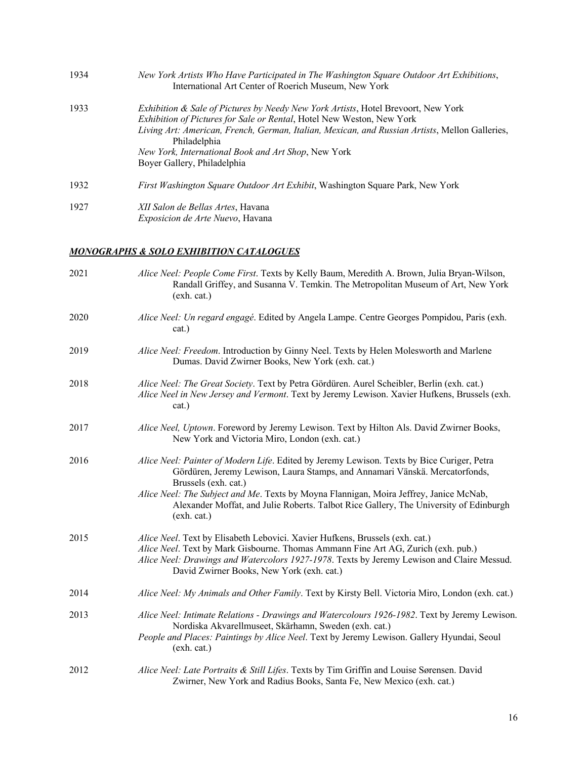1934 *New York Artists Who Have Participated in The Washington Square Outdoor Art Exhibitions*, International Art Center of Roerich Museum, New York

1933 *Exhibition & Sale of Pictures by Needy New York Artists*, Hotel Brevoort, New York
*Exhibition of Pictures for Sale or Rental*, Hotel New Weston, New York
*Living Art: American, French, German, Italian, Mexican, and Russian Artists*, Mellon Galleries, Philadelphia
*New York, International Book and Art Shop*, New York
Boyer Gallery, Philadelphia

1932 *First Washington Square Outdoor Art Exhibit*, Washington Square Park, New York

1927 *XII Salon de Bellas Artes*, Havana
*Exposicion de Arte Nuevo*, Havana

## ***MONOGRAPHS & SOLO EXHIBITION CATALOGUES***

2021 *Alice Neel: People Come First*. Texts by Kelly Baum, Meredith A. Brown, Julia Bryan-Wilson, Randall Griffey, and Susanna V. Temkin. The Metropolitan Museum of Art, New York (exh. cat.)

2020 *Alice Neel: Un regard engagé*. Edited by Angela Lampe. Centre Georges Pompidou, Paris (exh. cat.)

2019 *Alice Neel: Freedom*. Introduction by Ginny Neel. Texts by Helen Molesworth and Marlene Dumas. David Zwirner Books, New York (exh. cat.)

2018 *Alice Neel: The Great Society*. Text by Petra Gördüren. Aurel Scheibler, Berlin (exh. cat.)
*Alice Neel in New Jersey and Vermont*. Text by Jeremy Lewison. Xavier Hufkens, Brussels (exh. cat.)

2017 *Alice Neel, Uptown*. Foreword by Jeremy Lewison. Text by Hilton Als. David Zwirner Books, New York and Victoria Miro, London (exh. cat.)

2016 *Alice Neel: Painter of Modern Life*. Edited by Jeremy Lewison. Texts by Bice Curiger, Petra Gördüren, Jeremy Lewison, Laura Stamps, and Annamari Vänskä. Mercatorfonds, Brussels (exh. cat.)
*Alice Neel: The Subject and Me*. Texts by Moyna Flannigan, Moira Jeffrey, Janice McNab, Alexander Moffat, and Julie Roberts. Talbot Rice Gallery, The University of Edinburgh (exh. cat.)

2015 *Alice Neel*. Text by Elisabeth Lebovici. Xavier Hufkens, Brussels (exh. cat.)
*Alice Neel*. Text by Mark Gisbourne. Thomas Ammann Fine Art AG, Zurich (exh. pub.)
*Alice Neel: Drawings and Watercolors 1927-1978*. Texts by Jeremy Lewison and Claire Messud. David Zwirner Books, New York (exh. cat.)

2014 *Alice Neel: My Animals and Other Family*. Text by Kirsty Bell. Victoria Miro, London (exh. cat.)

2013 *Alice Neel: Intimate Relations - Drawings and Watercolours 1926-1982*. Text by Jeremy Lewison. Nordiska Akvarellmuseet, Skärhamn, Sweden (exh. cat.)
*People and Places: Paintings by Alice Neel*. Text by Jeremy Lewison. Gallery Hyundai, Seoul (exh. cat.)

2012 *Alice Neel: Late Portraits & Still Lifes*. Texts by Tim Griffin and Louise Sørensen. David Zwirner, New York and Radius Books, Santa Fe, New Mexico (exh. cat.)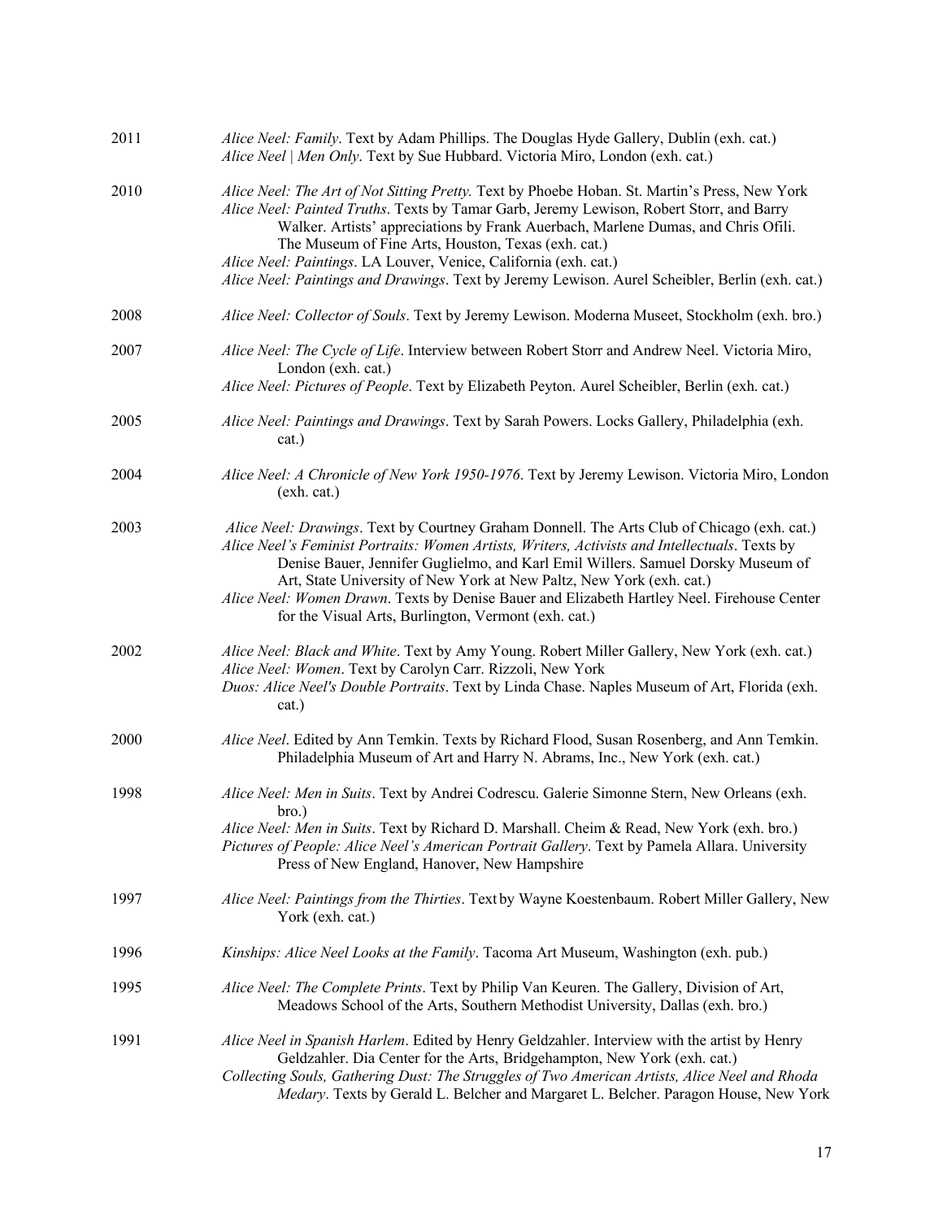2011 *Alice Neel: Family*. Text by Adam Phillips. The Douglas Hyde Gallery, Dublin (exh. cat.)
*Alice Neel | Men Only*. Text by Sue Hubbard. Victoria Miro, London (exh. cat.)

2010 *Alice Neel: The Art of Not Sitting Pretty.* Text by Phoebe Hoban. St. Martin's Press, New York
*Alice Neel: Painted Truths*. Texts by Tamar Garb, Jeremy Lewison, Robert Storr, and Barry Walker. Artists' appreciations by Frank Auerbach, Marlene Dumas, and Chris Ofili. The Museum of Fine Arts, Houston, Texas (exh. cat.)
*Alice Neel: Paintings*. LA Louver, Venice, California (exh. cat.)
*Alice Neel: Paintings and Drawings*. Text by Jeremy Lewison. Aurel Scheibler, Berlin (exh. cat.)

2008 *Alice Neel: Collector of Souls*. Text by Jeremy Lewison. Moderna Museet, Stockholm (exh. bro.)

2007 *Alice Neel: The Cycle of Life*. Interview between Robert Storr and Andrew Neel. Victoria Miro, London (exh. cat.)
*Alice Neel: Pictures of People*. Text by Elizabeth Peyton. Aurel Scheibler, Berlin (exh. cat.)

2005 *Alice Neel: Paintings and Drawings*. Text by Sarah Powers. Locks Gallery, Philadelphia (exh. cat.)

2004 *Alice Neel: A Chronicle of New York 1950-1976*. Text by Jeremy Lewison. Victoria Miro, London (exh. cat.)

2003 *Alice Neel: Drawings*. Text by Courtney Graham Donnell. The Arts Club of Chicago (exh. cat.)
*Alice Neel's Feminist Portraits: Women Artists, Writers, Activists and Intellectuals*. Texts by Denise Bauer, Jennifer Guglielmo, and Karl Emil Willers. Samuel Dorsky Museum of Art, State University of New York at New Paltz, New York (exh. cat.)
*Alice Neel: Women Drawn*. Texts by Denise Bauer and Elizabeth Hartley Neel. Firehouse Center for the Visual Arts, Burlington, Vermont (exh. cat.)

2002 *Alice Neel: Black and White*. Text by Amy Young. Robert Miller Gallery, New York (exh. cat.)
*Alice Neel: Women*. Text by Carolyn Carr. Rizzoli, New York
*Duos: Alice Neel's Double Portraits*. Text by Linda Chase. Naples Museum of Art, Florida (exh. cat.)

2000 *Alice Neel*. Edited by Ann Temkin. Texts by Richard Flood, Susan Rosenberg, and Ann Temkin. Philadelphia Museum of Art and Harry N. Abrams, Inc., New York (exh. cat.)

1998 *Alice Neel: Men in Suits*. Text by Andrei Codrescu. Galerie Simonne Stern, New Orleans (exh. bro.)
*Alice Neel: Men in Suits*. Text by Richard D. Marshall. Cheim & Read, New York (exh. bro.)
*Pictures of People: Alice Neel's American Portrait Gallery*. Text by Pamela Allara. University Press of New England, Hanover, New Hampshire

1997 *Alice Neel: Paintings from the Thirties*. Text by Wayne Koestenbaum. Robert Miller Gallery, New York (exh. cat.)

1996 *Kinships: Alice Neel Looks at the Family*. Tacoma Art Museum, Washington (exh. pub.)

1995 *Alice Neel: The Complete Prints*. Text by Philip Van Keuren. The Gallery, Division of Art, Meadows School of the Arts, Southern Methodist University, Dallas (exh. bro.)

1991 *Alice Neel in Spanish Harlem*. Edited by Henry Geldzahler. Interview with the artist by Henry Geldzahler. Dia Center for the Arts, Bridgehampton, New York (exh. cat.)
*Collecting Souls, Gathering Dust: The Struggles of Two American Artists, Alice Neel and Rhoda Medary*. Texts by Gerald L. Belcher and Margaret L. Belcher. Paragon House, New York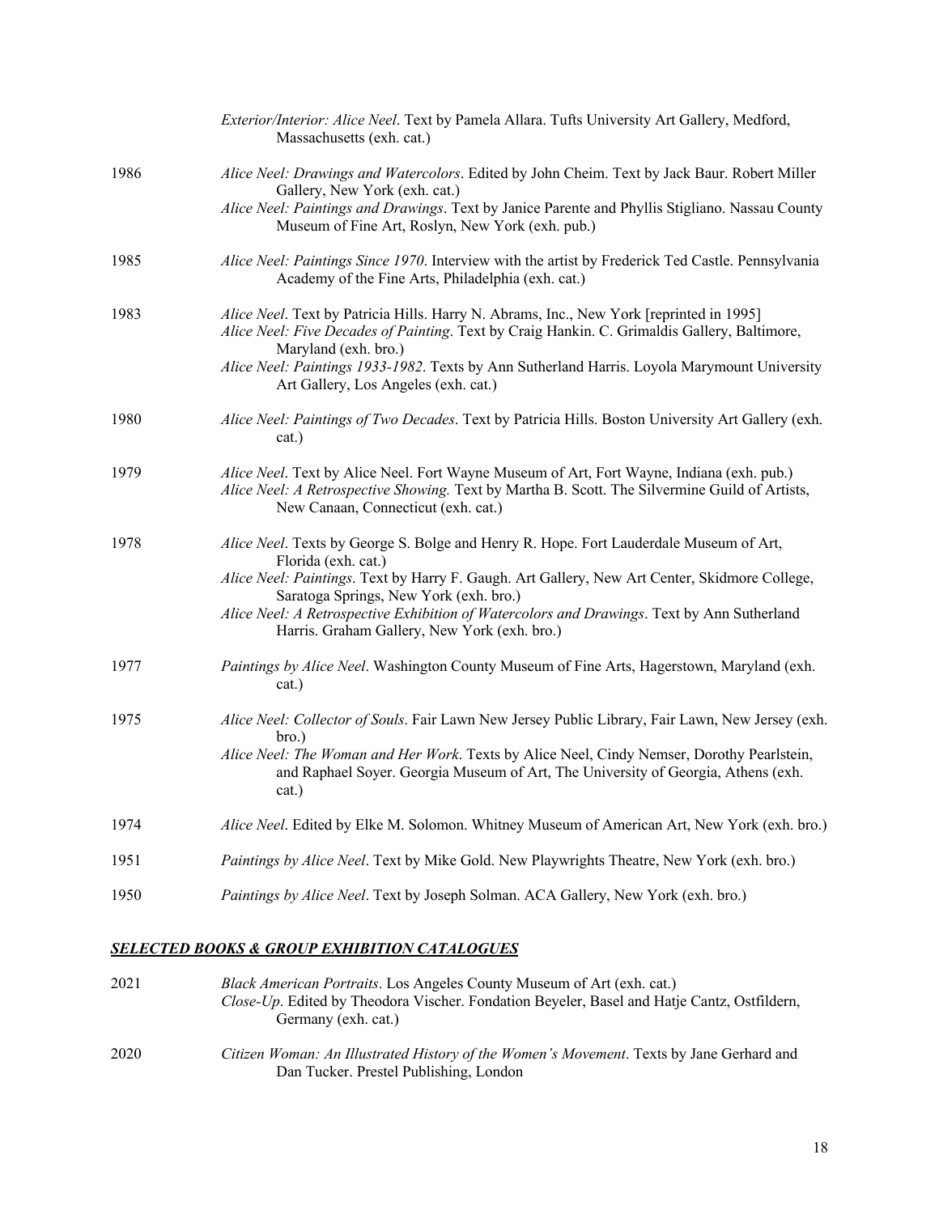*Exterior/Interior: Alice Neel*. Text by Pamela Allara. Tufts University Art Gallery, Medford, Massachusetts (exh. cat.)

1986 *Alice Neel: Drawings and Watercolors*. Edited by John Cheim. Text by Jack Baur. Robert Miller Gallery, New York (exh. cat.)

*Alice Neel: Paintings and Drawings*. Text by Janice Parente and Phyllis Stigliano. Nassau County Museum of Fine Art, Roslyn, New York (exh. pub.)

1985 *Alice Neel: Paintings Since 1970*. Interview with the artist by Frederick Ted Castle. Pennsylvania Academy of the Fine Arts, Philadelphia (exh. cat.)

1983 *Alice Neel*. Text by Patricia Hills. Harry N. Abrams, Inc., New York [reprinted in 1995]

*Alice Neel: Five Decades of Painting*. Text by Craig Hankin. C. Grimaldis Gallery, Baltimore, Maryland (exh. bro.)

*Alice Neel: Paintings 1933-1982*. Texts by Ann Sutherland Harris. Loyola Marymount University Art Gallery, Los Angeles (exh. cat.)

1980 *Alice Neel: Paintings of Two Decades*. Text by Patricia Hills. Boston University Art Gallery (exh. cat.)

1979 *Alice Neel*. Text by Alice Neel. Fort Wayne Museum of Art, Fort Wayne, Indiana (exh. pub.)

*Alice Neel: A Retrospective Showing.* Text by Martha B. Scott. The Silvermine Guild of Artists, New Canaan, Connecticut (exh. cat.)

1978 *Alice Neel*. Texts by George S. Bolge and Henry R. Hope. Fort Lauderdale Museum of Art, Florida (exh. cat.)

*Alice Neel: Paintings*. Text by Harry F. Gaugh. Art Gallery, New Art Center, Skidmore College, Saratoga Springs, New York (exh. bro.)

*Alice Neel: A Retrospective Exhibition of Watercolors and Drawings*. Text by Ann Sutherland Harris. Graham Gallery, New York (exh. bro.)

1977 *Paintings by Alice Neel*. Washington County Museum of Fine Arts, Hagerstown, Maryland (exh. cat.)

1975 *Alice Neel: Collector of Souls*. Fair Lawn New Jersey Public Library, Fair Lawn, New Jersey (exh. bro.)

*Alice Neel: The Woman and Her Work*. Texts by Alice Neel, Cindy Nemser, Dorothy Pearlstein, and Raphael Soyer. Georgia Museum of Art, The University of Georgia, Athens (exh. cat.)

1974 *Alice Neel*. Edited by Elke M. Solomon. Whitney Museum of American Art, New York (exh. bro.)

1951 *Paintings by Alice Neel*. Text by Mike Gold. New Playwrights Theatre, New York (exh. bro.)

1950 *Paintings by Alice Neel*. Text by Joseph Solman. ACA Gallery, New York (exh. bro.)

## ***SELECTED BOOKS & GROUP EXHIBITION CATALOGUES***

2021 *Black American Portraits*. Los Angeles County Museum of Art (exh. cat.)

*Close-Up*. Edited by Theodora Vischer. Fondation Beyeler, Basel and Hatje Cantz, Ostfildern, Germany (exh. cat.)

2020 *Citizen Woman: An Illustrated History of the Women's Movement*. Texts by Jane Gerhard and Dan Tucker. Prestel Publishing, London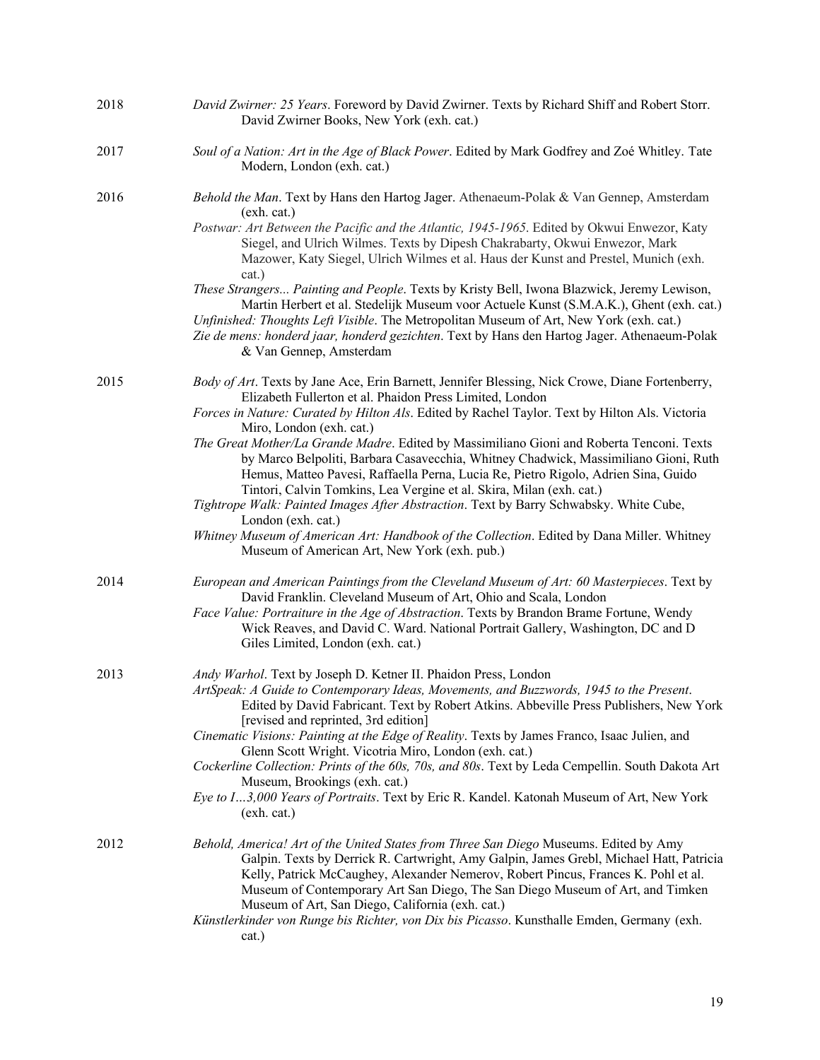2018 *David Zwirner: 25 Years*. Foreword by David Zwirner. Texts by Richard Shiff and Robert Storr. David Zwirner Books, New York (exh. cat.)

2017 *Soul of a Nation: Art in the Age of Black Power*. Edited by Mark Godfrey and Zoé Whitley. Tate Modern, London (exh. cat.)

2016 *Behold the Man*. Text by Hans den Hartog Jager. Athenaeum-Polak & Van Gennep, Amsterdam (exh. cat.)

*Postwar: Art Between the Pacific and the Atlantic, 1945-1965*. Edited by Okwui Enwezor, Katy Siegel, and Ulrich Wilmes. Texts by Dipesh Chakrabarty, Okwui Enwezor, Mark Mazower, Katy Siegel, Ulrich Wilmes et al. Haus der Kunst and Prestel, Munich (exh. cat.)

*These Strangers... Painting and People*. Texts by Kristy Bell, Iwona Blazwick, Jeremy Lewison, Martin Herbert et al. Stedelijk Museum voor Actuele Kunst (S.M.A.K.), Ghent (exh. cat.)

*Unfinished: Thoughts Left Visible*. The Metropolitan Museum of Art, New York (exh. cat.)

*Zie de mens: honderd jaar, honderd gezichten*. Text by Hans den Hartog Jager. Athenaeum-Polak & Van Gennep, Amsterdam

2015 *Body of Art*. Texts by Jane Ace, Erin Barnett, Jennifer Blessing, Nick Crowe, Diane Fortenberry, Elizabeth Fullerton et al. Phaidon Press Limited, London

*Forces in Nature: Curated by Hilton Als*. Edited by Rachel Taylor. Text by Hilton Als. Victoria Miro, London (exh. cat.)

*The Great Mother/La Grande Madre*. Edited by Massimiliano Gioni and Roberta Tenconi. Texts by Marco Belpoliti, Barbara Casavecchia, Whitney Chadwick, Massimiliano Gioni, Ruth Hemus, Matteo Pavesi, Raffaella Perna, Lucia Re, Pietro Rigolo, Adrien Sina, Guido Tintori, Calvin Tomkins, Lea Vergine et al. Skira, Milan (exh. cat.)

*Tightrope Walk: Painted Images After Abstraction*. Text by Barry Schwabsky. White Cube, London (exh. cat.)

*Whitney Museum of American Art: Handbook of the Collection*. Edited by Dana Miller. Whitney Museum of American Art, New York (exh. pub.)

2014 *European and American Paintings from the Cleveland Museum of Art: 60 Masterpieces*. Text by David Franklin. Cleveland Museum of Art, Ohio and Scala, London

*Face Value: Portraiture in the Age of Abstraction*. Texts by Brandon Brame Fortune, Wendy Wick Reaves, and David C. Ward. National Portrait Gallery, Washington, DC and D Giles Limited, London (exh. cat.)

2013 *Andy Warhol*. Text by Joseph D. Ketner II. Phaidon Press, London

*ArtSpeak: A Guide to Contemporary Ideas, Movements, and Buzzwords, 1945 to the Present*. Edited by David Fabricant. Text by Robert Atkins. Abbeville Press Publishers, New York [revised and reprinted, 3rd edition]

*Cinematic Visions: Painting at the Edge of Reality*. Texts by James Franco, Isaac Julien, and Glenn Scott Wright. Vicotria Miro, London (exh. cat.)

*Cockerline Collection: Prints of the 60s, 70s, and 80s*. Text by Leda Cempellin. South Dakota Art Museum, Brookings (exh. cat.)

*Eye to I…3,000 Years of Portraits*. Text by Eric R. Kandel. Katonah Museum of Art, New York (exh. cat.)

2012 *Behold, America! Art of the United States from Three San Diego* Museums. Edited by Amy Galpin. Texts by Derrick R. Cartwright, Amy Galpin, James Grebl, Michael Hatt, Patricia Kelly, Patrick McCaughey, Alexander Nemerov, Robert Pincus, Frances K. Pohl et al. Museum of Contemporary Art San Diego, The San Diego Museum of Art, and Timken Museum of Art, San Diego, California (exh. cat.)

*Künstlerkinder von Runge bis Richter, von Dix bis Picasso*. Kunsthalle Emden, Germany (exh. cat.)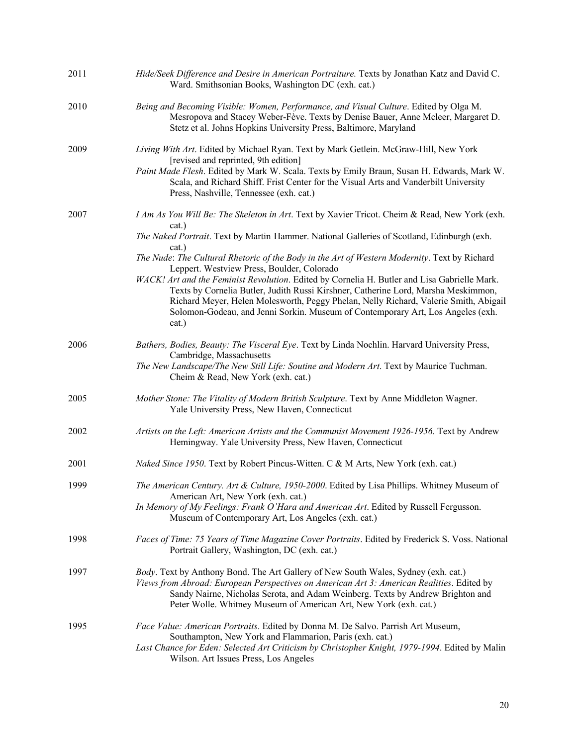2011 *Hide/Seek Difference and Desire in American Portraiture.* Texts by Jonathan Katz and David C. Ward. Smithsonian Books, Washington DC (exh. cat.)

2010 *Being and Becoming Visible: Women, Performance, and Visual Culture*. Edited by Olga M. Mesropova and Stacey Weber-Fève. Texts by Denise Bauer, Anne Mcleer, Margaret D. Stetz et al. Johns Hopkins University Press, Baltimore, Maryland

2009 *Living With Art*. Edited by Michael Ryan. Text by Mark Getlein. McGraw-Hill, New York [revised and reprinted, 9th edition]

*Paint Made Flesh*. Edited by Mark W. Scala. Texts by Emily Braun, Susan H. Edwards, Mark W. Scala, and Richard Shiff. Frist Center for the Visual Arts and Vanderbilt University Press, Nashville, Tennessee (exh. cat.)

2007 *I Am As You Will Be: The Skeleton in Art*. Text by Xavier Tricot. Cheim & Read, New York (exh. cat.)

*The Naked Portrait*. Text by Martin Hammer. National Galleries of Scotland, Edinburgh (exh. cat.)

*The Nude*: *The Cultural Rhetoric of the Body in the Art of Western Modernity*. Text by Richard Leppert. Westview Press, Boulder, Colorado

*WACK! Art and the Feminist Revolution*. Edited by Cornelia H. Butler and Lisa Gabrielle Mark. Texts by Cornelia Butler, Judith Russi Kirshner, Catherine Lord, Marsha Meskimmon, Richard Meyer, Helen Molesworth, Peggy Phelan, Nelly Richard, Valerie Smith, Abigail Solomon-Godeau, and Jenni Sorkin. Museum of Contemporary Art, Los Angeles (exh. cat.)

2006 *Bathers, Bodies, Beauty: The Visceral Eye*. Text by Linda Nochlin. Harvard University Press, Cambridge, Massachusetts

*The New Landscape/The New Still Life: Soutine and Modern Art*. Text by Maurice Tuchman. Cheim & Read, New York (exh. cat.)

2005 *Mother Stone: The Vitality of Modern British Sculpture*. Text by Anne Middleton Wagner. Yale University Press, New Haven, Connecticut

2002 *Artists on the Left: American Artists and the Communist Movement 1926-1956*. Text by Andrew Hemingway. Yale University Press, New Haven, Connecticut

2001 *Naked Since 1950*. Text by Robert Pincus-Witten. C & M Arts, New York (exh. cat.)

1999 *The American Century. Art & Culture, 1950-2000*. Edited by Lisa Phillips. Whitney Museum of American Art, New York (exh. cat.)

*In Memory of My Feelings: Frank O'Hara and American Art*. Edited by Russell Fergusson. Museum of Contemporary Art, Los Angeles (exh. cat.)

1998 *Faces of Time: 75 Years of Time Magazine Cover Portraits*. Edited by Frederick S. Voss. National Portrait Gallery, Washington, DC (exh. cat.)

1997 *Body*. Text by Anthony Bond. The Art Gallery of New South Wales, Sydney (exh. cat.)

*Views from Abroad: European Perspectives on American Art 3: American Realities*. Edited by Sandy Nairne, Nicholas Serota, and Adam Weinberg. Texts by Andrew Brighton and Peter Wolle. Whitney Museum of American Art, New York (exh. cat.)

1995 *Face Value: American Portraits*. Edited by Donna M. De Salvo. Parrish Art Museum, Southampton, New York and Flammarion, Paris (exh. cat.)

*Last Chance for Eden: Selected Art Criticism by Christopher Knight, 1979-1994*. Edited by Malin Wilson. Art Issues Press, Los Angeles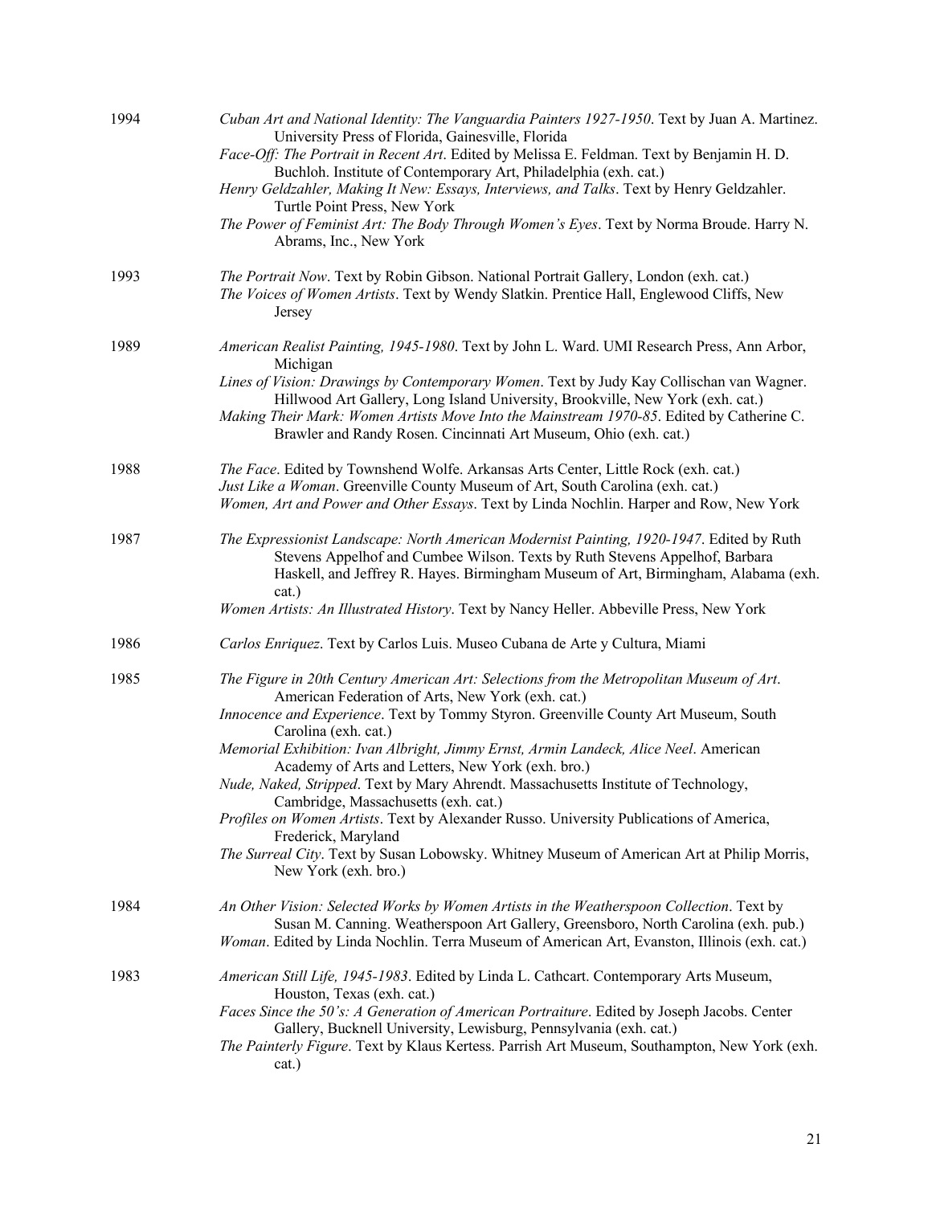1994

*Cuban Art and National Identity: The Vanguardia Painters 1927-1950*. Text by Juan A. Martinez. University Press of Florida, Gainesville, Florida

*Face-Off: The Portrait in Recent Art*. Edited by Melissa E. Feldman. Text by Benjamin H. D. Buchloh. Institute of Contemporary Art, Philadelphia (exh. cat.)

*Henry Geldzahler, Making It New: Essays, Interviews, and Talks*. Text by Henry Geldzahler. Turtle Point Press, New York

*The Power of Feminist Art: The Body Through Women's Eyes*. Text by Norma Broude. Harry N. Abrams, Inc., New York

1993

*The Portrait Now*. Text by Robin Gibson. National Portrait Gallery, London (exh. cat.)

*The Voices of Women Artists*. Text by Wendy Slatkin. Prentice Hall, Englewood Cliffs, New Jersey

1989

*American Realist Painting, 1945-1980*. Text by John L. Ward. UMI Research Press, Ann Arbor, Michigan

*Lines of Vision: Drawings by Contemporary Women*. Text by Judy Kay Collischan van Wagner. Hillwood Art Gallery, Long Island University, Brookville, New York (exh. cat.)

*Making Their Mark: Women Artists Move Into the Mainstream 1970-85*. Edited by Catherine C. Brawler and Randy Rosen. Cincinnati Art Museum, Ohio (exh. cat.)

1988

*The Face*. Edited by Townshend Wolfe. Arkansas Arts Center, Little Rock (exh. cat.)

*Just Like a Woman*. Greenville County Museum of Art, South Carolina (exh. cat.)

*Women, Art and Power and Other Essays*. Text by Linda Nochlin. Harper and Row, New York

1987

*The Expressionist Landscape: North American Modernist Painting, 1920-1947*. Edited by Ruth Stevens Appelhof and Cumbee Wilson. Texts by Ruth Stevens Appelhof, Barbara Haskell, and Jeffrey R. Hayes. Birmingham Museum of Art, Birmingham, Alabama (exh. cat.)

*Women Artists: An Illustrated History*. Text by Nancy Heller. Abbeville Press, New York

1986

*Carlos Enriquez*. Text by Carlos Luis. Museo Cubana de Arte y Cultura, Miami

1985

*The Figure in 20th Century American Art: Selections from the Metropolitan Museum of Art*. American Federation of Arts, New York (exh. cat.)

*Innocence and Experience*. Text by Tommy Styron. Greenville County Art Museum, South Carolina (exh. cat.)

*Memorial Exhibition: Ivan Albright, Jimmy Ernst, Armin Landeck, Alice Neel*. American Academy of Arts and Letters, New York (exh. bro.)

*Nude, Naked, Stripped*. Text by Mary Ahrendt. Massachusetts Institute of Technology, Cambridge, Massachusetts (exh. cat.)

*Profiles on Women Artists*. Text by Alexander Russo. University Publications of America, Frederick, Maryland

*The Surreal City*. Text by Susan Lobowsky. Whitney Museum of American Art at Philip Morris, New York (exh. bro.)

1984

*An Other Vision: Selected Works by Women Artists in the Weatherspoon Collection*. Text by Susan M. Canning. Weatherspoon Art Gallery, Greensboro, North Carolina (exh. pub.)

*Woman*. Edited by Linda Nochlin. Terra Museum of American Art, Evanston, Illinois (exh. cat.)

1983

*American Still Life, 1945-1983*. Edited by Linda L. Cathcart. Contemporary Arts Museum, Houston, Texas (exh. cat.)

*Faces Since the 50's: A Generation of American Portraiture*. Edited by Joseph Jacobs. Center Gallery, Bucknell University, Lewisburg, Pennsylvania (exh. cat.)

*The Painterly Figure*. Text by Klaus Kertess. Parrish Art Museum, Southampton, New York (exh. cat.)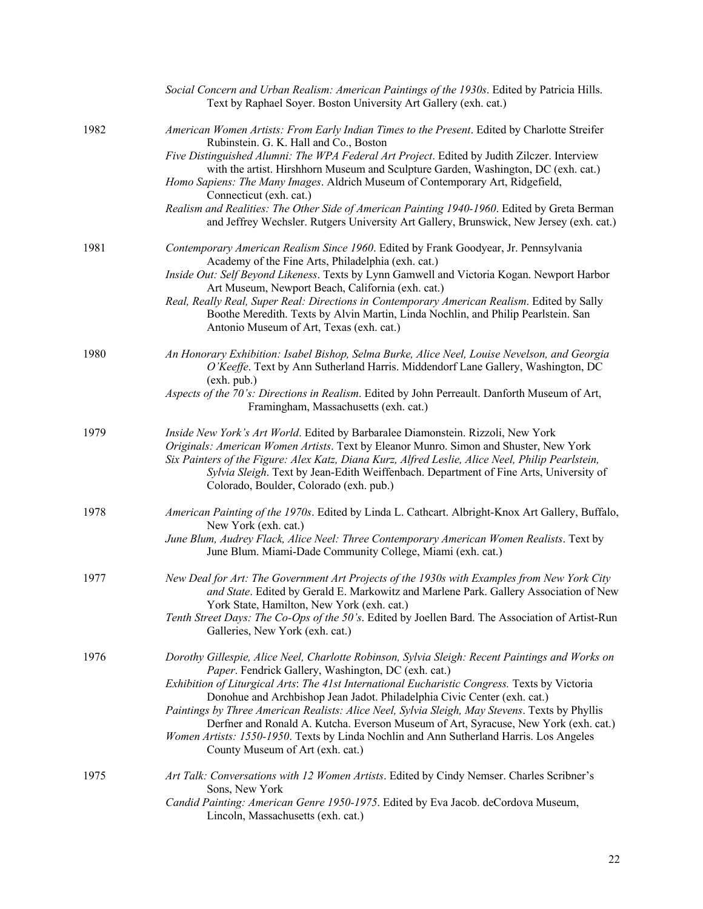*Social Concern and Urban Realism: American Paintings of the 1930s*. Edited by Patricia Hills. Text by Raphael Soyer. Boston University Art Gallery (exh. cat.)

1982

*American Women Artists: From Early Indian Times to the Present*. Edited by Charlotte Streifer Rubinstein. G. K. Hall and Co., Boston

*Five Distinguished Alumni: The WPA Federal Art Project*. Edited by Judith Zilczer. Interview with the artist. Hirshhorn Museum and Sculpture Garden, Washington, DC (exh. cat.)

*Homo Sapiens: The Many Images*. Aldrich Museum of Contemporary Art, Ridgefield, Connecticut (exh. cat.)

*Realism and Realities: The Other Side of American Painting 1940-1960*. Edited by Greta Berman and Jeffrey Wechsler. Rutgers University Art Gallery, Brunswick, New Jersey (exh. cat.)

1981

*Contemporary American Realism Since 1960*. Edited by Frank Goodyear, Jr. Pennsylvania Academy of the Fine Arts, Philadelphia (exh. cat.)

*Inside Out: Self Beyond Likeness*. Texts by Lynn Gamwell and Victoria Kogan. Newport Harbor Art Museum, Newport Beach, California (exh. cat.)

*Real, Really Real, Super Real: Directions in Contemporary American Realism*. Edited by Sally Boothe Meredith. Texts by Alvin Martin, Linda Nochlin, and Philip Pearlstein. San Antonio Museum of Art, Texas (exh. cat.)

1980

*An Honorary Exhibition: Isabel Bishop, Selma Burke, Alice Neel, Louise Nevelson, and Georgia O'Keeffe*. Text by Ann Sutherland Harris. Middendorf Lane Gallery, Washington, DC (exh. pub.)

*Aspects of the 70's: Directions in Realism*. Edited by John Perreault. Danforth Museum of Art, Framingham, Massachusetts (exh. cat.)

1979

*Inside New York's Art World*. Edited by Barbaralee Diamonstein. Rizzoli, New York

*Originals: American Women Artists*. Text by Eleanor Munro. Simon and Shuster, New York

*Six Painters of the Figure: Alex Katz, Diana Kurz, Alfred Leslie, Alice Neel, Philip Pearlstein, Sylvia Sleigh*. Text by Jean-Edith Weiffenbach. Department of Fine Arts, University of Colorado, Boulder, Colorado (exh. pub.)

1978

*American Painting of the 1970s*. Edited by Linda L. Cathcart. Albright-Knox Art Gallery, Buffalo, New York (exh. cat.)

*June Blum, Audrey Flack, Alice Neel: Three Contemporary American Women Realists*. Text by June Blum. Miami-Dade Community College, Miami (exh. cat.)

1977

*New Deal for Art: The Government Art Projects of the 1930s with Examples from New York City and State*. Edited by Gerald E. Markowitz and Marlene Park. Gallery Association of New York State, Hamilton, New York (exh. cat.)

*Tenth Street Days: The Co-Ops of the 50's*. Edited by Joellen Bard. The Association of Artist-Run Galleries, New York (exh. cat.)

1976

*Dorothy Gillespie, Alice Neel, Charlotte Robinson, Sylvia Sleigh: Recent Paintings and Works on Paper*. Fendrick Gallery, Washington, DC (exh. cat.)

*Exhibition of Liturgical Arts*: *The 41st International Eucharistic Congress.* Texts by Victoria Donohue and Archbishop Jean Jadot. Philadelphia Civic Center (exh. cat.)

*Paintings by Three American Realists: Alice Neel, Sylvia Sleigh, May Stevens*. Texts by Phyllis Derfner and Ronald A. Kutcha. Everson Museum of Art, Syracuse, New York (exh. cat.)

*Women Artists: 1550-1950*. Texts by Linda Nochlin and Ann Sutherland Harris. Los Angeles County Museum of Art (exh. cat.)

1975

*Art Talk: Conversations with 12 Women Artists*. Edited by Cindy Nemser. Charles Scribner's Sons, New York

*Candid Painting: American Genre 1950-1975*. Edited by Eva Jacob. deCordova Museum, Lincoln, Massachusetts (exh. cat.)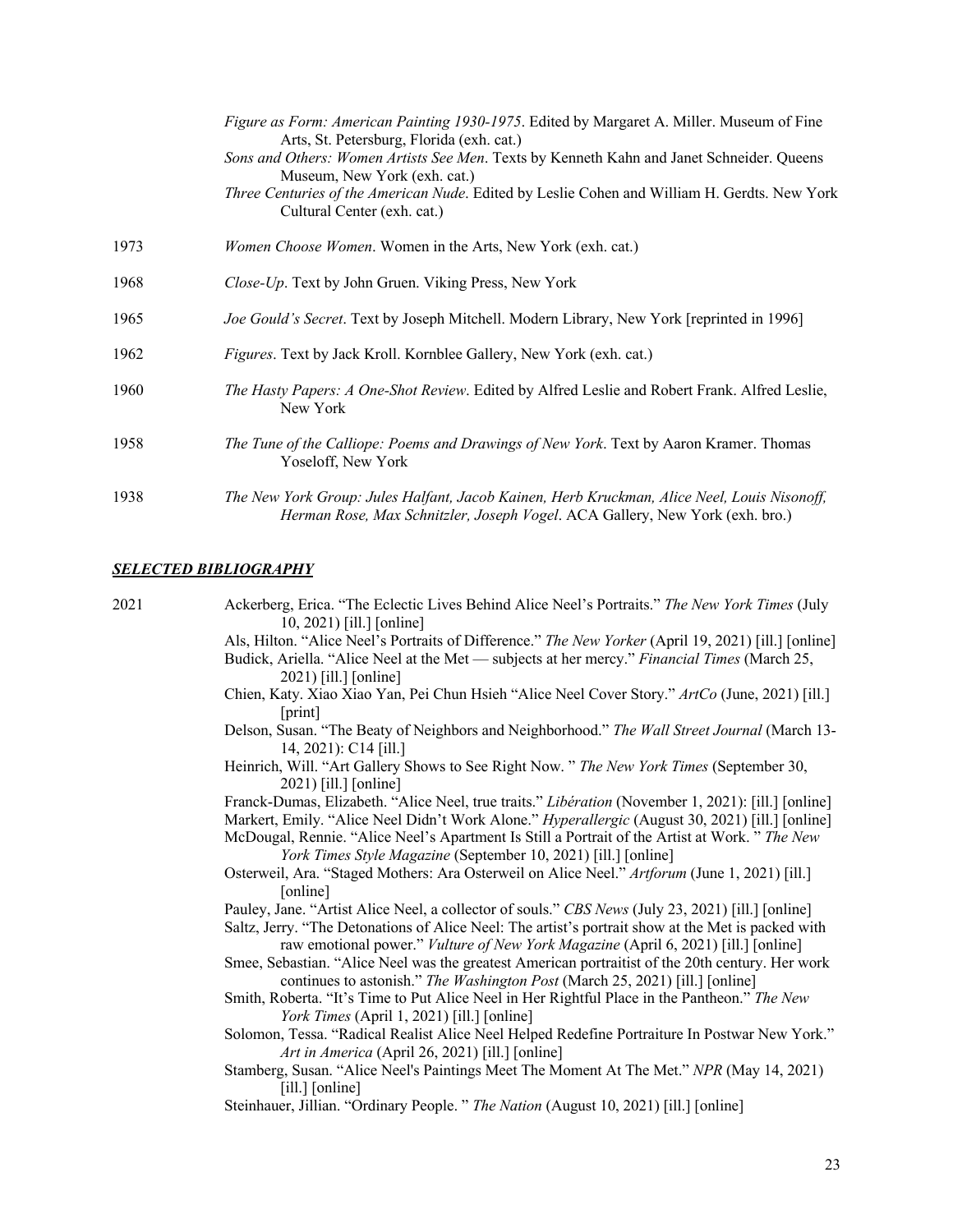*Figure as Form: American Painting 1930-1975*. Edited by Margaret A. Miller. Museum of Fine Arts, St. Petersburg, Florida (exh. cat.)

*Sons and Others: Women Artists See Men*. Texts by Kenneth Kahn and Janet Schneider. Queens Museum, New York (exh. cat.)

*Three Centuries of the American Nude*. Edited by Leslie Cohen and William H. Gerdts. New York Cultural Center (exh. cat.)

1973 *Women Choose Women*. Women in the Arts, New York (exh. cat.)

1968 *Close-Up*. Text by John Gruen. Viking Press, New York

1965 *Joe Gould's Secret*. Text by Joseph Mitchell. Modern Library, New York [reprinted in 1996]

1962 *Figures*. Text by Jack Kroll. Kornblee Gallery, New York (exh. cat.)

1960 *The Hasty Papers: A One-Shot Review*. Edited by Alfred Leslie and Robert Frank. Alfred Leslie, New York

1958 *The Tune of the Calliope: Poems and Drawings of New York*. Text by Aaron Kramer. Thomas Yoseloff, New York

1938 *The New York Group: Jules Halfant, Jacob Kainen, Herb Kruckman, Alice Neel, Louis Nisonoff, Herman Rose, Max Schnitzler, Joseph Vogel*. ACA Gallery, New York (exh. bro.)

## ***SELECTED BIBLIOGRAPHY***

2021

Ackerberg, Erica. "The Eclectic Lives Behind Alice Neel's Portraits." *The New York Times* (July 10, 2021) [ill.] [online]

Als, Hilton. "Alice Neel's Portraits of Difference." *The New Yorker* (April 19, 2021) [ill.] [online]

Budick, Ariella. "Alice Neel at the Met — subjects at her mercy." *Financial Times* (March 25, 2021) [ill.] [online]

Chien, Katy. Xiao Xiao Yan, Pei Chun Hsieh "Alice Neel Cover Story." *ArtCo* (June, 2021) [ill.] [print]

Delson, Susan. "The Beaty of Neighbors and Neighborhood." *The Wall Street Journal* (March 13-14, 2021): C14 [ill.]

Heinrich, Will. "Art Gallery Shows to See Right Now. " *The New York Times* (September 30, 2021) [ill.] [online]

Franck-Dumas, Elizabeth. "Alice Neel, true traits." *Libération* (November 1, 2021): [ill.] [online]

Markert, Emily. "Alice Neel Didn't Work Alone." *Hyperallergic* (August 30, 2021) [ill.] [online]

McDougal, Rennie. "Alice Neel's Apartment Is Still a Portrait of the Artist at Work. " *The New York Times Style Magazine* (September 10, 2021) [ill.] [online]

Osterweil, Ara. "Staged Mothers: Ara Osterweil on Alice Neel." *Artforum* (June 1, 2021) [ill.] [online]

Pauley, Jane. "Artist Alice Neel, a collector of souls." *CBS News* (July 23, 2021) [ill.] [online]

Saltz, Jerry. "The Detonations of Alice Neel: The artist's portrait show at the Met is packed with raw emotional power." *Vulture of New York Magazine* (April 6, 2021) [ill.] [online]

Smee, Sebastian. "Alice Neel was the greatest American portraitist of the 20th century. Her work continues to astonish." *The Washington Post* (March 25, 2021) [ill.] [online]

Smith, Roberta. "It's Time to Put Alice Neel in Her Rightful Place in the Pantheon." *The New York Times* (April 1, 2021) [ill.] [online]

Solomon, Tessa. "Radical Realist Alice Neel Helped Redefine Portraiture In Postwar New York." *Art in America* (April 26, 2021) [ill.] [online]

Stamberg, Susan. "Alice Neel's Paintings Meet The Moment At The Met." *NPR* (May 14, 2021) [ill.] [online]

Steinhauer, Jillian. "Ordinary People. " *The Nation* (August 10, 2021) [ill.] [online]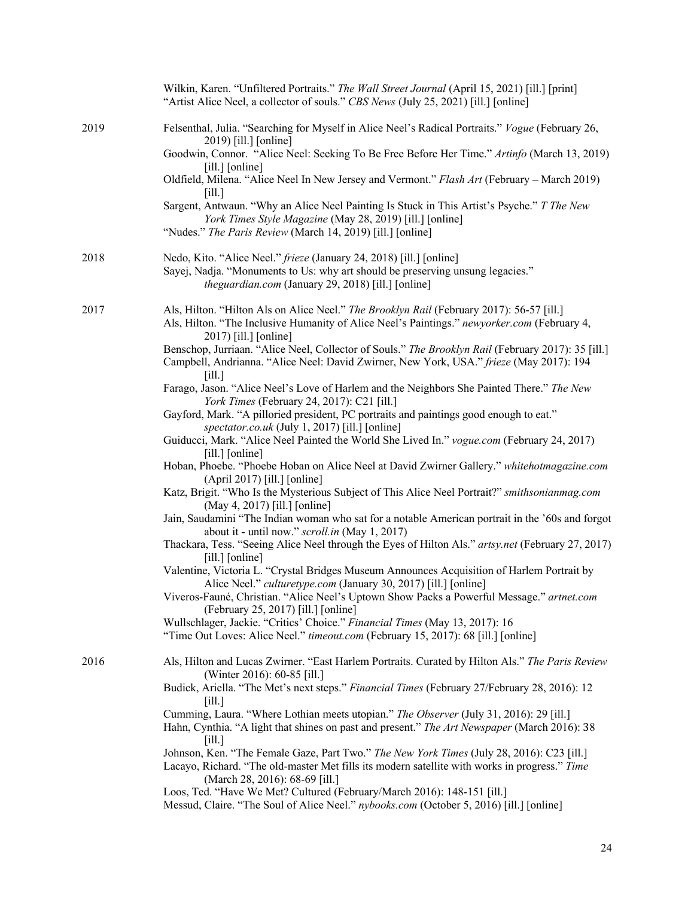Wilkin, Karen. "Unfiltered Portraits." *The Wall Street Journal* (April 15, 2021) [ill.] [print]

"Artist Alice Neel, a collector of souls." *CBS News* (July 25, 2021) [ill.] [online]

**2019**

Felsenthal, Julia. "Searching for Myself in Alice Neel's Radical Portraits." *Vogue* (February 26, 2019) [ill.] [online]

Goodwin, Connor. "Alice Neel: Seeking To Be Free Before Her Time." *Artinfo* (March 13, 2019) [ill.] [online]

Oldfield, Milena. "Alice Neel In New Jersey and Vermont." *Flash Art* (February – March 2019) [ill.]

Sargent, Antwaun. "Why an Alice Neel Painting Is Stuck in This Artist's Psyche." *T The New York Times Style Magazine* (May 28, 2019) [ill.] [online]

"Nudes." *The Paris Review* (March 14, 2019) [ill.] [online]

**2018**

Nedo, Kito. "Alice Neel." *frieze* (January 24, 2018) [ill.] [online]

Sayej, Nadja. "Monuments to Us: why art should be preserving unsung legacies." *theguardian.com* (January 29, 2018) [ill.] [online]

**2017**

Als, Hilton. "Hilton Als on Alice Neel." *The Brooklyn Rail* (February 2017): 56-57 [ill.]

Als, Hilton. "The Inclusive Humanity of Alice Neel's Paintings." *newyorker.com* (February 4, 2017) [ill.] [online]

Benschop, Jurriaan. "Alice Neel, Collector of Souls." *The Brooklyn Rail* (February 2017): 35 [ill.]

Campbell, Andrianna. "Alice Neel: David Zwirner, New York, USA." *frieze* (May 2017): 194 [ill.]

Farago, Jason. "Alice Neel's Love of Harlem and the Neighbors She Painted There." *The New York Times* (February 24, 2017): C21 [ill.]

Gayford, Mark. "A pilloried president, PC portraits and paintings good enough to eat." *spectator.co.uk* (July 1, 2017) [ill.] [online]

Guiducci, Mark. "Alice Neel Painted the World She Lived In." *vogue.com* (February 24, 2017) [ill.] [online]

Hoban, Phoebe. "Phoebe Hoban on Alice Neel at David Zwirner Gallery." *whitehotmagazine.com* (April 2017) [ill.] [online]

Katz, Brigit. "Who Is the Mysterious Subject of This Alice Neel Portrait?" *smithsonianmag.com* (May 4, 2017) [ill.] [online]

Jain, Saudamini "The Indian woman who sat for a notable American portrait in the '60s and forgot about it - until now." *scroll.in* (May 1, 2017)

Thackara, Tess. "Seeing Alice Neel through the Eyes of Hilton Als." *artsy.net* (February 27, 2017) [ill.] [online]

Valentine, Victoria L. "Crystal Bridges Museum Announces Acquisition of Harlem Portrait by Alice Neel." *culturetype.com* (January 30, 2017) [ill.] [online]

Viveros-Fauné, Christian. "Alice Neel's Uptown Show Packs a Powerful Message." *artnet.com* (February 25, 2017) [ill.] [online]

Wullschlager, Jackie. "Critics' Choice." *Financial Times* (May 13, 2017): 16

"Time Out Loves: Alice Neel." *timeout.com* (February 15, 2017): 68 [ill.] [online]

**2016**

Als, Hilton and Lucas Zwirner. "East Harlem Portraits. Curated by Hilton Als." *The Paris Review* (Winter 2016): 60-85 [ill.]

Budick, Ariella. "The Met's next steps." *Financial Times* (February 27/February 28, 2016): 12 [ill.]

Cumming, Laura. "Where Lothian meets utopian." *The Observer* (July 31, 2016): 29 [ill.]

Hahn, Cynthia. "A light that shines on past and present." *The Art Newspaper* (March 2016): 38 [ill.]

Johnson, Ken. "The Female Gaze, Part Two." *The New York Times* (July 28, 2016): C23 [ill.]

Lacayo, Richard. "The old-master Met fills its modern satellite with works in progress." *Time* (March 28, 2016): 68-69 [ill.]

Loos, Ted. "Have We Met? Cultured (February/March 2016): 148-151 [ill.]

Messud, Claire. "The Soul of Alice Neel." *nybooks.com* (October 5, 2016) [ill.] [online]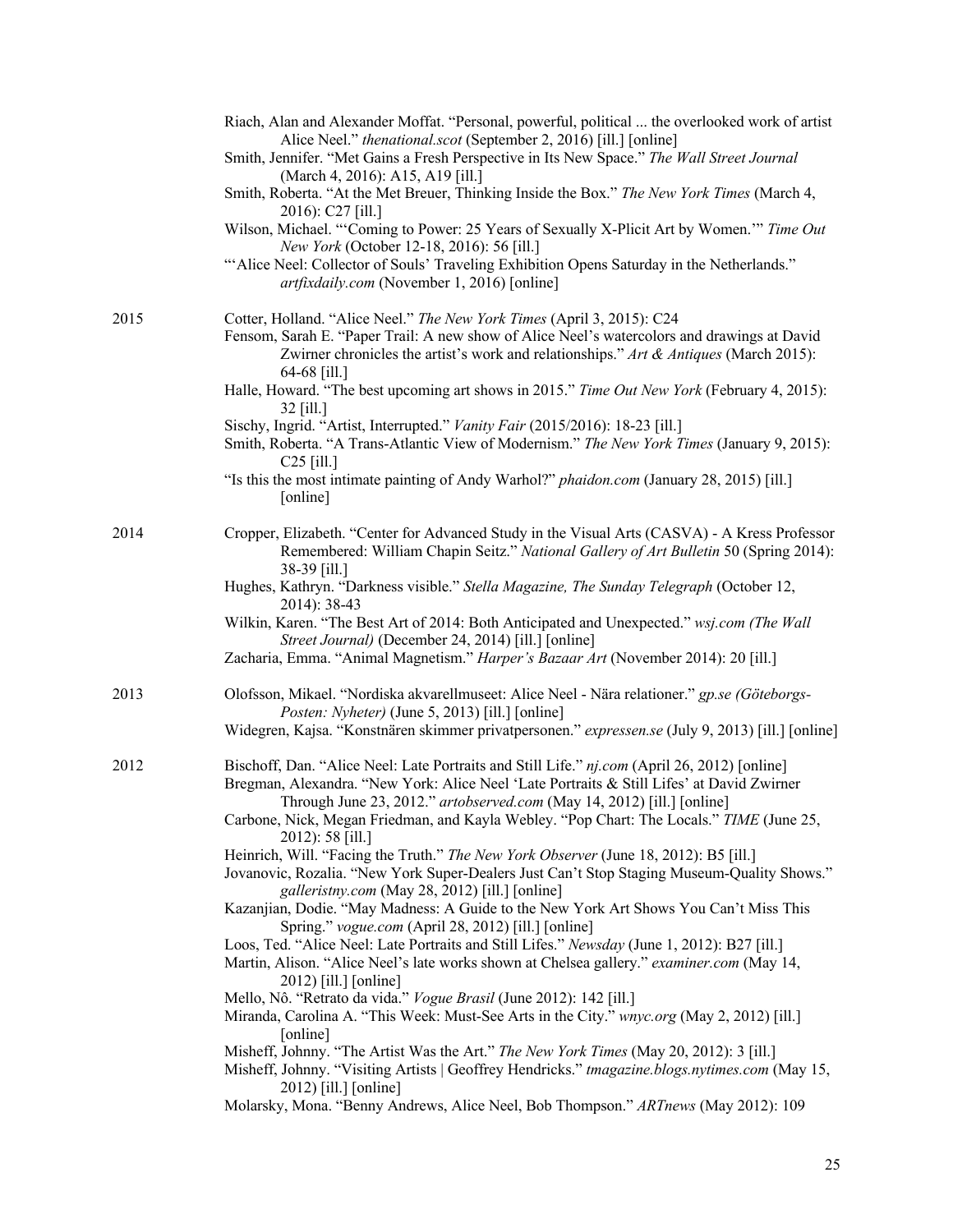Riach, Alan and Alexander Moffat. "Personal, powerful, political ... the overlooked work of artist Alice Neel." *thenational.scot* (September 2, 2016) [ill.] [online]

Smith, Jennifer. "Met Gains a Fresh Perspective in Its New Space." *The Wall Street Journal* (March 4, 2016): A15, A19 [ill.]

Smith, Roberta. "At the Met Breuer, Thinking Inside the Box." *The New York Times* (March 4, 2016): C27 [ill.]

Wilson, Michael. "'Coming to Power: 25 Years of Sexually X-Plicit Art by Women.'" *Time Out New York* (October 12-18, 2016): 56 [ill.]

"'Alice Neel: Collector of Souls' Traveling Exhibition Opens Saturday in the Netherlands." *artfixdaily.com* (November 1, 2016) [online]

**2015**

Cotter, Holland. "Alice Neel." *The New York Times* (April 3, 2015): C24

Fensom, Sarah E. "Paper Trail: A new show of Alice Neel's watercolors and drawings at David Zwirner chronicles the artist's work and relationships." *Art & Antiques* (March 2015): 64-68 [ill.]

Halle, Howard. "The best upcoming art shows in 2015." *Time Out New York* (February 4, 2015): 32 [ill.]

Sischy, Ingrid. "Artist, Interrupted." *Vanity Fair* (2015/2016): 18-23 [ill.]

Smith, Roberta. "A Trans-Atlantic View of Modernism." *The New York Times* (January 9, 2015): C25 [ill.]

"Is this the most intimate painting of Andy Warhol?" *phaidon.com* (January 28, 2015) [ill.] [online]

**2014**

Cropper, Elizabeth. "Center for Advanced Study in the Visual Arts (CASVA) - A Kress Professor Remembered: William Chapin Seitz." *National Gallery of Art Bulletin* 50 (Spring 2014): 38-39 [ill.]

Hughes, Kathryn. "Darkness visible." *Stella Magazine, The Sunday Telegraph* (October 12, 2014): 38-43

Wilkin, Karen. "The Best Art of 2014: Both Anticipated and Unexpected." *wsj.com (The Wall Street Journal)* (December 24, 2014) [ill.] [online]

Zacharia, Emma. "Animal Magnetism." *Harper's Bazaar Art* (November 2014): 20 [ill.]

**2013**

Olofsson, Mikael. "Nordiska akvarellmuseet: Alice Neel - Nära relationer." *gp.se (Göteborgs-Posten: Nyheter)* (June 5, 2013) [ill.] [online]

Widegren, Kajsa. "Konstnären skimmer privatpersonen." *expressen.se* (July 9, 2013) [ill.] [online]

**2012**

Bischoff, Dan. "Alice Neel: Late Portraits and Still Life." *nj.com* (April 26, 2012) [online]

Bregman, Alexandra. "New York: Alice Neel 'Late Portraits & Still Lifes' at David Zwirner Through June 23, 2012." *artobserved.com* (May 14, 2012) [ill.] [online]

Carbone, Nick, Megan Friedman, and Kayla Webley. "Pop Chart: The Locals." *TIME* (June 25, 2012): 58 [ill.]

Heinrich, Will. "Facing the Truth." *The New York Observer* (June 18, 2012): B5 [ill.]

Jovanovic, Rozalia. "New York Super-Dealers Just Can't Stop Staging Museum-Quality Shows." *galleristny.com* (May 28, 2012) [ill.] [online]

Kazanjian, Dodie. "May Madness: A Guide to the New York Art Shows You Can't Miss This Spring." *vogue.com* (April 28, 2012) [ill.] [online]

Loos, Ted. "Alice Neel: Late Portraits and Still Lifes." *Newsday* (June 1, 2012): B27 [ill.]

Martin, Alison. "Alice Neel's late works shown at Chelsea gallery." *examiner.com* (May 14, 2012) [ill.] [online]

Mello, Nô. "Retrato da vida." *Vogue Brasil* (June 2012): 142 [ill.]

Miranda, Carolina A. "This Week: Must-See Arts in the City." *wnyc.org* (May 2, 2012) [ill.] [online]

Misheff, Johnny. "The Artist Was the Art." *The New York Times* (May 20, 2012): 3 [ill.]

Misheff, Johnny. "Visiting Artists | Geoffrey Hendricks." *tmagazine.blogs.nytimes.com* (May 15, 2012) [ill.] [online]

Molarsky, Mona. "Benny Andrews, Alice Neel, Bob Thompson." *ARTnews* (May 2012): 109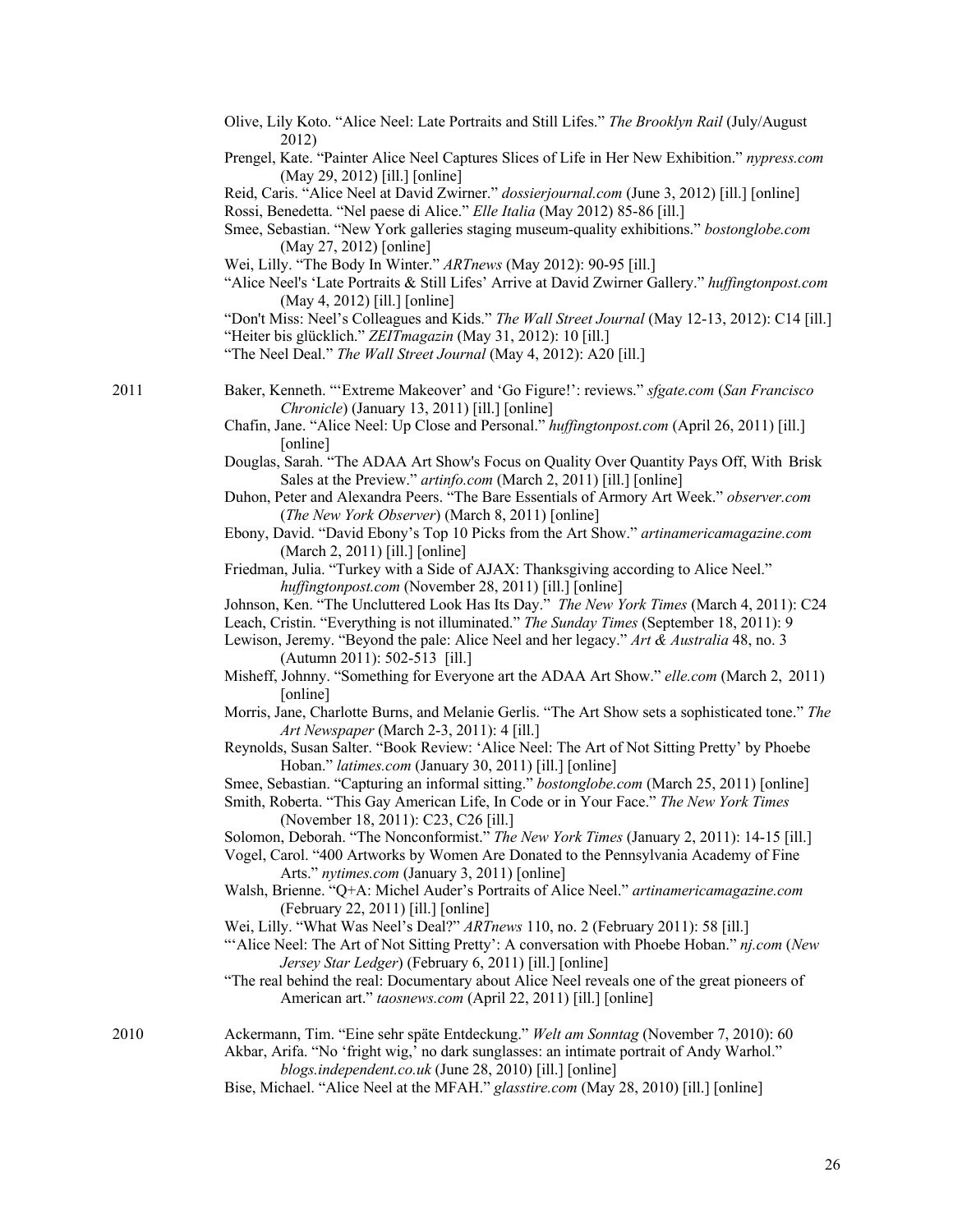Olive, Lily Koto. “Alice Neel: Late Portraits and Still Lifes.” *The Brooklyn Rail* (July/August 2012)

Prengel, Kate. “Painter Alice Neel Captures Slices of Life in Her New Exhibition.” *nypress.com* (May 29, 2012) [ill.] [online]

Reid, Caris. “Alice Neel at David Zwirner.” *dossierjournal.com* (June 3, 2012) [ill.] [online]

Rossi, Benedetta. “Nel paese di Alice.” *Elle Italia* (May 2012) 85-86 [ill.]

Smee, Sebastian. “New York galleries staging museum-quality exhibitions.” *bostonglobe.com* (May 27, 2012) [online]

Wei, Lilly. “The Body In Winter.” *ARTnews* (May 2012): 90-95 [ill.]

“Alice Neel's ‘Late Portraits & Still Lifes’ Arrive at David Zwirner Gallery.” *huffingtonpost.com* (May 4, 2012) [ill.] [online]

“Don't Miss: Neel’s Colleagues and Kids.” *The Wall Street Journal* (May 12-13, 2012): C14 [ill.]

“Heiter bis glücklich.” *ZEITmagazin* (May 31, 2012): 10 [ill.]

“The Neel Deal.” *The Wall Street Journal* (May 4, 2012): A20 [ill.]

2011

Baker, Kenneth. “‘Extreme Makeover’ and ‘Go Figure!’: reviews.” *sfgate.com* (*San Francisco Chronicle*) (January 13, 2011) [ill.] [online]

Chafin, Jane. “Alice Neel: Up Close and Personal.” *huffingtonpost.com* (April 26, 2011) [ill.] [online]

Douglas, Sarah. “The ADAA Art Show's Focus on Quality Over Quantity Pays Off, With Brisk Sales at the Preview.” *artinfo.com* (March 2, 2011) [ill.] [online]

Duhon, Peter and Alexandra Peers. “The Bare Essentials of Armory Art Week.” *observer.com* (*The New York Observer*) (March 8, 2011) [online]

Ebony, David. “David Ebony’s Top 10 Picks from the Art Show.” *artinamericamagazine.com* (March 2, 2011) [ill.] [online]

Friedman, Julia. “Turkey with a Side of AJAX: Thanksgiving according to Alice Neel.” *huffingtonpost.com* (November 28, 2011) [ill.] [online]

Johnson, Ken. “The Uncluttered Look Has Its Day.” *The New York Times* (March 4, 2011): C24

Leach, Cristin. “Everything is not illuminated.” *The Sunday Times* (September 18, 2011): 9

Lewison, Jeremy. “Beyond the pale: Alice Neel and her legacy.” *Art & Australia* 48, no. 3 (Autumn 2011): 502-513 [ill.]

Misheff, Johnny. “Something for Everyone art the ADAA Art Show.” *elle.com* (March 2, 2011) [online]

Morris, Jane, Charlotte Burns, and Melanie Gerlis. “The Art Show sets a sophisticated tone.” *The Art Newspaper* (March 2-3, 2011): 4 [ill.]

Reynolds, Susan Salter. “Book Review: ‘Alice Neel: The Art of Not Sitting Pretty’ by Phoebe Hoban.” *latimes.com* (January 30, 2011) [ill.] [online]

Smee, Sebastian. “Capturing an informal sitting.” *bostonglobe.com* (March 25, 2011) [online]

Smith, Roberta. “This Gay American Life, In Code or in Your Face.” *The New York Times* (November 18, 2011): C23, C26 [ill.]

Solomon, Deborah. “The Nonconformist.” *The New York Times* (January 2, 2011): 14-15 [ill.]

Vogel, Carol. “400 Artworks by Women Are Donated to the Pennsylvania Academy of Fine Arts.” *nytimes.com* (January 3, 2011) [online]

Walsh, Brienne. “Q+A: Michel Auder’s Portraits of Alice Neel.” *artinamericamagazine.com* (February 22, 2011) [ill.] [online]

Wei, Lilly. “What Was Neel’s Deal?” *ARTnews* 110, no. 2 (February 2011): 58 [ill.]

“‘Alice Neel: The Art of Not Sitting Pretty’: A conversation with Phoebe Hoban.” *nj.com* (*New Jersey Star Ledger*) (February 6, 2011) [ill.] [online]

“The real behind the real: Documentary about Alice Neel reveals one of the great pioneers of American art.” *taosnews.com* (April 22, 2011) [ill.] [online]

2010

Ackermann, Tim. “Eine sehr späte Entdeckung.” *Welt am Sonntag* (November 7, 2010): 60

Akbar, Arifa. “No ‘fright wig,’ no dark sunglasses: an intimate portrait of Andy Warhol.” *blogs.independent.co.uk* (June 28, 2010) [ill.] [online]

Bise, Michael. “Alice Neel at the MFAH.” *glasstire.com* (May 28, 2010) [ill.] [online]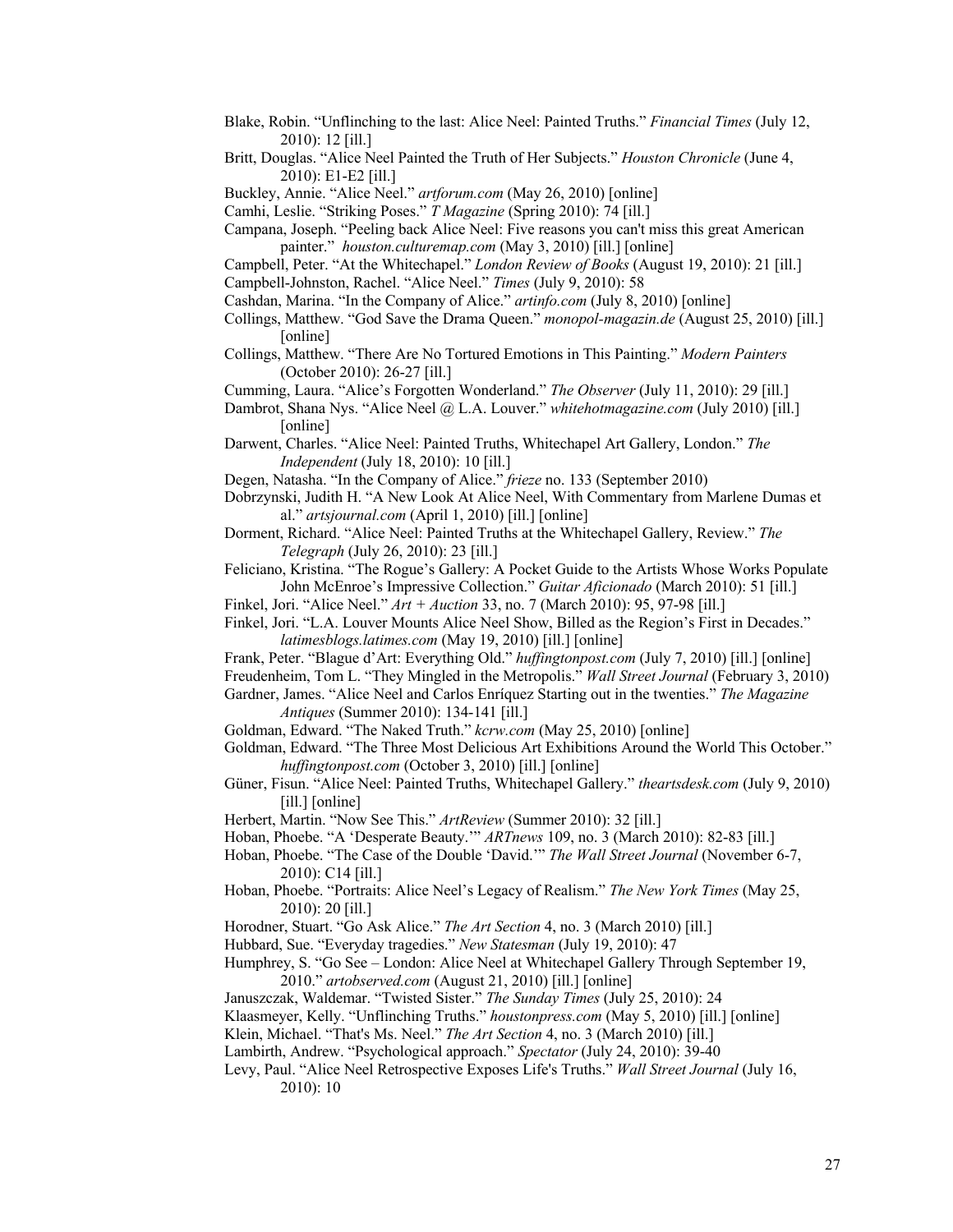Blake, Robin. “Unflinching to the last: Alice Neel: Painted Truths.” *Financial Times* (July 12, 2010): 12 [ill.]

Britt, Douglas. “Alice Neel Painted the Truth of Her Subjects.” *Houston Chronicle* (June 4, 2010): E1-E2 [ill.]

Buckley, Annie. “Alice Neel.” *artforum.com* (May 26, 2010) [online]

Camhi, Leslie. “Striking Poses.” *T Magazine* (Spring 2010): 74 [ill.]

Campana, Joseph. “Peeling back Alice Neel: Five reasons you can't miss this great American painter.” *houston.culturemap.com* (May 3, 2010) [ill.] [online]

Campbell, Peter. “At the Whitechapel.” *London Review of Books* (August 19, 2010): 21 [ill.]

Campbell-Johnston, Rachel. “Alice Neel.” *Times* (July 9, 2010): 58

Cashdan, Marina. “In the Company of Alice.” *artinfo.com* (July 8, 2010) [online]

Collings, Matthew. “God Save the Drama Queen.” *monopol-magazin.de* (August 25, 2010) [ill.] [online]

Collings, Matthew. “There Are No Tortured Emotions in This Painting.” *Modern Painters* (October 2010): 26-27 [ill.]

Cumming, Laura. “Alice’s Forgotten Wonderland.” *The Observer* (July 11, 2010): 29 [ill.]

Dambrot, Shana Nys. “Alice Neel @ L.A. Louver.” *whitehotmagazine.com* (July 2010) [ill.] [online]

Darwent, Charles. “Alice Neel: Painted Truths, Whitechapel Art Gallery, London.” *The Independent* (July 18, 2010): 10 [ill.]

Degen, Natasha. “In the Company of Alice.” *frieze* no. 133 (September 2010)

Dobrzynski, Judith H. “A New Look At Alice Neel, With Commentary from Marlene Dumas et al.” *artsjournal.com* (April 1, 2010) [ill.] [online]

Dorment, Richard. “Alice Neel: Painted Truths at the Whitechapel Gallery, Review.” *The Telegraph* (July 26, 2010): 23 [ill.]

Feliciano, Kristina. “The Rogue’s Gallery: A Pocket Guide to the Artists Whose Works Populate John McEnroe’s Impressive Collection.” *Guitar Aficionado* (March 2010): 51 [ill.]

Finkel, Jori. “Alice Neel.” *Art + Auction* 33, no. 7 (March 2010): 95, 97-98 [ill.]

Finkel, Jori. “L.A. Louver Mounts Alice Neel Show, Billed as the Region’s First in Decades.” *latimesblogs.latimes.com* (May 19, 2010) [ill.] [online]

Frank, Peter. “Blague d’Art: Everything Old.” *huffingtonpost.com* (July 7, 2010) [ill.] [online]

Freudenheim, Tom L. “They Mingled in the Metropolis.” *Wall Street Journal* (February 3, 2010)

Gardner, James. “Alice Neel and Carlos Enríquez Starting out in the twenties.” *The Magazine Antiques* (Summer 2010): 134-141 [ill.]

Goldman, Edward. “The Naked Truth.” *kcrw.com* (May 25, 2010) [online]

Goldman, Edward. “The Three Most Delicious Art Exhibitions Around the World This October.” *huffingtonpost.com* (October 3, 2010) [ill.] [online]

Güner, Fisun. “Alice Neel: Painted Truths, Whitechapel Gallery.” *theartsdesk.com* (July 9, 2010) [ill.] [online]

Herbert, Martin. “Now See This.” *ArtReview* (Summer 2010): 32 [ill.]

Hoban, Phoebe. “A ‘Desperate Beauty.’” *ARTnews* 109, no. 3 (March 2010): 82-83 [ill.]

Hoban, Phoebe. “The Case of the Double ‘David.’” *The Wall Street Journal* (November 6-7, 2010): C14 [ill.]

Hoban, Phoebe. “Portraits: Alice Neel’s Legacy of Realism.” *The New York Times* (May 25, 2010): 20 [ill.]

Horodner, Stuart. “Go Ask Alice.” *The Art Section* 4, no. 3 (March 2010) [ill.]

Hubbard, Sue. “Everyday tragedies.” *New Statesman* (July 19, 2010): 47

Humphrey, S. “Go See – London: Alice Neel at Whitechapel Gallery Through September 19, 2010.” *artobserved.com* (August 21, 2010) [ill.] [online]

Januszczak, Waldemar. “Twisted Sister.” *The Sunday Times* (July 25, 2010): 24

Klaasmeyer, Kelly. “Unflinching Truths.” *houstonpress.com* (May 5, 2010) [ill.] [online]

Klein, Michael. “That's Ms. Neel.” *The Art Section* 4, no. 3 (March 2010) [ill.]

Lambirth, Andrew. “Psychological approach.” *Spectator* (July 24, 2010): 39-40

Levy, Paul. “Alice Neel Retrospective Exposes Life's Truths.” *Wall Street Journal* (July 16, 2010): 10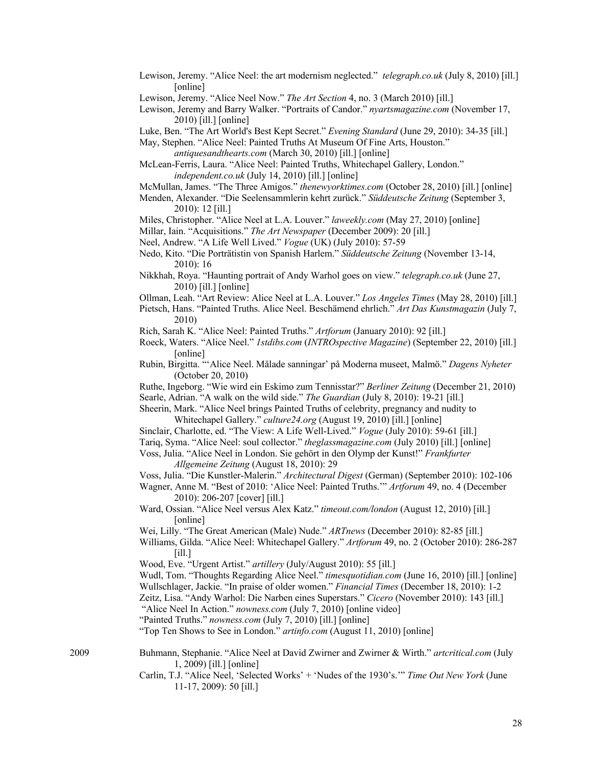Lewison, Jeremy. “Alice Neel: the art modernism neglected.” *telegraph.co.uk* (July 8, 2010) [ill.] [online]

Lewison, Jeremy. “Alice Neel Now.” *The Art Section* 4, no. 3 (March 2010) [ill.]

Lewison, Jeremy and Barry Walker. “Portraits of Candor.” *nyartsmagazine.com* (November 17, 2010) [ill.] [online]

Luke, Ben. “The Art World's Best Kept Secret.” *Evening Standard* (June 29, 2010): 34-35 [ill.]

May, Stephen. “Alice Neel: Painted Truths At Museum Of Fine Arts, Houston.” *antiquesandthearts.com* (March 30, 2010) [ill.] [online]

McLean-Ferris, Laura. “Alice Neel: Painted Truths, Whitechapel Gallery, London.” *independent.co.uk* (July 14, 2010) [ill.] [online]

McMullan, James. “The Three Amigos.” *thenewyorktimes.com* (October 28, 2010) [ill.] [online]

Menden, Alexander. “Die Seelensammlerin kehrt zurück.” *Süddeutsche Zeitung* (September 3, 2010): 12 [ill.]

Miles, Christopher. “Alice Neel at L.A. Louver.” *laweekly.com* (May 27, 2010) [online]

Millar, Iain. “Acquisitions.” *The Art Newspaper* (December 2009): 20 [ill.]

Neel, Andrew. “A Life Well Lived.” *Vogue* (UK) (July 2010): 57-59

Nedo, Kito. “Die Porträtistin von Spanish Harlem.” *Süddeutsche Zeitung* (November 13-14, 2010): 16

Nikkhah, Roya. “Haunting portrait of Andy Warhol goes on view.” *telegraph.co.uk* (June 27, 2010) [ill.] [online]

Ollman, Leah. “Art Review: Alice Neel at L.A. Louver.” *Los Angeles Times* (May 28, 2010) [ill.]

Pietsch, Hans. “Painted Truths. Alice Neel. Beschämend ehrlich.” *Art Das Kunstmagazin* (July 7, 2010)

Rich, Sarah K. “Alice Neel: Painted Truths.” *Artforum* (January 2010): 92 [ill.]

Roeck, Waters. “Alice Neel.” *1stdibs.com* (*INTROspective Magazine*) (September 22, 2010) [ill.] [online]

Rubin, Birgitta. “‘Alice Neel. Målade sanningar’ på Moderna museet, Malmö.” *Dagens Nyheter* (October 20, 2010)

Ruthe, Ingeborg. “Wie wird ein Eskimo zum Tennisstar?” *Berliner Zeitung* (December 21, 2010)

Searle, Adrian. “A walk on the wild side.” *The Guardian* (July 8, 2010): 19-21 [ill.]

Sheerin, Mark. “Alice Neel brings Painted Truths of celebrity, pregnancy and nudity to Whitechapel Gallery.” *culture24.org* (August 19, 2010) [ill.] [online]

Sinclair, Charlotte, ed. “The View: A Life Well-Lived.” *Vogue* (July 2010): 59-61 [ill.]

Tariq, Syma. “Alice Neel: soul collector.” *theglassmagazine.com* (July 2010) [ill.] [online]

Voss, Julia. “Alice Neel in London. Sie gehört in den Olymp der Kunst!” *Frankfurter Allgemeine Zeitung* (August 18, 2010): 29

Voss, Julia. “Die Kunstler-Malerin.” *Architectural Digest* (German) (September 2010): 102-106

Wagner, Anne M. “Best of 2010: ‘Alice Neel: Painted Truths.’” *Artforum* 49, no. 4 (December 2010): 206-207 [cover] [ill.]

Ward, Ossian. “Alice Neel versus Alex Katz.” *timeout.com/london* (August 12, 2010) [ill.] [online]

Wei, Lilly. “The Great American (Male) Nude.” *ARTnews* (December 2010): 82-85 [ill.]

Williams, Gilda. “Alice Neel: Whitechapel Gallery.” *Artforum* 49, no. 2 (October 2010): 286-287 [ill.]

Wood, Eve. “Urgent Artist.” *artillery* (July/August 2010): 55 [ill.]

Wudl, Tom. “Thoughts Regarding Alice Neel.” *timesquotidian.com* (June 16, 2010) [ill.] [online]

Wullschlager, Jackie. “In praise of older women.” *Financial Times* (December 18, 2010): 1-2

Zeitz, Lisa. “Andy Warhol: Die Narben eines Superstars.” *Cicero* (November 2010): 143 [ill.]

“Alice Neel In Action.” *nowness.com* (July 7, 2010) [online video]

“Painted Truths.” *nowness.com* (July 7, 2010) [ill.] [online]

“Top Ten Shows to See in London.” *artinfo.com* (August 11, 2010) [online]

2009

Buhmann, Stephanie. “Alice Neel at David Zwirner and Zwirner & Wirth.” *artcritical.com* (July 1, 2009) [ill.] [online]

Carlin, T.J. “Alice Neel, ‘Selected Works’ + ‘Nudes of the 1930’s.’” *Time Out New York* (June 11-17, 2009): 50 [ill.]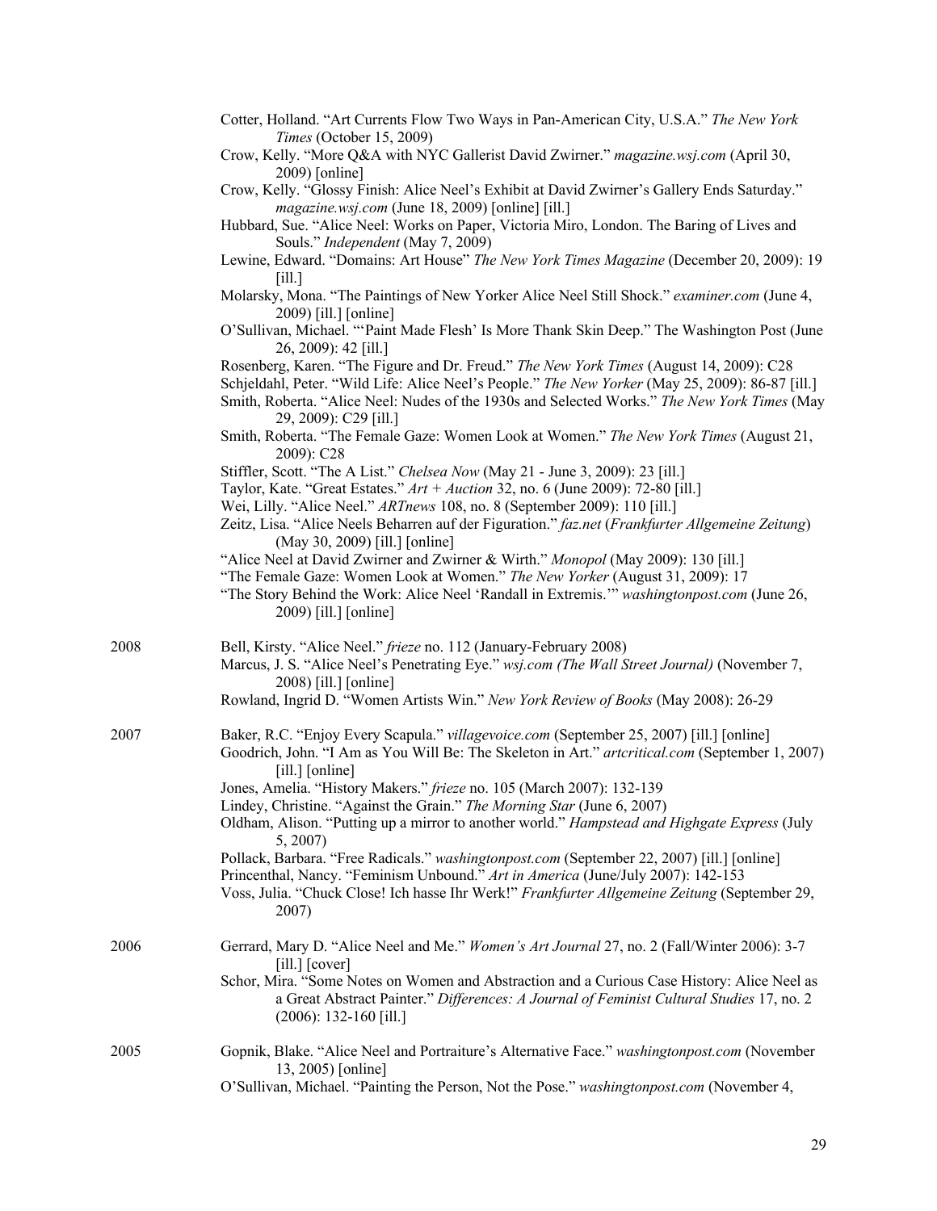Cotter, Holland. "Art Currents Flow Two Ways in Pan-American City, U.S.A." *The New York Times* (October 15, 2009)

Crow, Kelly. "More Q&A with NYC Gallerist David Zwirner." *magazine.wsj.com* (April 30, 2009) [online]

Crow, Kelly. "Glossy Finish: Alice Neel's Exhibit at David Zwirner's Gallery Ends Saturday." *magazine.wsj.com* (June 18, 2009) [online] [ill.]

Hubbard, Sue. "Alice Neel: Works on Paper, Victoria Miro, London. The Baring of Lives and Souls." *Independent* (May 7, 2009)

Lewine, Edward. "Domains: Art House" *The New York Times Magazine* (December 20, 2009): 19 [ill.]

Molarsky, Mona. "The Paintings of New Yorker Alice Neel Still Shock." *examiner.com* (June 4, 2009) [ill.] [online]

O'Sullivan, Michael. "'Paint Made Flesh' Is More Thank Skin Deep." The Washington Post (June 26, 2009): 42 [ill.]

Rosenberg, Karen. "The Figure and Dr. Freud." *The New York Times* (August 14, 2009): C28

Schjeldahl, Peter. "Wild Life: Alice Neel's People." *The New Yorker* (May 25, 2009): 86-87 [ill.]

Smith, Roberta. "Alice Neel: Nudes of the 1930s and Selected Works." *The New York Times* (May 29, 2009): C29 [ill.]

Smith, Roberta. "The Female Gaze: Women Look at Women." *The New York Times* (August 21, 2009): C28

Stiffler, Scott. "The A List." *Chelsea Now* (May 21 - June 3, 2009): 23 [ill.]

Taylor, Kate. "Great Estates." *Art + Auction* 32, no. 6 (June 2009): 72-80 [ill.]

Wei, Lilly. "Alice Neel." *ARTnews* 108, no. 8 (September 2009): 110 [ill.]

Zeitz, Lisa. "Alice Neels Beharren auf der Figuration." *faz.net* (*Frankfurter Allgemeine Zeitung*) (May 30, 2009) [ill.] [online]

"Alice Neel at David Zwirner and Zwirner & Wirth." *Monopol* (May 2009): 130 [ill.]

"The Female Gaze: Women Look at Women." *The New Yorker* (August 31, 2009): 17

"The Story Behind the Work: Alice Neel 'Randall in Extremis.'" *washingtonpost.com* (June 26, 2009) [ill.] [online]

2008

Bell, Kirsty. "Alice Neel." *frieze* no. 112 (January-February 2008)

Marcus, J. S. "Alice Neel's Penetrating Eye." *wsj.com (The Wall Street Journal)* (November 7, 2008) [ill.] [online]

Rowland, Ingrid D. "Women Artists Win." *New York Review of Books* (May 2008): 26-29

2007

Baker, R.C. "Enjoy Every Scapula." *villagevoice.com* (September 25, 2007) [ill.] [online]

Goodrich, John. "I Am as You Will Be: The Skeleton in Art." *artcritical.com* (September 1, 2007) [ill.] [online]

Jones, Amelia. "History Makers." *frieze* no. 105 (March 2007): 132-139

Lindey, Christine. "Against the Grain." *The Morning Star* (June 6, 2007)

Oldham, Alison. "Putting up a mirror to another world." *Hampstead and Highgate Express* (July 5, 2007)

Pollack, Barbara. "Free Radicals." *washingtonpost.com* (September 22, 2007) [ill.] [online]

Princenthal, Nancy. "Feminism Unbound." *Art in America* (June/July 2007): 142-153

Voss, Julia. "Chuck Close! Ich hasse Ihr Werk!" *Frankfurter Allgemeine Zeitung* (September 29, 2007)

2006

Gerrard, Mary D. "Alice Neel and Me." *Women's Art Journal* 27, no. 2 (Fall/Winter 2006): 3-7 [ill.] [cover]

Schor, Mira. "Some Notes on Women and Abstraction and a Curious Case History: Alice Neel as a Great Abstract Painter." *Differences: A Journal of Feminist Cultural Studies* 17, no. 2 (2006): 132-160 [ill.]

2005

Gopnik, Blake. "Alice Neel and Portraiture's Alternative Face." *washingtonpost.com* (November 13, 2005) [online]

O'Sullivan, Michael. "Painting the Person, Not the Pose." *washingtonpost.com* (November 4,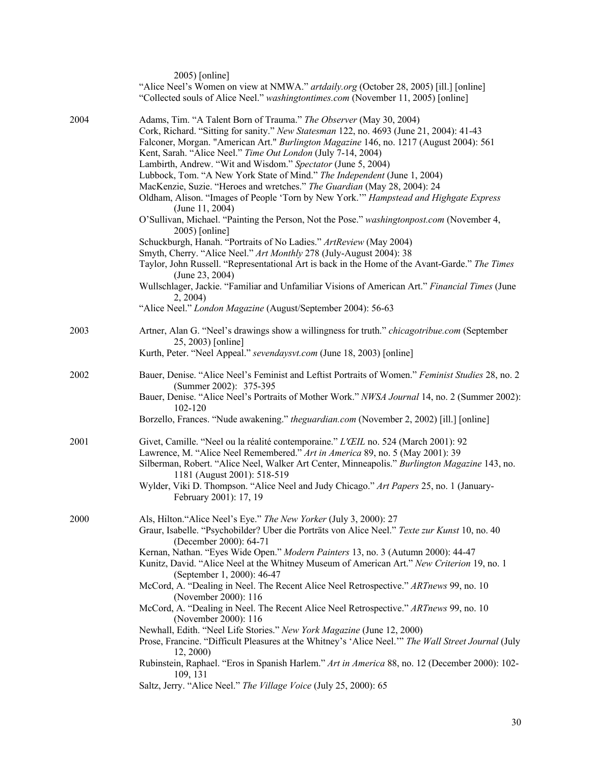2005) [online]

"Alice Neel's Women on view at NMWA." *artdaily.org* (October 28, 2005) [ill.] [online]

"Collected souls of Alice Neel." *washingtontimes.com* (November 11, 2005) [online]

**2004**

Adams, Tim. "A Talent Born of Trauma." *The Observer* (May 30, 2004)

Cork, Richard. "Sitting for sanity." *New Statesman* 122, no. 4693 (June 21, 2004): 41-43

Falconer, Morgan. "American Art." *Burlington Magazine* 146, no. 1217 (August 2004): 561

Kent, Sarah. "Alice Neel." *Time Out London* (July 7-14, 2004)

Lambirth, Andrew. "Wit and Wisdom." *Spectator* (June 5, 2004)

Lubbock, Tom. "A New York State of Mind." *The Independent* (June 1, 2004)

MacKenzie, Suzie. "Heroes and wretches." *The Guardian* (May 28, 2004): 24

Oldham, Alison. "Images of People 'Torn by New York.'" *Hampstead and Highgate Express* (June 11, 2004)

O'Sullivan, Michael. "Painting the Person, Not the Pose." *washingtonpost.com* (November 4, 2005) [online]

Schuckburgh, Hanah. "Portraits of No Ladies." *ArtReview* (May 2004)

Smyth, Cherry. "Alice Neel." *Art Monthly* 278 (July-August 2004): 38

Taylor, John Russell. "Representational Art is back in the Home of the Avant-Garde." *The Times* (June 23, 2004)

Wullschlager, Jackie. "Familiar and Unfamiliar Visions of American Art." *Financial Times* (June 2, 2004)

"Alice Neel." *London Magazine* (August/September 2004): 56-63

**2003**

Artner, Alan G. "Neel's drawings show a willingness for truth." *chicagotribue.com* (September 25, 2003) [online]

Kurth, Peter. "Neel Appeal." *sevendaysvt.com* (June 18, 2003) [online]

**2002**

Bauer, Denise. "Alice Neel's Feminist and Leftist Portraits of Women." *Feminist Studies* 28, no. 2 (Summer 2002): 375-395

Bauer, Denise. "Alice Neel's Portraits of Mother Work." *NWSA Journal* 14, no. 2 (Summer 2002): 102-120

Borzello, Frances. "Nude awakening." *theguardian.com* (November 2, 2002) [ill.] [online]

**2001**

Givet, Camille. "Neel ou la réalité contemporaine." *L'ŒIL* no. 524 (March 2001): 92

Lawrence, M. "Alice Neel Remembered." *Art in America* 89, no. 5 (May 2001): 39

Silberman, Robert. "Alice Neel, Walker Art Center, Minneapolis." *Burlington Magazine* 143, no. 1181 (August 2001): 518-519

Wylder, Viki D. Thompson. "Alice Neel and Judy Chicago." *Art Papers* 25, no. 1 (January-February 2001): 17, 19

**2000**

Als, Hilton."Alice Neel's Eye." *The New Yorker* (July 3, 2000): 27

Graur, Isabelle. "Psychobilder? Uber die Porträts von Alice Neel." *Texte zur Kunst* 10, no. 40 (December 2000): 64-71

Kernan, Nathan. "Eyes Wide Open." *Modern Painters* 13, no. 3 (Autumn 2000): 44-47

Kunitz, David. "Alice Neel at the Whitney Museum of American Art." *New Criterion* 19, no. 1 (September 1, 2000): 46-47

McCord, A. "Dealing in Neel. The Recent Alice Neel Retrospective." *ARTnews* 99, no. 10 (November 2000): 116

McCord, A. "Dealing in Neel. The Recent Alice Neel Retrospective." *ARTnews* 99, no. 10 (November 2000): 116

Newhall, Edith. "Neel Life Stories." *New York Magazine* (June 12, 2000)

Prose, Francine. "Difficult Pleasures at the Whitney's 'Alice Neel.'" *The Wall Street Journal* (July 12, 2000)

Rubinstein, Raphael. "Eros in Spanish Harlem." *Art in America* 88, no. 12 (December 2000): 102-109, 131

Saltz, Jerry. "Alice Neel." *The Village Voice* (July 25, 2000): 65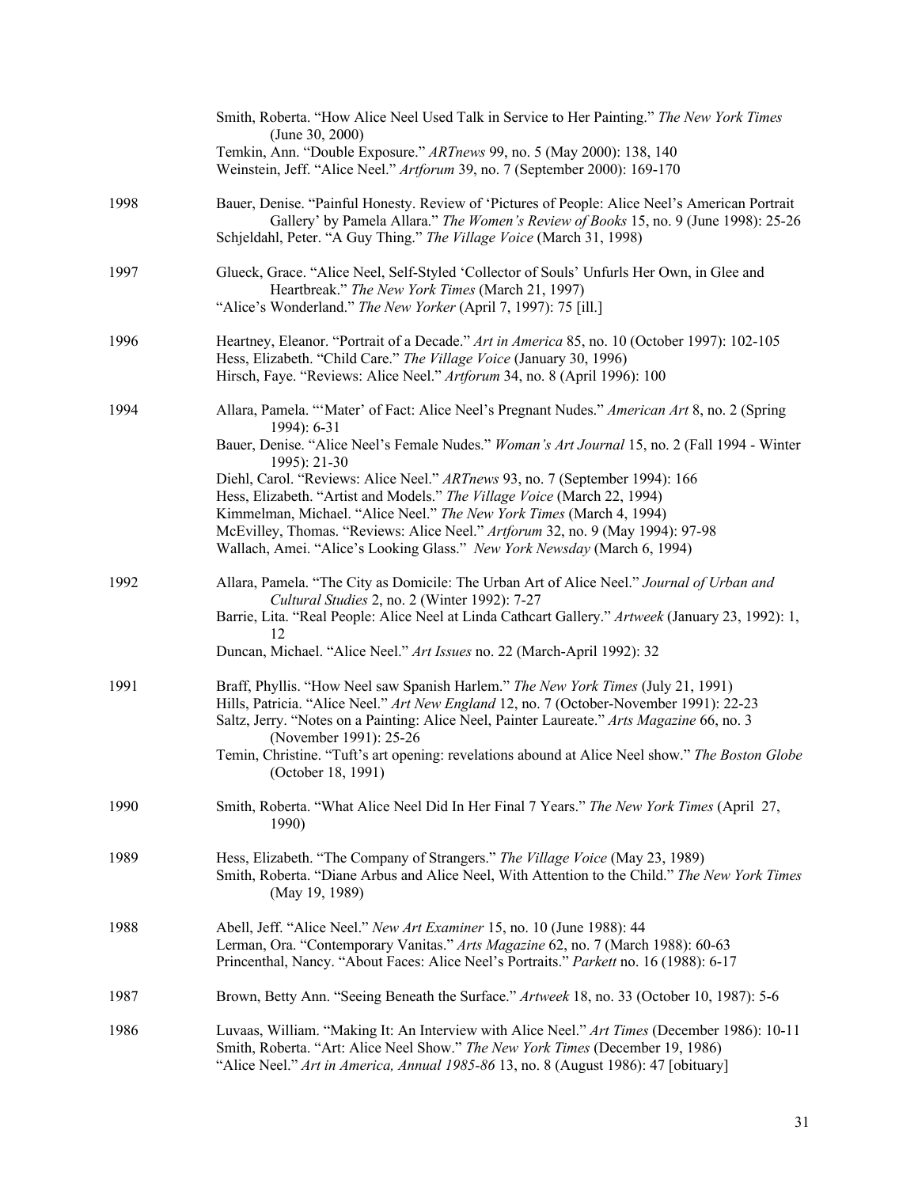Smith, Roberta. "How Alice Neel Used Talk in Service to Her Painting." *The New York Times* (June 30, 2000)
Temkin, Ann. "Double Exposure." *ARTnews* 99, no. 5 (May 2000): 138, 140
Weinstein, Jeff. "Alice Neel." *Artforum* 39, no. 7 (September 2000): 169-170

1998

Bauer, Denise. "Painful Honesty. Review of 'Pictures of People: Alice Neel's American Portrait Gallery' by Pamela Allara." *The Women's Review of Books* 15, no. 9 (June 1998): 25-26
Schjeldahl, Peter. "A Guy Thing." *The Village Voice* (March 31, 1998)

1997

Glueck, Grace. "Alice Neel, Self-Styled 'Collector of Souls' Unfurls Her Own, in Glee and Heartbreak." *The New York Times* (March 21, 1997)
"Alice's Wonderland." *The New Yorker* (April 7, 1997): 75 [ill.]

1996

Heartney, Eleanor. "Portrait of a Decade." *Art in America* 85, no. 10 (October 1997): 102-105
Hess, Elizabeth. "Child Care." *The Village Voice* (January 30, 1996)
Hirsch, Faye. "Reviews: Alice Neel." *Artforum* 34, no. 8 (April 1996): 100

1994

Allara, Pamela. "'Mater' of Fact: Alice Neel's Pregnant Nudes." *American Art* 8, no. 2 (Spring 1994): 6-31
Bauer, Denise. "Alice Neel's Female Nudes." *Woman's Art Journal* 15, no. 2 (Fall 1994 - Winter 1995): 21-30
Diehl, Carol. "Reviews: Alice Neel." *ARTnews* 93, no. 7 (September 1994): 166
Hess, Elizabeth. "Artist and Models." *The Village Voice* (March 22, 1994)
Kimmelman, Michael. "Alice Neel." *The New York Times* (March 4, 1994)
McEvilley, Thomas. "Reviews: Alice Neel." *Artforum* 32, no. 9 (May 1994): 97-98
Wallach, Amei. "Alice's Looking Glass." *New York Newsday* (March 6, 1994)

1992

Allara, Pamela. "The City as Domicile: The Urban Art of Alice Neel." *Journal of Urban and Cultural Studies* 2, no. 2 (Winter 1992): 7-27
Barrie, Lita. "Real People: Alice Neel at Linda Cathcart Gallery." *Artweek* (January 23, 1992): 1, 12
Duncan, Michael. "Alice Neel." *Art Issues* no. 22 (March-April 1992): 32

1991

Braff, Phyllis. "How Neel saw Spanish Harlem." *The New York Times* (July 21, 1991)
Hills, Patricia. "Alice Neel." *Art New England* 12, no. 7 (October-November 1991): 22-23
Saltz, Jerry. "Notes on a Painting: Alice Neel, Painter Laureate." *Arts Magazine* 66, no. 3 (November 1991): 25-26
Temin, Christine. "Tuft's art opening: revelations abound at Alice Neel show." *The Boston Globe* (October 18, 1991)

1990

Smith, Roberta. "What Alice Neel Did In Her Final 7 Years." *The New York Times* (April 27, 1990)

1989

Hess, Elizabeth. "The Company of Strangers." *The Village Voice* (May 23, 1989)
Smith, Roberta. "Diane Arbus and Alice Neel, With Attention to the Child." *The New York Times* (May 19, 1989)

1988

Abell, Jeff. "Alice Neel." *New Art Examiner* 15, no. 10 (June 1988): 44
Lerman, Ora. "Contemporary Vanitas." *Arts Magazine* 62, no. 7 (March 1988): 60-63
Princenthal, Nancy. "About Faces: Alice Neel's Portraits." *Parkett* no. 16 (1988): 6-17

1987

Brown, Betty Ann. "Seeing Beneath the Surface." *Artweek* 18, no. 33 (October 10, 1987): 5-6

1986

Luvaas, William. "Making It: An Interview with Alice Neel." *Art Times* (December 1986): 10-11
Smith, Roberta. "Art: Alice Neel Show." *The New York Times* (December 19, 1986)
"Alice Neel." *Art in America, Annual 1985-86* 13, no. 8 (August 1986): 47 [obituary]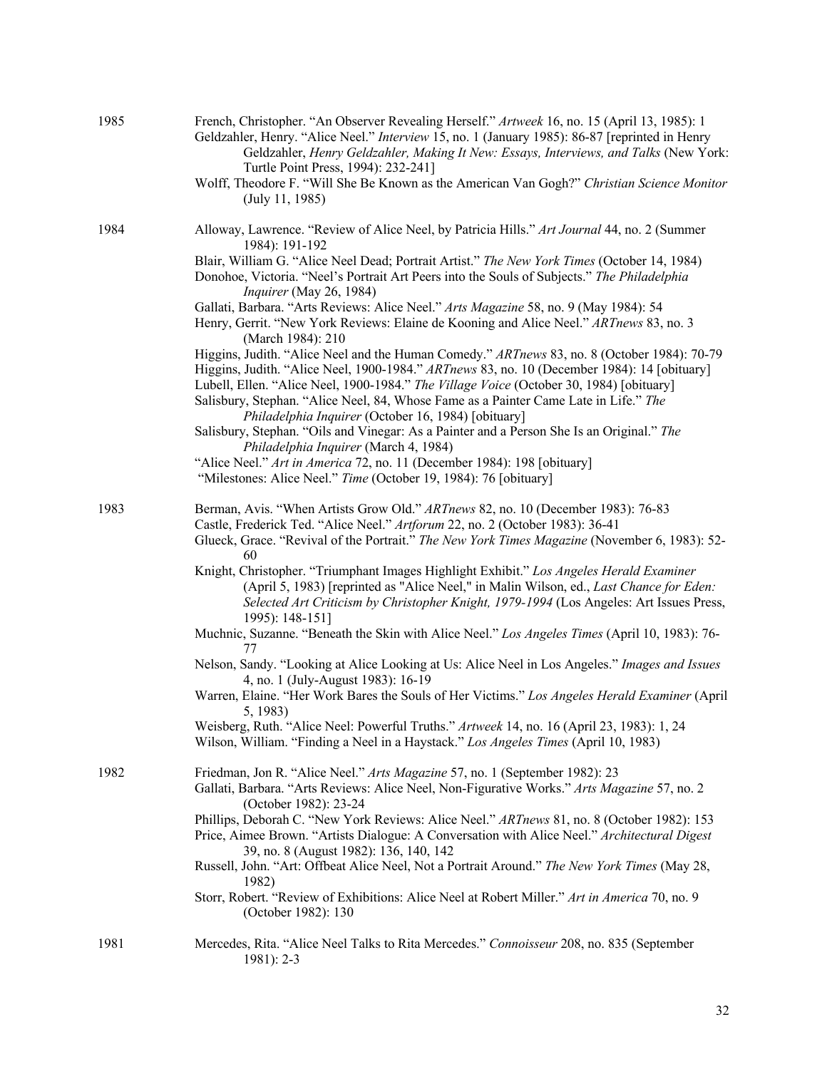1985

French, Christopher. "An Observer Revealing Herself." *Artweek* 16, no. 15 (April 13, 1985): 1

Geldzahler, Henry. "Alice Neel." *Interview* 15, no. 1 (January 1985): 86-87 [reprinted in Henry Geldzahler, *Henry Geldzahler, Making It New: Essays, Interviews, and Talks* (New York: Turtle Point Press, 1994): 232-241]

Wolff, Theodore F. "Will She Be Known as the American Van Gogh?" *Christian Science Monitor* (July 11, 1985)

1984

Alloway, Lawrence. "Review of Alice Neel, by Patricia Hills." *Art Journal* 44, no. 2 (Summer 1984): 191-192

Blair, William G. "Alice Neel Dead; Portrait Artist." *The New York Times* (October 14, 1984)

Donohoe, Victoria. "Neel's Portrait Art Peers into the Souls of Subjects." *The Philadelphia Inquirer* (May 26, 1984)

Gallati, Barbara. "Arts Reviews: Alice Neel." *Arts Magazine* 58, no. 9 (May 1984): 54

Henry, Gerrit. "New York Reviews: Elaine de Kooning and Alice Neel." *ARTnews* 83, no. 3 (March 1984): 210

Higgins, Judith. "Alice Neel and the Human Comedy." *ARTnews* 83, no. 8 (October 1984): 70-79

Higgins, Judith. "Alice Neel, 1900-1984." *ARTnews* 83, no. 10 (December 1984): 14 [obituary]

Lubell, Ellen. "Alice Neel, 1900-1984." *The Village Voice* (October 30, 1984) [obituary]

Salisbury, Stephan. "Alice Neel, 84, Whose Fame as a Painter Came Late in Life." *The Philadelphia Inquirer* (October 16, 1984) [obituary]

Salisbury, Stephan. "Oils and Vinegar: As a Painter and a Person She Is an Original." *The Philadelphia Inquirer* (March 4, 1984)

"Alice Neel." *Art in America* 72, no. 11 (December 1984): 198 [obituary]

"Milestones: Alice Neel." *Time* (October 19, 1984): 76 [obituary]

1983

Berman, Avis. "When Artists Grow Old." *ARTnews* 82, no. 10 (December 1983): 76-83

Castle, Frederick Ted. "Alice Neel." *Artforum* 22, no. 2 (October 1983): 36-41

Glueck, Grace. "Revival of the Portrait." *The New York Times Magazine* (November 6, 1983): 52-60

Knight, Christopher. "Triumphant Images Highlight Exhibit." *Los Angeles Herald Examiner* (April 5, 1983) [reprinted as "Alice Neel," in Malin Wilson, ed., *Last Chance for Eden: Selected Art Criticism by Christopher Knight, 1979-1994* (Los Angeles: Art Issues Press, 1995): 148-151]

Muchnic, Suzanne. "Beneath the Skin with Alice Neel." *Los Angeles Times* (April 10, 1983): 76-77

Nelson, Sandy. "Looking at Alice Looking at Us: Alice Neel in Los Angeles." *Images and Issues* 4, no. 1 (July-August 1983): 16-19

Warren, Elaine. "Her Work Bares the Souls of Her Victims." *Los Angeles Herald Examiner* (April 5, 1983)

Weisberg, Ruth. "Alice Neel: Powerful Truths." *Artweek* 14, no. 16 (April 23, 1983): 1, 24

Wilson, William. "Finding a Neel in a Haystack." *Los Angeles Times* (April 10, 1983)

1982

Friedman, Jon R. "Alice Neel." *Arts Magazine* 57, no. 1 (September 1982): 23

Gallati, Barbara. "Arts Reviews: Alice Neel, Non-Figurative Works." *Arts Magazine* 57, no. 2 (October 1982): 23-24

Phillips, Deborah C. "New York Reviews: Alice Neel." *ARTnews* 81, no. 8 (October 1982): 153

Price, Aimee Brown. "Artists Dialogue: A Conversation with Alice Neel." *Architectural Digest* 39, no. 8 (August 1982): 136, 140, 142

Russell, John. "Art: Offbeat Alice Neel, Not a Portrait Around." *The New York Times* (May 28, 1982)

Storr, Robert. "Review of Exhibitions: Alice Neel at Robert Miller." *Art in America* 70, no. 9 (October 1982): 130

1981

Mercedes, Rita. "Alice Neel Talks to Rita Mercedes." *Connoisseur* 208, no. 835 (September 1981): 2-3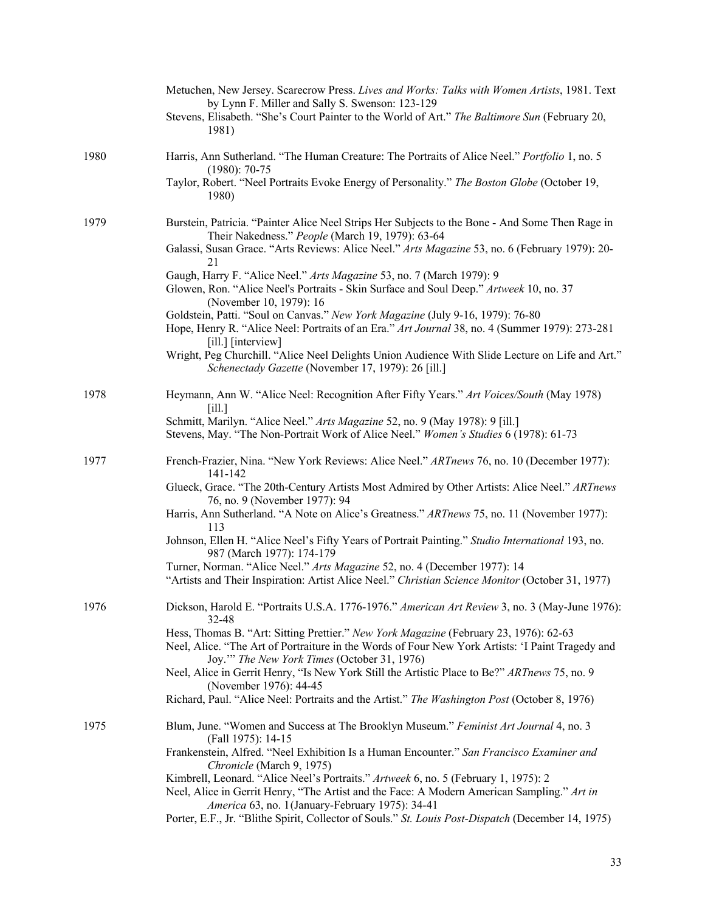Metuchen, New Jersey. Scarecrow Press. *Lives and Works: Talks with Women Artists*, 1981. Text by Lynn F. Miller and Sally S. Swenson: 123-129

Stevens, Elisabeth. "She's Court Painter to the World of Art." *The Baltimore Sun* (February 20, 1981)

**1980**

Harris, Ann Sutherland. "The Human Creature: The Portraits of Alice Neel." *Portfolio* 1, no. 5 (1980): 70-75

Taylor, Robert. "Neel Portraits Evoke Energy of Personality." *The Boston Globe* (October 19, 1980)

**1979**

Burstein, Patricia. "Painter Alice Neel Strips Her Subjects to the Bone - And Some Then Rage in Their Nakedness." *People* (March 19, 1979): 63-64

Galassi, Susan Grace. "Arts Reviews: Alice Neel." *Arts Magazine* 53, no. 6 (February 1979): 20-21

Gaugh, Harry F. "Alice Neel." *Arts Magazine* 53, no. 7 (March 1979): 9

Glowen, Ron. "Alice Neel's Portraits - Skin Surface and Soul Deep." *Artweek* 10, no. 37 (November 10, 1979): 16

Goldstein, Patti. "Soul on Canvas." *New York Magazine* (July 9-16, 1979): 76-80

Hope, Henry R. "Alice Neel: Portraits of an Era." *Art Journal* 38, no. 4 (Summer 1979): 273-281 [ill.] [interview]

Wright, Peg Churchill. "Alice Neel Delights Union Audience With Slide Lecture on Life and Art." *Schenectady Gazette* (November 17, 1979): 26 [ill.]

**1978**

Heymann, Ann W. "Alice Neel: Recognition After Fifty Years." *Art Voices/South* (May 1978) [ill.]

Schmitt, Marilyn. "Alice Neel." *Arts Magazine* 52, no. 9 (May 1978): 9 [ill.]

Stevens, May. "The Non-Portrait Work of Alice Neel." *Women's Studies* 6 (1978): 61-73

**1977**

French-Frazier, Nina. "New York Reviews: Alice Neel." *ARTnews* 76, no. 10 (December 1977): 141-142

Glueck, Grace. "The 20th-Century Artists Most Admired by Other Artists: Alice Neel." *ARTnews* 76, no. 9 (November 1977): 94

Harris, Ann Sutherland. "A Note on Alice's Greatness." *ARTnews* 75, no. 11 (November 1977): 113

Johnson, Ellen H. "Alice Neel's Fifty Years of Portrait Painting." *Studio International* 193, no. 987 (March 1977): 174-179

Turner, Norman. "Alice Neel." *Arts Magazine* 52, no. 4 (December 1977): 14

"Artists and Their Inspiration: Artist Alice Neel." *Christian Science Monitor* (October 31, 1977)

**1976**

Dickson, Harold E. "Portraits U.S.A. 1776-1976." *American Art Review* 3, no. 3 (May-June 1976): 32-48

Hess, Thomas B. "Art: Sitting Prettier." *New York Magazine* (February 23, 1976): 62-63

Neel, Alice. "The Art of Portraiture in the Words of Four New York Artists: 'I Paint Tragedy and Joy.'" *The New York Times* (October 31, 1976)

Neel, Alice in Gerrit Henry, "Is New York Still the Artistic Place to Be?" *ARTnews* 75, no. 9 (November 1976): 44-45

Richard, Paul. "Alice Neel: Portraits and the Artist." *The Washington Post* (October 8, 1976)

**1975**

Blum, June. "Women and Success at The Brooklyn Museum." *Feminist Art Journal* 4, no. 3 (Fall 1975): 14-15

Frankenstein, Alfred. "Neel Exhibition Is a Human Encounter." *San Francisco Examiner and Chronicle* (March 9, 1975)

Kimbrell, Leonard. "Alice Neel's Portraits." *Artweek* 6, no. 5 (February 1, 1975): 2

Neel, Alice in Gerrit Henry, "The Artist and the Face: A Modern American Sampling." *Art in America* 63, no. 1(January-February 1975): 34-41

Porter, E.F., Jr. "Blithe Spirit, Collector of Souls." *St. Louis Post-Dispatch* (December 14, 1975)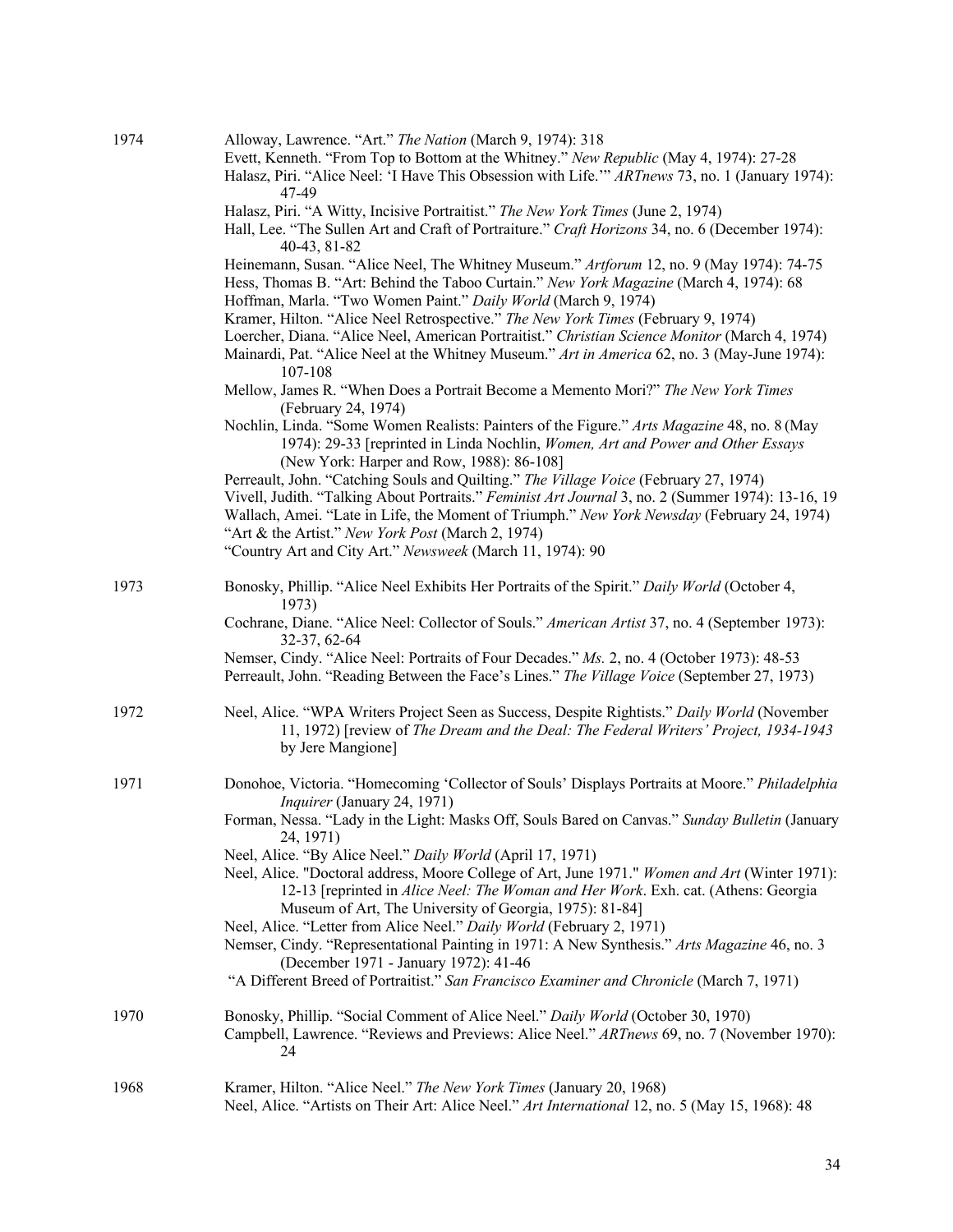**1974**

Alloway, Lawrence. "Art." *The Nation* (March 9, 1974): 318

Evett, Kenneth. "From Top to Bottom at the Whitney." *New Republic* (May 4, 1974): 27-28

Halasz, Piri. "Alice Neel: 'I Have This Obsession with Life.'" *ARTnews* 73, no. 1 (January 1974): 47-49

Halasz, Piri. "A Witty, Incisive Portraitist." *The New York Times* (June 2, 1974)

Hall, Lee. "The Sullen Art and Craft of Portraiture." *Craft Horizons* 34, no. 6 (December 1974): 40-43, 81-82

Heinemann, Susan. "Alice Neel, The Whitney Museum." *Artforum* 12, no. 9 (May 1974): 74-75

Hess, Thomas B. "Art: Behind the Taboo Curtain." *New York Magazine* (March 4, 1974): 68

Hoffman, Marla. "Two Women Paint." *Daily World* (March 9, 1974)

Kramer, Hilton. "Alice Neel Retrospective." *The New York Times* (February 9, 1974)

Loercher, Diana. "Alice Neel, American Portraitist." *Christian Science Monitor* (March 4, 1974)

Mainardi, Pat. "Alice Neel at the Whitney Museum." *Art in America* 62, no. 3 (May-June 1974): 107-108

Mellow, James R. "When Does a Portrait Become a Memento Mori?" *The New York Times* (February 24, 1974)

Nochlin, Linda. "Some Women Realists: Painters of the Figure." *Arts Magazine* 48, no. 8 (May 1974): 29-33 [reprinted in Linda Nochlin, *Women, Art and Power and Other Essays* (New York: Harper and Row, 1988): 86-108]

Perreault, John. "Catching Souls and Quilting." *The Village Voice* (February 27, 1974)

Vivell, Judith. "Talking About Portraits." *Feminist Art Journal* 3, no. 2 (Summer 1974): 13-16, 19

Wallach, Amei. "Late in Life, the Moment of Triumph." *New York Newsday* (February 24, 1974)

"Art & the Artist." *New York Post* (March 2, 1974)

"Country Art and City Art." *Newsweek* (March 11, 1974): 90

**1973**

Bonosky, Phillip. "Alice Neel Exhibits Her Portraits of the Spirit." *Daily World* (October 4, 1973)

Cochrane, Diane. "Alice Neel: Collector of Souls." *American Artist* 37, no. 4 (September 1973): 32-37, 62-64

Nemser, Cindy. "Alice Neel: Portraits of Four Decades." *Ms.* 2, no. 4 (October 1973): 48-53

Perreault, John. "Reading Between the Face's Lines." *The Village Voice* (September 27, 1973)

**1972**

Neel, Alice. "WPA Writers Project Seen as Success, Despite Rightists." *Daily World* (November 11, 1972) [review of *The Dream and the Deal: The Federal Writers' Project, 1934-1943* by Jere Mangione]

**1971**

Donohoe, Victoria. "Homecoming 'Collector of Souls' Displays Portraits at Moore." *Philadelphia Inquirer* (January 24, 1971)

Forman, Nessa. "Lady in the Light: Masks Off, Souls Bared on Canvas." *Sunday Bulletin* (January 24, 1971)

Neel, Alice. "By Alice Neel." *Daily World* (April 17, 1971)

Neel, Alice. "Doctoral address, Moore College of Art, June 1971." *Women and Art* (Winter 1971): 12-13 [reprinted in *Alice Neel: The Woman and Her Work*. Exh. cat. (Athens: Georgia Museum of Art, The University of Georgia, 1975): 81-84]

Neel, Alice. "Letter from Alice Neel." *Daily World* (February 2, 1971)

Nemser, Cindy. "Representational Painting in 1971: A New Synthesis." *Arts Magazine* 46, no. 3 (December 1971 - January 1972): 41-46

"A Different Breed of Portraitist." *San Francisco Examiner and Chronicle* (March 7, 1971)

**1970**

Bonosky, Phillip. "Social Comment of Alice Neel." *Daily World* (October 30, 1970)

Campbell, Lawrence. "Reviews and Previews: Alice Neel." *ARTnews* 69, no. 7 (November 1970): 24

**1968**

Kramer, Hilton. "Alice Neel." *The New York Times* (January 20, 1968)

Neel, Alice. "Artists on Their Art: Alice Neel." *Art International* 12, no. 5 (May 15, 1968): 48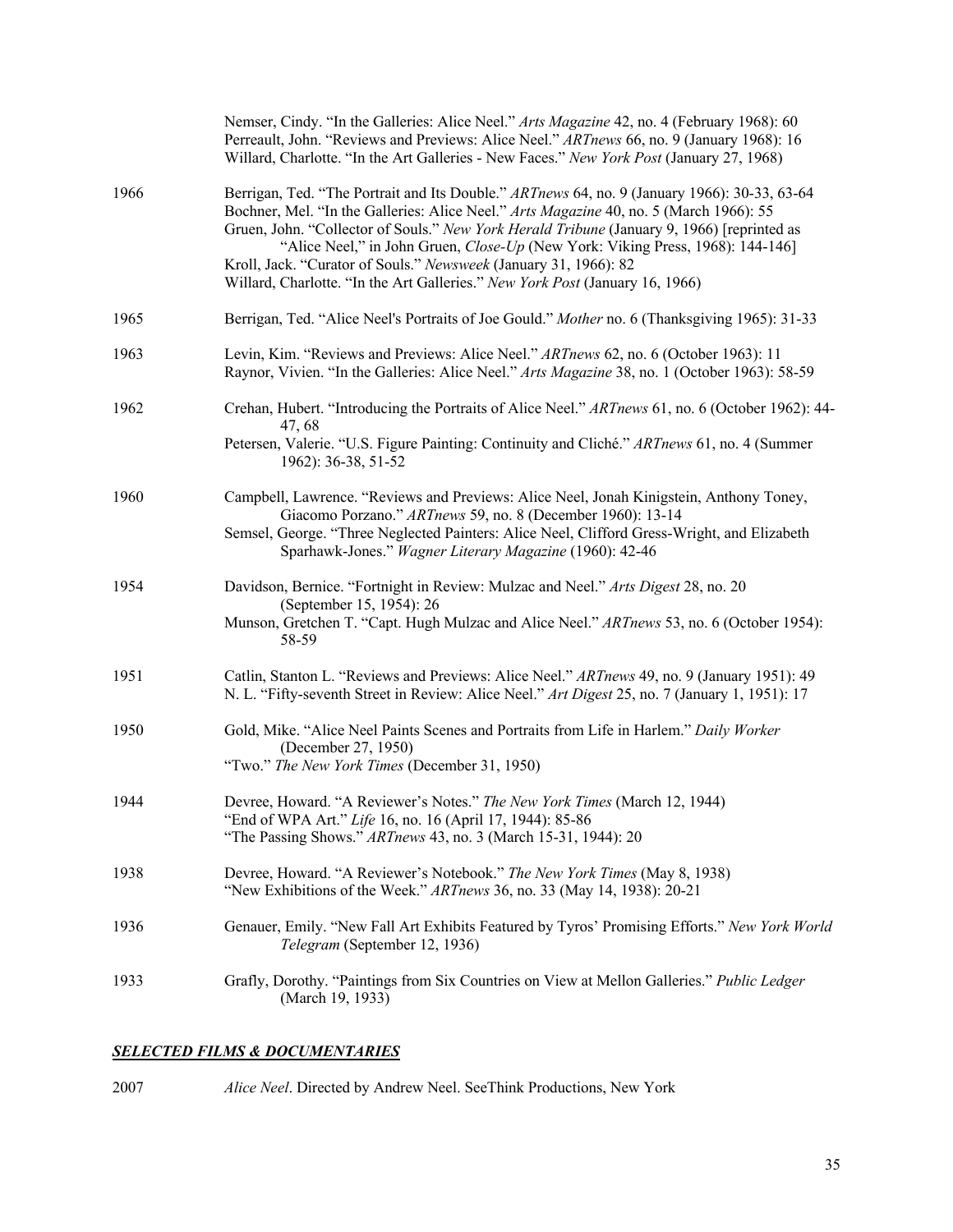Nemser, Cindy. "In the Galleries: Alice Neel." *Arts Magazine* 42, no. 4 (February 1968): 60
Perreault, John. "Reviews and Previews: Alice Neel." *ARTnews* 66, no. 9 (January 1968): 16
Willard, Charlotte. "In the Art Galleries - New Faces." *New York Post* (January 27, 1968)

1966 Berrigan, Ted. "The Portrait and Its Double." *ARTnews* 64, no. 9 (January 1966): 30-33, 63-64
Bochner, Mel. "In the Galleries: Alice Neel." *Arts Magazine* 40, no. 5 (March 1966): 55
Gruen, John. "Collector of Souls." *New York Herald Tribune* (January 9, 1966) [reprinted as "Alice Neel," in John Gruen, *Close-Up* (New York: Viking Press, 1968): 144-146]
Kroll, Jack. "Curator of Souls." *Newsweek* (January 31, 1966): 82
Willard, Charlotte. "In the Art Galleries." *New York Post* (January 16, 1966)

1965 Berrigan, Ted. "Alice Neel's Portraits of Joe Gould." *Mother* no. 6 (Thanksgiving 1965): 31-33

1963 Levin, Kim. "Reviews and Previews: Alice Neel." *ARTnews* 62, no. 6 (October 1963): 11
Raynor, Vivien. "In the Galleries: Alice Neel." *Arts Magazine* 38, no. 1 (October 1963): 58-59

1962 Crehan, Hubert. "Introducing the Portraits of Alice Neel." *ARTnews* 61, no. 6 (October 1962): 44-47, 68
Petersen, Valerie. "U.S. Figure Painting: Continuity and Cliché." *ARTnews* 61, no. 4 (Summer 1962): 36-38, 51-52

1960 Campbell, Lawrence. "Reviews and Previews: Alice Neel, Jonah Kinigstein, Anthony Toney, Giacomo Porzano." *ARTnews* 59, no. 8 (December 1960): 13-14
Semsel, George. "Three Neglected Painters: Alice Neel, Clifford Gress-Wright, and Elizabeth Sparhawk-Jones." *Wagner Literary Magazine* (1960): 42-46

1954 Davidson, Bernice. "Fortnight in Review: Mulzac and Neel." *Arts Digest* 28, no. 20 (September 15, 1954): 26
Munson, Gretchen T. "Capt. Hugh Mulzac and Alice Neel." *ARTnews* 53, no. 6 (October 1954): 58-59

1951 Catlin, Stanton L. "Reviews and Previews: Alice Neel." *ARTnews* 49, no. 9 (January 1951): 49
N. L. "Fifty-seventh Street in Review: Alice Neel." *Art Digest* 25, no. 7 (January 1, 1951): 17

1950 Gold, Mike. "Alice Neel Paints Scenes and Portraits from Life in Harlem." *Daily Worker* (December 27, 1950)
"Two." *The New York Times* (December 31, 1950)

1944 Devree, Howard. "A Reviewer's Notes." *The New York Times* (March 12, 1944)
"End of WPA Art." *Life* 16, no. 16 (April 17, 1944): 85-86
"The Passing Shows." *ARTnews* 43, no. 3 (March 15-31, 1944): 20

1938 Devree, Howard. "A Reviewer's Notebook." *The New York Times* (May 8, 1938)
"New Exhibitions of the Week." *ARTnews* 36, no. 33 (May 14, 1938): 20-21

1936 Genauer, Emily. "New Fall Art Exhibits Featured by Tyros' Promising Efforts." *New York World Telegram* (September 12, 1936)

1933 Grafly, Dorothy. "Paintings from Six Countries on View at Mellon Galleries." *Public Ledger* (March 19, 1933)

## ***SELECTED FILMS & DOCUMENTARIES***

2007 *Alice Neel*. Directed by Andrew Neel. SeeThink Productions, New York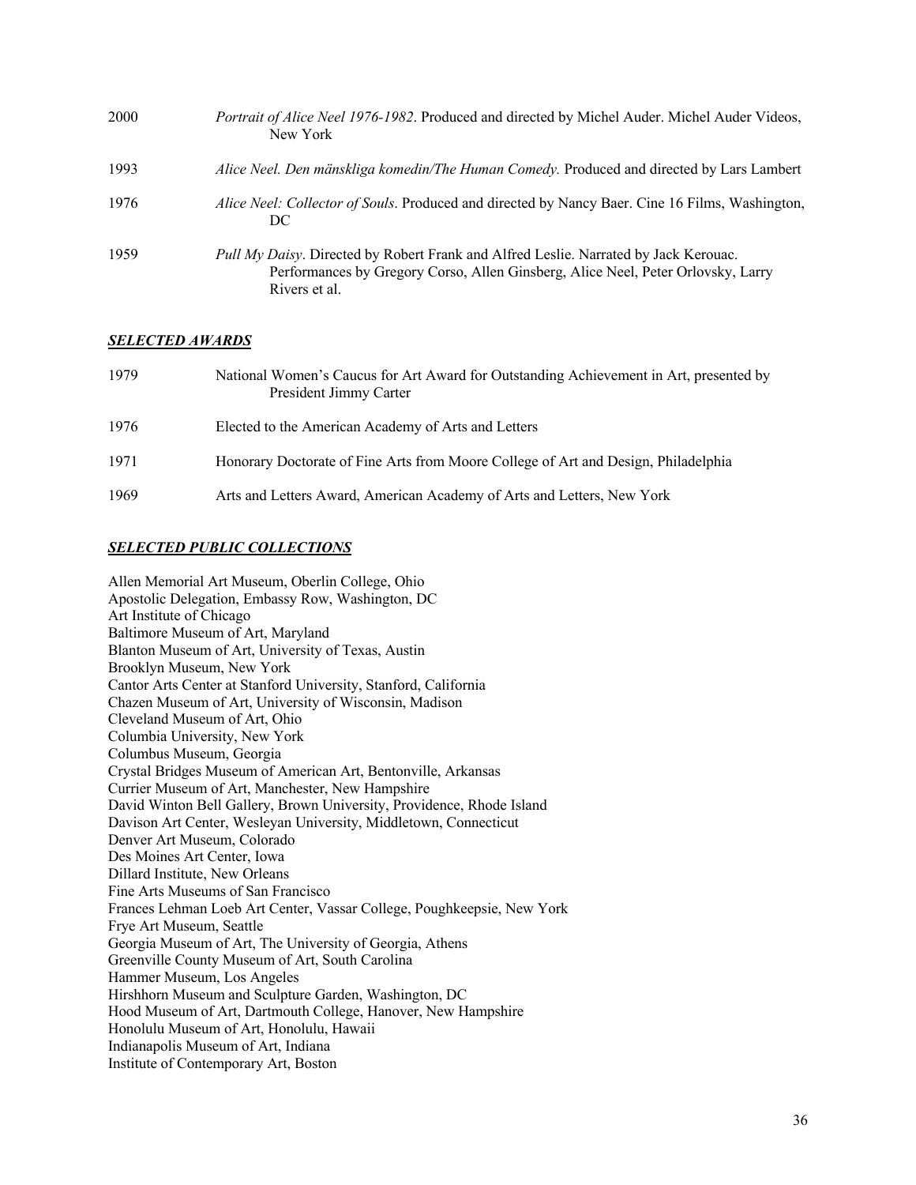2000 *Portrait of Alice Neel 1976-1982*. Produced and directed by Michel Auder. Michel Auder Videos, New York

1993 *Alice Neel. Den mänskliga komedin/The Human Comedy.* Produced and directed by Lars Lambert

1976 *Alice Neel: Collector of Souls*. Produced and directed by Nancy Baer. Cine 16 Films, Washington, DC

1959 *Pull My Daisy*. Directed by Robert Frank and Alfred Leslie. Narrated by Jack Kerouac. Performances by Gregory Corso, Allen Ginsberg, Alice Neel, Peter Orlovsky, Larry Rivers et al.

## ***SELECTED AWARDS***

1979 National Women's Caucus for Art Award for Outstanding Achievement in Art, presented by President Jimmy Carter

1976 Elected to the American Academy of Arts and Letters

1971 Honorary Doctorate of Fine Arts from Moore College of Art and Design, Philadelphia

1969 Arts and Letters Award, American Academy of Arts and Letters, New York

## ***SELECTED PUBLIC COLLECTIONS***

Allen Memorial Art Museum, Oberlin College, Ohio
Apostolic Delegation, Embassy Row, Washington, DC
Art Institute of Chicago
Baltimore Museum of Art, Maryland
Blanton Museum of Art, University of Texas, Austin
Brooklyn Museum, New York
Cantor Arts Center at Stanford University, Stanford, California
Chazen Museum of Art, University of Wisconsin, Madison
Cleveland Museum of Art, Ohio
Columbia University, New York
Columbus Museum, Georgia
Crystal Bridges Museum of American Art, Bentonville, Arkansas
Currier Museum of Art, Manchester, New Hampshire
David Winton Bell Gallery, Brown University, Providence, Rhode Island
Davison Art Center, Wesleyan University, Middletown, Connecticut
Denver Art Museum, Colorado
Des Moines Art Center, Iowa
Dillard Institute, New Orleans
Fine Arts Museums of San Francisco
Frances Lehman Loeb Art Center, Vassar College, Poughkeepsie, New York
Frye Art Museum, Seattle
Georgia Museum of Art, The University of Georgia, Athens
Greenville County Museum of Art, South Carolina
Hammer Museum, Los Angeles
Hirshhorn Museum and Sculpture Garden, Washington, DC
Hood Museum of Art, Dartmouth College, Hanover, New Hampshire
Honolulu Museum of Art, Honolulu, Hawaii
Indianapolis Museum of Art, Indiana
Institute of Contemporary Art, Boston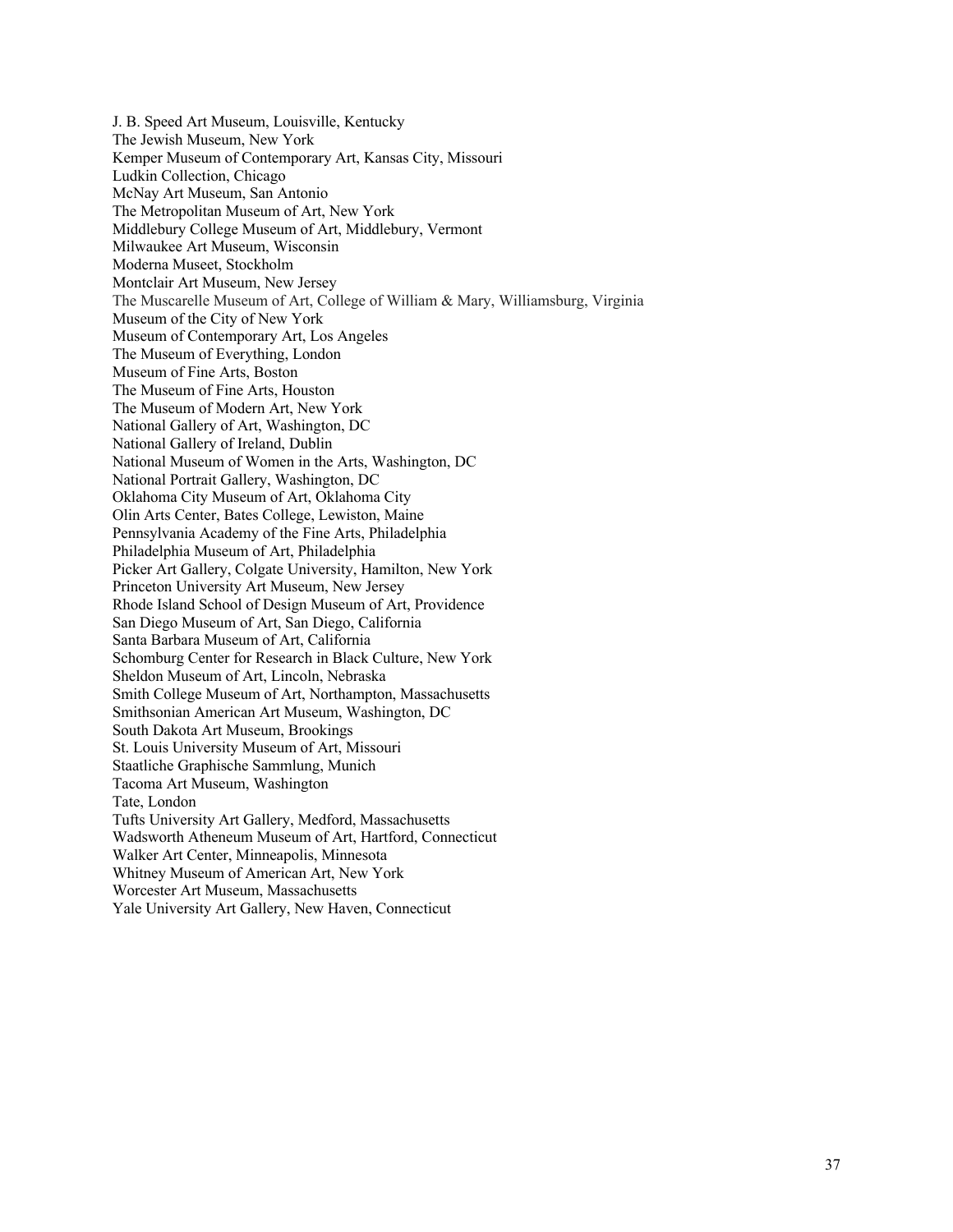J. B. Speed Art Museum, Louisville, Kentucky
The Jewish Museum, New York
Kemper Museum of Contemporary Art, Kansas City, Missouri
Ludkin Collection, Chicago
McNay Art Museum, San Antonio
The Metropolitan Museum of Art, New York
Middlebury College Museum of Art, Middlebury, Vermont
Milwaukee Art Museum, Wisconsin
Moderna Museet, Stockholm
Montclair Art Museum, New Jersey
The Muscarelle Museum of Art, College of William & Mary, Williamsburg, Virginia
Museum of the City of New York
Museum of Contemporary Art, Los Angeles
The Museum of Everything, London
Museum of Fine Arts, Boston
The Museum of Fine Arts, Houston
The Museum of Modern Art, New York
National Gallery of Art, Washington, DC
National Gallery of Ireland, Dublin
National Museum of Women in the Arts, Washington, DC
National Portrait Gallery, Washington, DC
Oklahoma City Museum of Art, Oklahoma City
Olin Arts Center, Bates College, Lewiston, Maine
Pennsylvania Academy of the Fine Arts, Philadelphia
Philadelphia Museum of Art, Philadelphia
Picker Art Gallery, Colgate University, Hamilton, New York
Princeton University Art Museum, New Jersey
Rhode Island School of Design Museum of Art, Providence
San Diego Museum of Art, San Diego, California
Santa Barbara Museum of Art, California
Schomburg Center for Research in Black Culture, New York
Sheldon Museum of Art, Lincoln, Nebraska
Smith College Museum of Art, Northampton, Massachusetts
Smithsonian American Art Museum, Washington, DC
South Dakota Art Museum, Brookings
St. Louis University Museum of Art, Missouri
Staatliche Graphische Sammlung, Munich
Tacoma Art Museum, Washington
Tate, London
Tufts University Art Gallery, Medford, Massachusetts
Wadsworth Atheneum Museum of Art, Hartford, Connecticut
Walker Art Center, Minneapolis, Minnesota
Whitney Museum of American Art, New York
Worcester Art Museum, Massachusetts
Yale University Art Gallery, New Haven, Connecticut